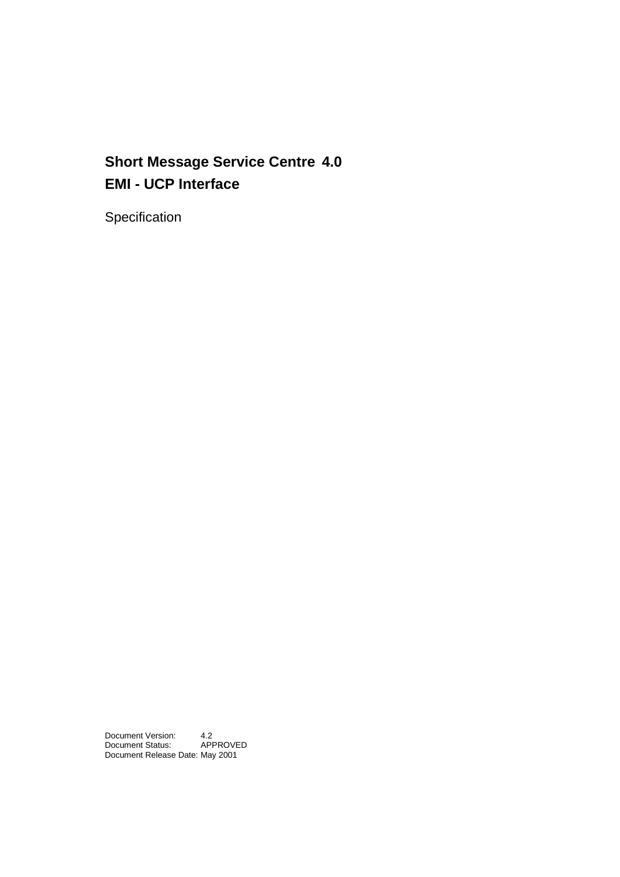# Short Message Service Centre 4.0
# EMI - UCP Interface

Specification

Document Version: 4.2
Document Status: APPROVED
Document Release Date: May 2001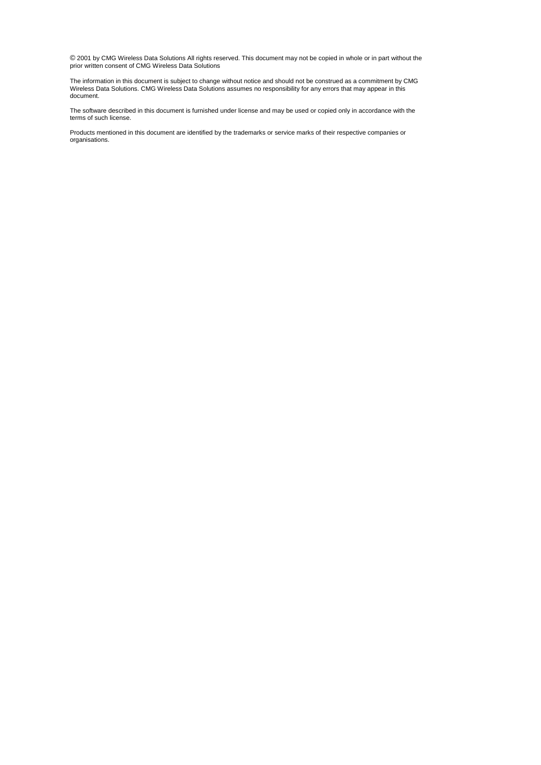© 2001 by CMG Wireless Data Solutions All rights reserved. This document may not be copied in whole or in part without the prior written consent of CMG Wireless Data Solutions

The information in this document is subject to change without notice and should not be construed as a commitment by CMG Wireless Data Solutions. CMG Wireless Data Solutions assumes no responsibility for any errors that may appear in this document.

The software described in this document is furnished under license and may be used or copied only in accordance with the terms of such license.

Products mentioned in this document are identified by the trademarks or service marks of their respective companies or organisations.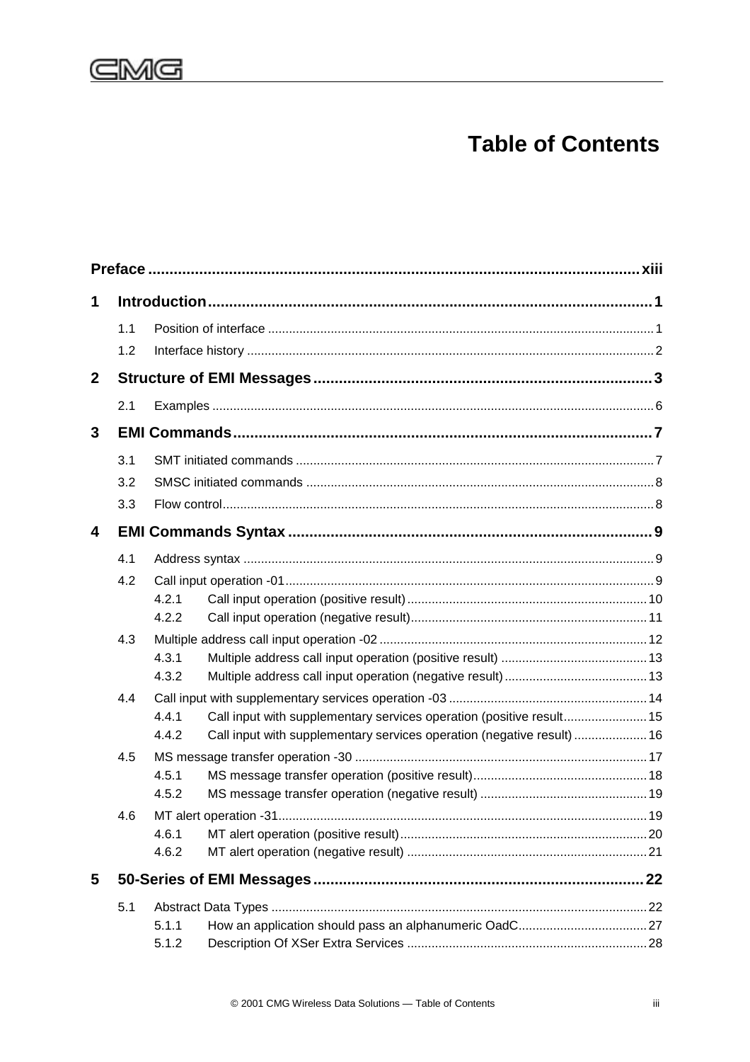# Table of Contents

**Preface** ........ xiii

**1 Introduction** ........ 1

- 1.1 Position of interface ........ 1
- 1.2 Interface history ........ 2

**2 Structure of EMI Messages** ........ 3

- 2.1 Examples ........ 6

**3 EMI Commands** ........ 7

- 3.1 SMT initiated commands ........ 7
- 3.2 SMSC initiated commands ........ 8
- 3.3 Flow control ........ 8

**4 EMI Commands Syntax** ........ 9

- 4.1 Address syntax ........ 9
- 4.2 Call input operation -01 ........ 9
  - 4.2.1 Call input operation (positive result) ........ 10
  - 4.2.2 Call input operation (negative result) ........ 11
- 4.3 Multiple address call input operation -02 ........ 12
  - 4.3.1 Multiple address call input operation (positive result) ........ 13
  - 4.3.2 Multiple address call input operation (negative result) ........ 13
- 4.4 Call input with supplementary services operation -03 ........ 14
  - 4.4.1 Call input with supplementary services operation (positive result ........ 15
  - 4.4.2 Call input with supplementary services operation (negative result) ........ 16
- 4.5 MS message transfer operation -30 ........ 17
  - 4.5.1 MS message transfer operation (positive result) ........ 18
  - 4.5.2 MS message transfer operation (negative result) ........ 19
- 4.6 MT alert operation -31 ........ 19
  - 4.6.1 MT alert operation (positive result) ........ 20
  - 4.6.2 MT alert operation (negative result) ........ 21

**5 50-Series of EMI Messages** ........ 22

- 5.1 Abstract Data Types ........ 22
  - 5.1.1 How an application should pass an alphanumeric OadC ........ 27
  - 5.1.2 Description Of XSer Extra Services ........ 28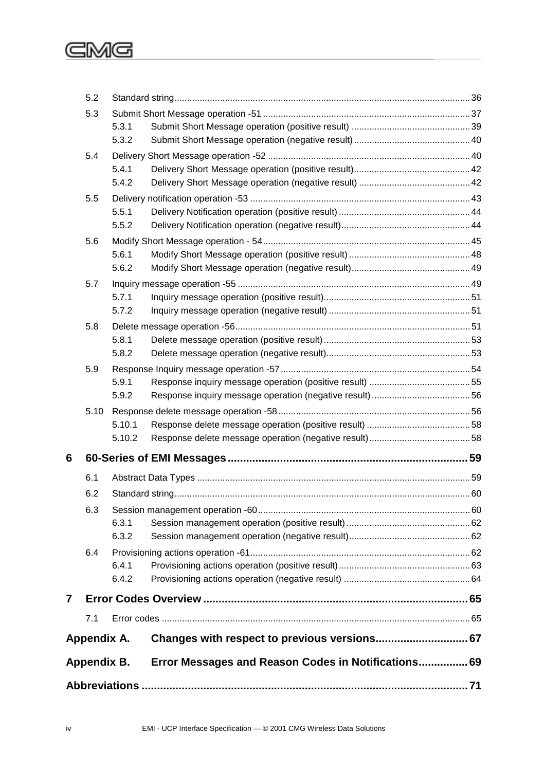- 5.2 Standard string ... 36
- 5.3 Submit Short Message operation -51 ... 37
  - 5.3.1 Submit Short Message operation (positive result) ... 39
  - 5.3.2 Submit Short Message operation (negative result) ... 40
- 5.4 Delivery Short Message operation -52 ... 40
  - 5.4.1 Delivery Short Message operation (positive result) ... 42
  - 5.4.2 Delivery Short Message operation (negative result) ... 42
- 5.5 Delivery notification operation -53 ... 43
  - 5.5.1 Delivery Notification operation (positive result) ... 44
  - 5.5.2 Delivery Notification operation (negative result) ... 44
- 5.6 Modify Short Message operation - 54 ... 45
  - 5.6.1 Modify Short Message operation (positive result) ... 48
  - 5.6.2 Modify Short Message operation (negative result) ... 49
- 5.7 Inquiry message operation -55 ... 49
  - 5.7.1 Inquiry message operation (positive result) ... 51
  - 5.7.2 Inquiry message operation (negative result) ... 51
- 5.8 Delete message operation -56 ... 51
  - 5.8.1 Delete message operation (positive result) ... 53
  - 5.8.2 Delete message operation (negative result) ... 53
- 5.9 Response Inquiry message operation -57 ... 54
  - 5.9.1 Response inquiry message operation (positive result) ... 55
  - 5.9.2 Response inquiry message operation (negative result) ... 56
- 5.10 Response delete message operation -58 ... 56
  - 5.10.1 Response delete message operation (positive result) ... 58
  - 5.10.2 Response delete message operation (negative result) ... 58

**6 60-Series of EMI Messages ... 59**

- 6.1 Abstract Data Types ... 59
- 6.2 Standard string ... 60
- 6.3 Session management operation -60 ... 60
  - 6.3.1 Session management operation (positive result) ... 62
  - 6.3.2 Session management operation (negative result) ... 62
- 6.4 Provisioning actions operation -61 ... 62
  - 6.4.1 Provisioning actions operation (positive result) ... 63
  - 6.4.2 Provisioning actions operation (negative result) ... 64

**7 Error Codes Overview ... 65**

- 7.1 Error codes ... 65

**Appendix A. Changes with respect to previous versions ... 67**

**Appendix B. Error Messages and Reason Codes in Notifications ... 69**

**Abbreviations ... 71**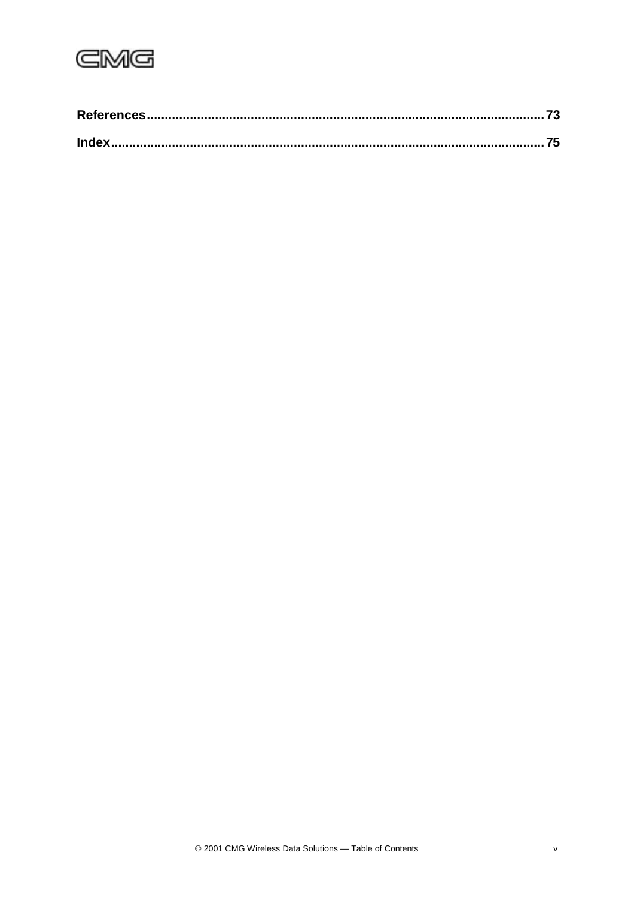**References** .......... 73

**Index** .......... 75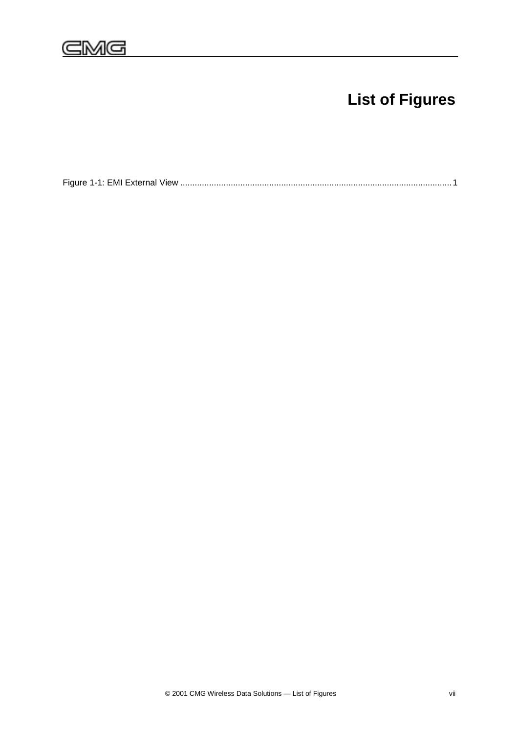# List of Figures

Figure 1-1: EMI External View ................................................................................................................ 1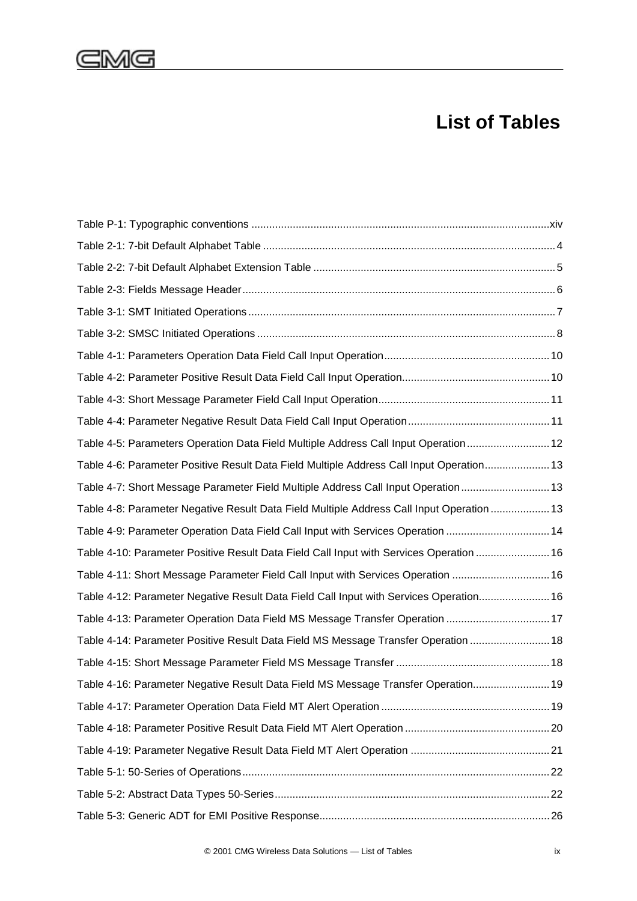# List of Tables

Table P-1: Typographic conventions ....................................................................................................xiv

Table 2-1: 7-bit Default Alphabet Table .................................................................................................. 4

Table 2-2: 7-bit Default Alphabet Extension Table ................................................................................. 5

Table 2-3: Fields Message Header......................................................................................................... 6

Table 3-1: SMT Initiated Operations....................................................................................................... 7

Table 3-2: SMSC Initiated Operations .................................................................................................... 8

Table 4-1: Parameters Operation Data Field Call Input Operation....................................................... 10

Table 4-2: Parameter Positive Result Data Field Call Input Operation................................................. 10

Table 4-3: Short Message Parameter Field Call Input Operation.......................................................... 11

Table 4-4: Parameter Negative Result Data Field Call Input Operation................................................ 11

Table 4-5: Parameters Operation Data Field Multiple Address Call Input Operation............................ 12

Table 4-6: Parameter Positive Result Data Field Multiple Address Call Input Operation...................... 13

Table 4-7: Short Message Parameter Field Multiple Address Call Input Operation.............................. 13

Table 4-8: Parameter Negative Result Data Field Multiple Address Call Input Operation.................... 13

Table 4-9: Parameter Operation Data Field Call Input with Services Operation .................................. 14

Table 4-10: Parameter Positive Result Data Field Call Input with Services Operation ......................... 16

Table 4-11: Short Message Parameter Field Call Input with Services Operation ................................. 16

Table 4-12: Parameter Negative Result Data Field Call Input with Services Operation........................ 16

Table 4-13: Parameter Operation Data Field MS Message Transfer Operation ................................... 17

Table 4-14: Parameter Positive Result Data Field MS Message Transfer Operation ........................... 18

Table 4-15: Short Message Parameter Field MS Message Transfer .................................................... 18

Table 4-16: Parameter Negative Result Data Field MS Message Transfer Operation.......................... 19

Table 4-17: Parameter Operation Data Field MT Alert Operation ......................................................... 19

Table 4-18: Parameter Positive Result Data Field MT Alert Operation ................................................. 20

Table 4-19: Parameter Negative Result Data Field MT Alert Operation ............................................... 21

Table 5-1: 50-Series of Operations....................................................................................................... 22

Table 5-2: Abstract Data Types 50-Series............................................................................................ 22

Table 5-3: Generic ADT for EMI Positive Response............................................................................. 26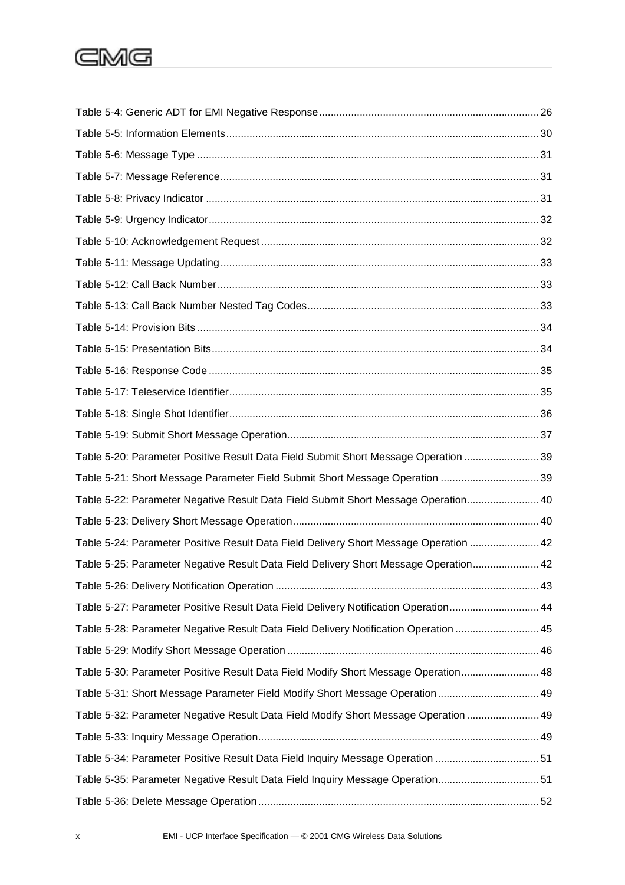Table 5-4: Generic ADT for EMI Negative Response ........ 26

Table 5-5: Information Elements ........ 30

Table 5-6: Message Type ........ 31

Table 5-7: Message Reference ........ 31

Table 5-8: Privacy Indicator ........ 31

Table 5-9: Urgency Indicator ........ 32

Table 5-10: Acknowledgement Request ........ 32

Table 5-11: Message Updating ........ 33

Table 5-12: Call Back Number ........ 33

Table 5-13: Call Back Number Nested Tag Codes ........ 33

Table 5-14: Provision Bits ........ 34

Table 5-15: Presentation Bits ........ 34

Table 5-16: Response Code ........ 35

Table 5-17: Teleservice Identifier ........ 35

Table 5-18: Single Shot Identifier ........ 36

Table 5-19: Submit Short Message Operation ........ 37

Table 5-20: Parameter Positive Result Data Field Submit Short Message Operation ........ 39

Table 5-21: Short Message Parameter Field Submit Short Message Operation ........ 39

Table 5-22: Parameter Negative Result Data Field Submit Short Message Operation ........ 40

Table 5-23: Delivery Short Message Operation ........ 40

Table 5-24: Parameter Positive Result Data Field Delivery Short Message Operation ........ 42

Table 5-25: Parameter Negative Result Data Field Delivery Short Message Operation ........ 42

Table 5-26: Delivery Notification Operation ........ 43

Table 5-27: Parameter Positive Result Data Field Delivery Notification Operation ........ 44

Table 5-28: Parameter Negative Result Data Field Delivery Notification Operation ........ 45

Table 5-29: Modify Short Message Operation ........ 46

Table 5-30: Parameter Positive Result Data Field Modify Short Message Operation ........ 48

Table 5-31: Short Message Parameter Field Modify Short Message Operation ........ 49

Table 5-32: Parameter Negative Result Data Field Modify Short Message Operation ........ 49

Table 5-33: Inquiry Message Operation ........ 49

Table 5-34: Parameter Positive Result Data Field Inquiry Message Operation ........ 51

Table 5-35: Parameter Negative Result Data Field Inquiry Message Operation ........ 51

Table 5-36: Delete Message Operation ........ 52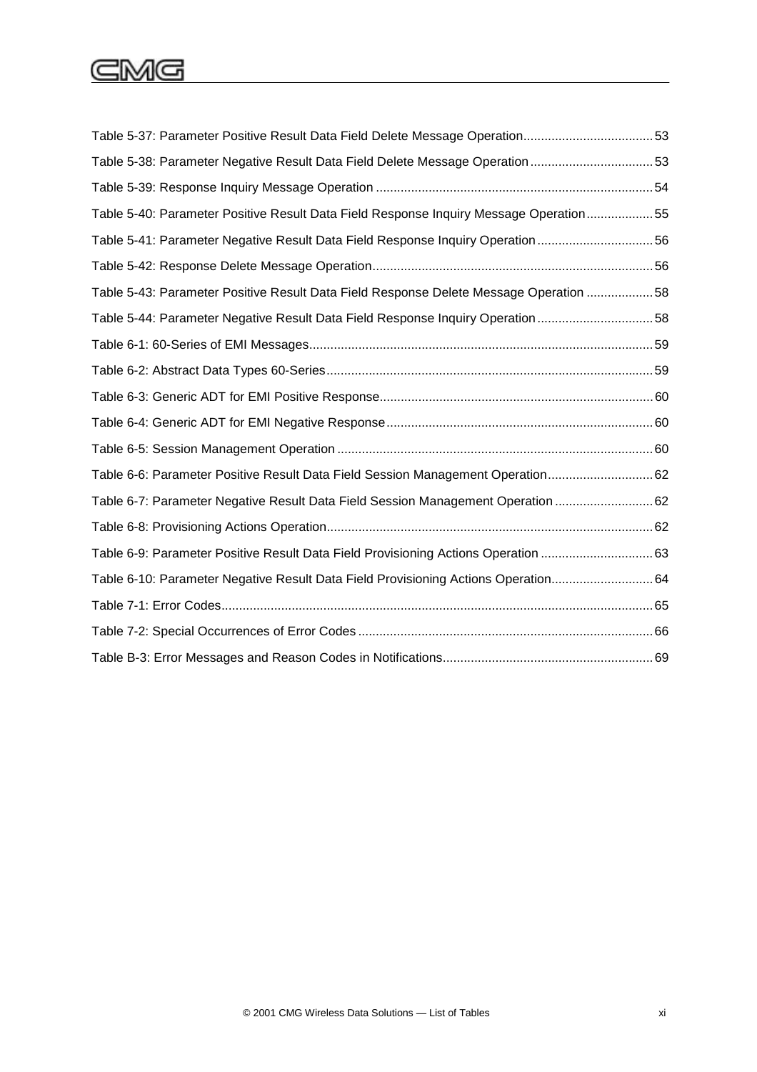Table 5-37: Parameter Positive Result Data Field Delete Message Operation.....................................53

Table 5-38: Parameter Negative Result Data Field Delete Message Operation...................................53

Table 5-39: Response Inquiry Message Operation ..............................................................................54

Table 5-40: Parameter Positive Result Data Field Response Inquiry Message Operation...................55

Table 5-41: Parameter Negative Result Data Field Response Inquiry Operation.................................56

Table 5-42: Response Delete Message Operation...............................................................................56

Table 5-43: Parameter Positive Result Data Field Response Delete Message Operation ...................58

Table 5-44: Parameter Negative Result Data Field Response Inquiry Operation.................................58

Table 6-1: 60-Series of EMI Messages.................................................................................................59

Table 6-2: Abstract Data Types 60-Series............................................................................................59

Table 6-3: Generic ADT for EMI Positive Response.............................................................................60

Table 6-4: Generic ADT for EMI Negative Response...........................................................................60

Table 6-5: Session Management Operation .........................................................................................60

Table 6-6: Parameter Positive Result Data Field Session Management Operation..............................62

Table 6-7: Parameter Negative Result Data Field Session Management Operation ............................62

Table 6-8: Provisioning Actions Operation............................................................................................62

Table 6-9: Parameter Positive Result Data Field Provisioning Actions Operation ................................63

Table 6-10: Parameter Negative Result Data Field Provisioning Actions Operation.............................64

Table 7-1: Error Codes..........................................................................................................................65

Table 7-2: Special Occurrences of Error Codes ...................................................................................66

Table B-3: Error Messages and Reason Codes in Notifications............................................................69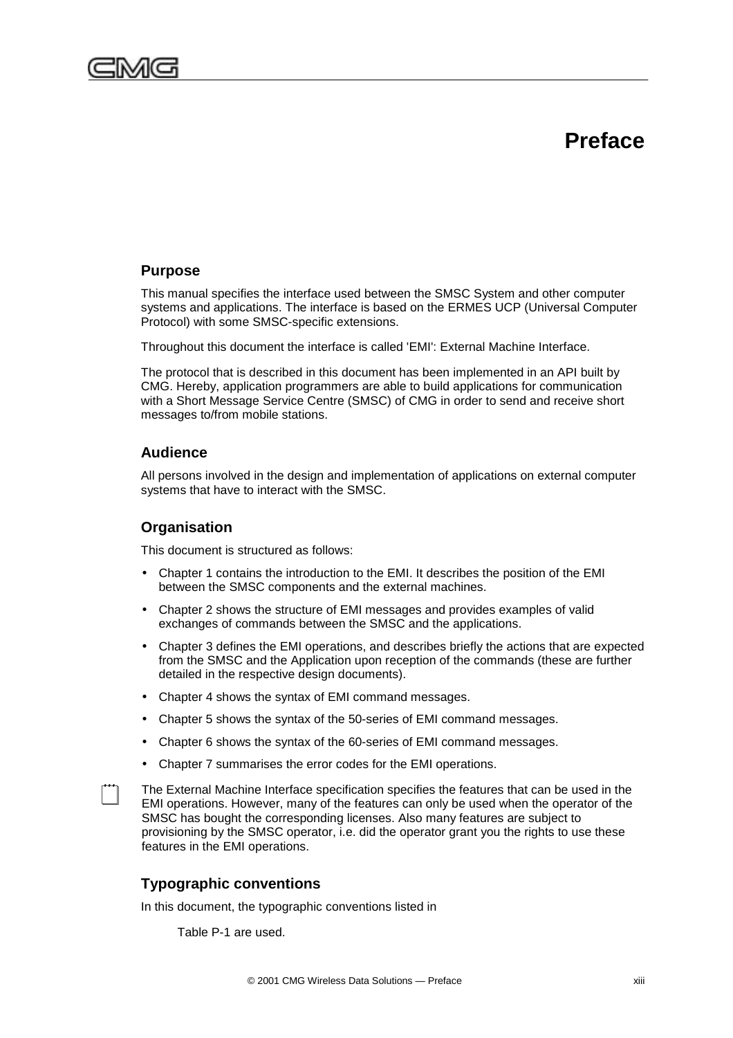# Preface

## Purpose

This manual specifies the interface used between the SMSC System and other computer systems and applications. The interface is based on the ERMES UCP (Universal Computer Protocol) with some SMSC-specific extensions.

Throughout this document the interface is called 'EMI': External Machine Interface.

The protocol that is described in this document has been implemented in an API built by CMG. Hereby, application programmers are able to build applications for communication with a Short Message Service Centre (SMSC) of CMG in order to send and receive short messages to/from mobile stations.

## Audience

All persons involved in the design and implementation of applications on external computer systems that have to interact with the SMSC.

## Organisation

This document is structured as follows:

- Chapter 1 contains the introduction to the EMI. It describes the position of the EMI between the SMSC components and the external machines.
- Chapter 2 shows the structure of EMI messages and provides examples of valid exchanges of commands between the SMSC and the applications.
- Chapter 3 defines the EMI operations, and describes briefly the actions that are expected from the SMSC and the Application upon reception of the commands (these are further detailed in the respective design documents).
- Chapter 4 shows the syntax of EMI command messages.
- Chapter 5 shows the syntax of the 50-series of EMI command messages.
- Chapter 6 shows the syntax of the 60-series of EMI command messages.
- Chapter 7 summarises the error codes for the EMI operations.

The External Machine Interface specification specifies the features that can be used in the EMI operations. However, many of the features can only be used when the operator of the SMSC has bought the corresponding licenses. Also many features are subject to provisioning by the SMSC operator, i.e. did the operator grant you the rights to use these features in the EMI operations.

## Typographic conventions

In this document, the typographic conventions listed in

Table P-1 are used.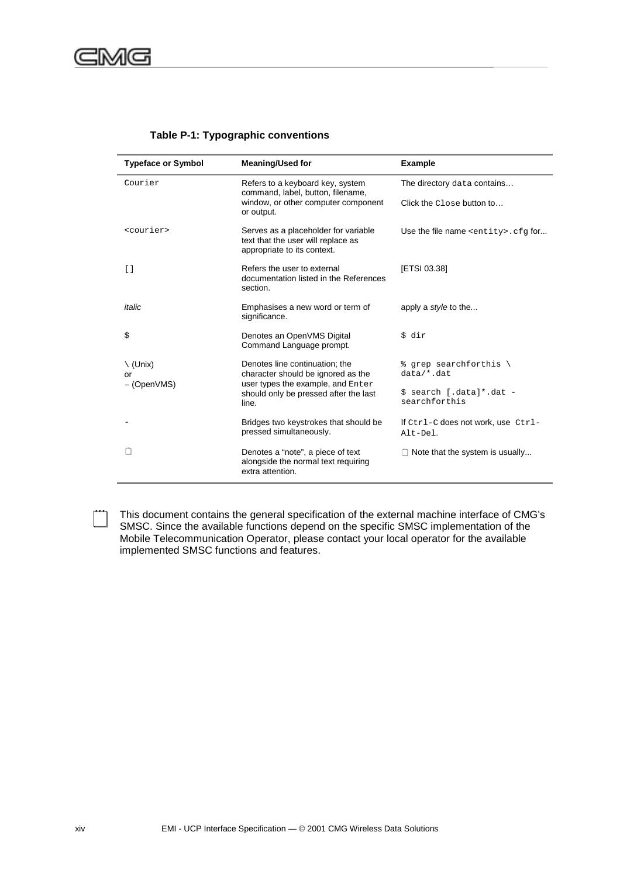**Table P-1: Typographic conventions**

| Typeface or Symbol | Meaning/Used for | Example |
|---|---|---|
| `Courier` | Refers to a keyboard key, system command, label, button, filename, window, or other computer component or output. | The directory `data` contains…<br>Click the `Close` button to… |
| `<courier>` | Serves as a placeholder for variable text that the user will replace as appropriate to its context. | Use the file name `<entity>.cfg` for... |
| `[]` | Refers the user to external documentation listed in the References section. | [ETSI 03.38] |
| *italic* | Emphasises a new word or term of significance. | apply a *style* to the... |
| `$` | Denotes an OpenVMS Digital Command Language prompt. | `$ dir` |
| \ (Unix)<br>or<br>– (OpenVMS) | Denotes line continuation; the character should be ignored as the user types the example, and `Enter` should only be pressed after the last line. | `% grep searchforthis \`<br>`data/*.dat`<br>`$ search [.data]*.dat -`<br>`searchforthis` |
| - | Bridges two keystrokes that should be pressed simultaneously. | If `Ctrl-C` does not work, use `Ctrl-Alt-Del`. |
| ▢ | Denotes a "note", a piece of text alongside the normal text requiring extra attention. | ▢ Note that the system is usually... |

▢ This document contains the general specification of the external machine interface of CMG's SMSC. Since the available functions depend on the specific SMSC implementation of the Mobile Telecommunication Operator, please contact your local operator for the available implemented SMSC functions and features.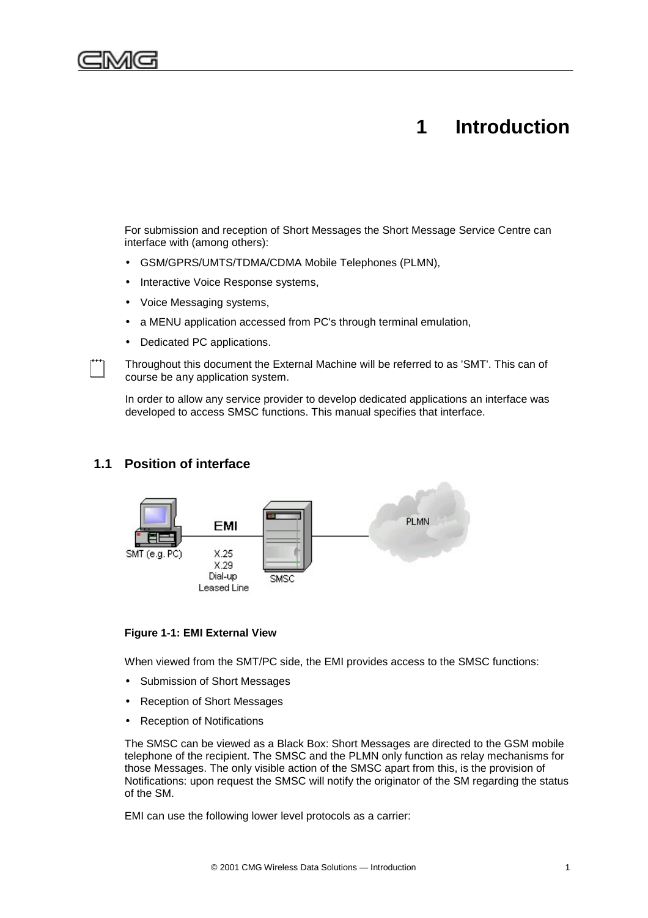# 1 Introduction

For submission and reception of Short Messages the Short Message Service Centre can interface with (among others):

- GSM/GPRS/UMTS/TDMA/CDMA Mobile Telephones (PLMN),
- Interactive Voice Response systems,
- Voice Messaging systems,
- a MENU application accessed from PC's through terminal emulation,
- Dedicated PC applications.

Throughout this document the External Machine will be referred to as 'SMT'. This can of course be any application system.

In order to allow any service provider to develop dedicated applications an interface was developed to access SMSC functions. This manual specifies that interface.

## 1.1 Position of interface

SMT (e.g. PC) — EMI (X.25, X.29, Dial-up, Leased Line) — SMSC — PLMN

**Figure 1-1: EMI External View**

When viewed from the SMT/PC side, the EMI provides access to the SMSC functions:

- Submission of Short Messages
- Reception of Short Messages
- Reception of Notifications

The SMSC can be viewed as a Black Box: Short Messages are directed to the GSM mobile telephone of the recipient. The SMSC and the PLMN only function as relay mechanisms for those Messages. The only visible action of the SMSC apart from this, is the provision of Notifications: upon request the SMSC will notify the originator of the SM regarding the status of the SM.

EMI can use the following lower level protocols as a carrier: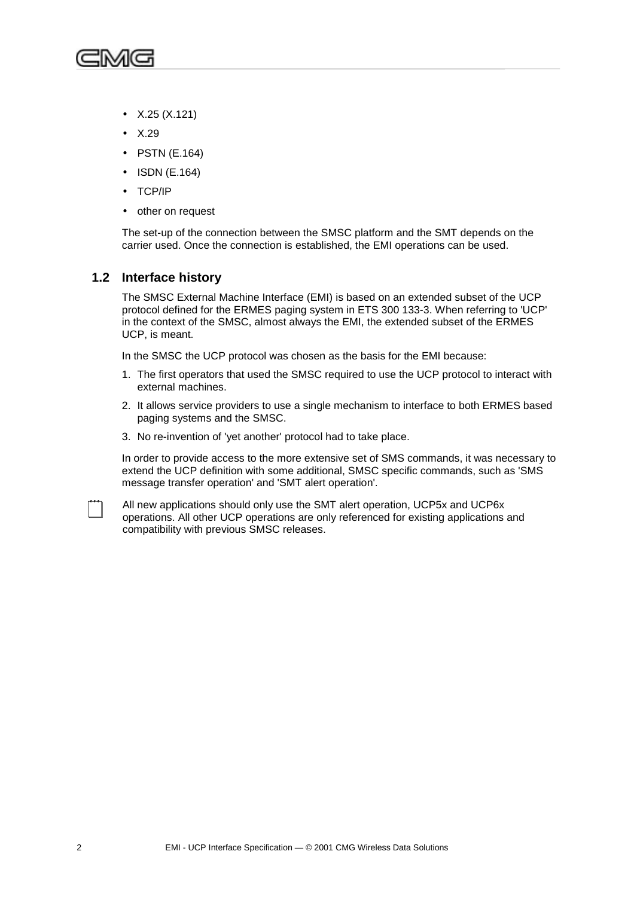- X.25 (X.121)
- X.29
- PSTN (E.164)
- ISDN (E.164)
- TCP/IP
- other on request

The set-up of the connection between the SMSC platform and the SMT depends on the carrier used. Once the connection is established, the EMI operations can be used.

## 1.2 Interface history

The SMSC External Machine Interface (EMI) is based on an extended subset of the UCP protocol defined for the ERMES paging system in ETS 300 133-3. When referring to 'UCP' in the context of the SMSC, almost always the EMI, the extended subset of the ERMES UCP, is meant.

In the SMSC the UCP protocol was chosen as the basis for the EMI because:

1. The first operators that used the SMSC required to use the UCP protocol to interact with external machines.
2. It allows service providers to use a single mechanism to interface to both ERMES based paging systems and the SMSC.
3. No re-invention of 'yet another' protocol had to take place.

In order to provide access to the more extensive set of SMS commands, it was necessary to extend the UCP definition with some additional, SMSC specific commands, such as 'SMS message transfer operation' and 'SMT alert operation'.

All new applications should only use the SMT alert operation, UCP5x and UCP6x operations. All other UCP operations are only referenced for existing applications and compatibility with previous SMSC releases.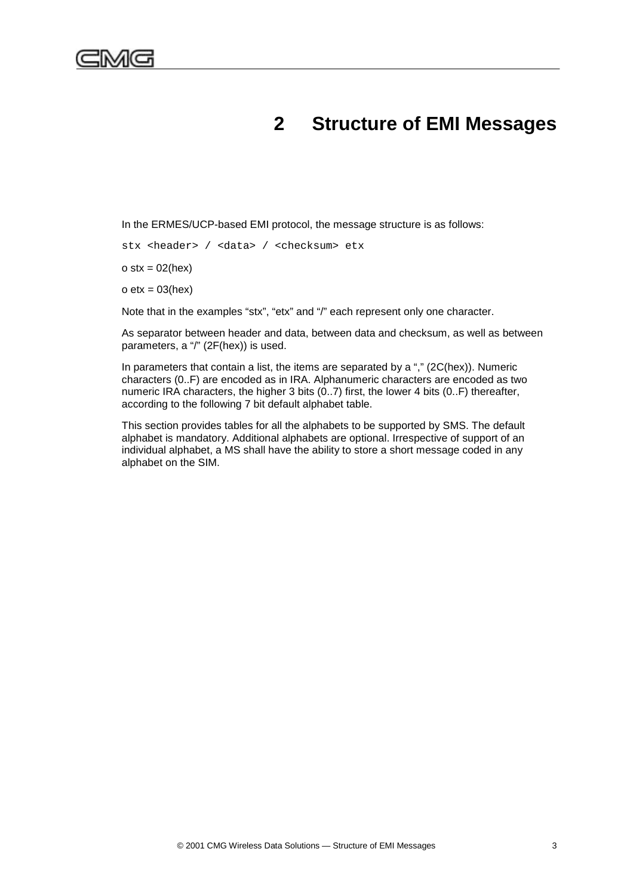# 2 Structure of EMI Messages

In the ERMES/UCP-based EMI protocol, the message structure is as follows:

```
stx <header> / <data> / <checksum> etx
```

o stx = 02(hex)

o etx = 03(hex)

Note that in the examples “stx”, “etx” and “/” each represent only one character.

As separator between header and data, between data and checksum, as well as between parameters, a “/” (2F(hex)) is used.

In parameters that contain a list, the items are separated by a “,” (2C(hex)). Numeric characters (0..F) are encoded as in IRA. Alphanumeric characters are encoded as two numeric IRA characters, the higher 3 bits (0..7) first, the lower 4 bits (0..F) thereafter, according to the following 7 bit default alphabet table.

This section provides tables for all the alphabets to be supported by SMS. The default alphabet is mandatory. Additional alphabets are optional. Irrespective of support of an individual alphabet, a MS shall have the ability to store a short message coded in any alphabet on the SIM.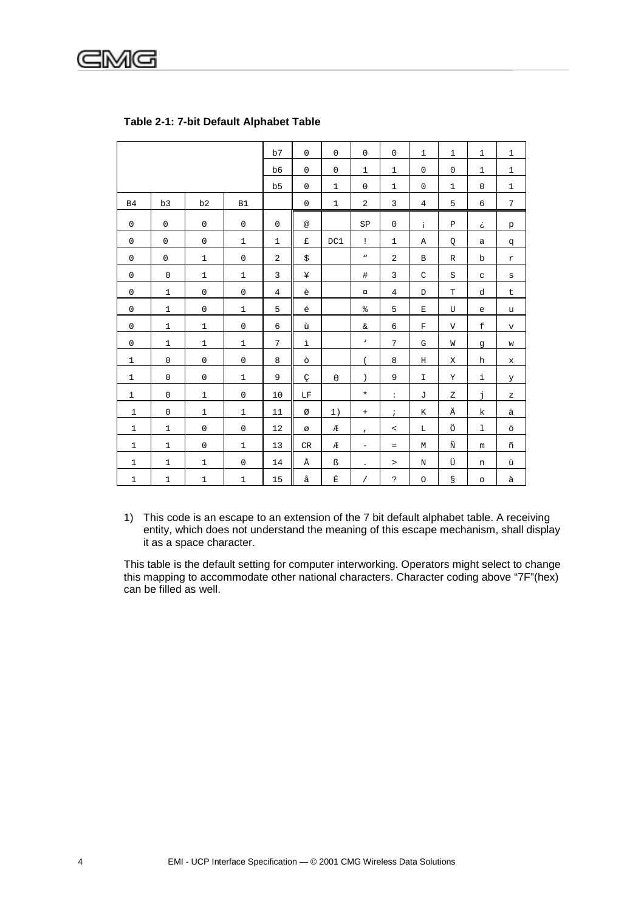**Table 2-1: 7-bit Default Alphabet Table**

| | | | | b7 | 0 | 0 | 0 | 0 | 1 | 1 | 1 | 1 |
|---|---|---|---|---|---|---|---|---|---|---|---|---|
| | | | | b6 | 0 | 0 | 1 | 1 | 0 | 0 | 1 | 1 |
| | | | | b5 | 0 | 1 | 0 | 1 | 0 | 1 | 0 | 1 |
| B4 | b3 | b2 | B1 | | 0 | 1 | 2 | 3 | 4 | 5 | 6 | 7 |
| 0 | 0 | 0 | 0 | 0 | @ | | SP | 0 | ¡ | P | ¿ | p |
| 0 | 0 | 0 | 1 | 1 | £ | DC1 | ! | 1 | A | Q | a | q |
| 0 | 0 | 1 | 0 | 2 | $ | | " | 2 | B | R | b | r |
| 0 | 0 | 1 | 1 | 3 | ¥ | | # | 3 | C | S | c | s |
| 0 | 1 | 0 | 0 | 4 | è | | ¤ | 4 | D | T | d | t |
| 0 | 1 | 0 | 1 | 5 | é | | % | 5 | E | U | e | u |
| 0 | 1 | 1 | 0 | 6 | ù | | & | 6 | F | V | f | v |
| 0 | 1 | 1 | 1 | 7 | ì | | ' | 7 | G | W | g | w |
| 1 | 0 | 0 | 0 | 8 | ò | | ( | 8 | H | X | h | x |
| 1 | 0 | 0 | 1 | 9 | Ç | θ | ) | 9 | I | Y | i | y |
| 1 | 0 | 1 | 0 | 10 | LF | | * | : | J | Z | j | z |
| 1 | 0 | 1 | 1 | 11 | Ø | 1) | + | ; | K | Ä | k | ä |
| 1 | 1 | 0 | 0 | 12 | ø | Æ | , | < | L | Ö | l | ö |
| 1 | 1 | 0 | 1 | 13 | CR | Æ | - | = | M | Ñ | m | ñ |
| 1 | 1 | 1 | 0 | 14 | Å | ß | . | > | N | Ü | n | ü |
| 1 | 1 | 1 | 1 | 15 | å | É | / | ? | O | § | o | à |

1) This code is an escape to an extension of the 7 bit default alphabet table. A receiving entity, which does not understand the meaning of this escape mechanism, shall display it as a space character.

This table is the default setting for computer interworking. Operators might select to change this mapping to accommodate other national characters. Character coding above "7F"(hex) can be filled as well.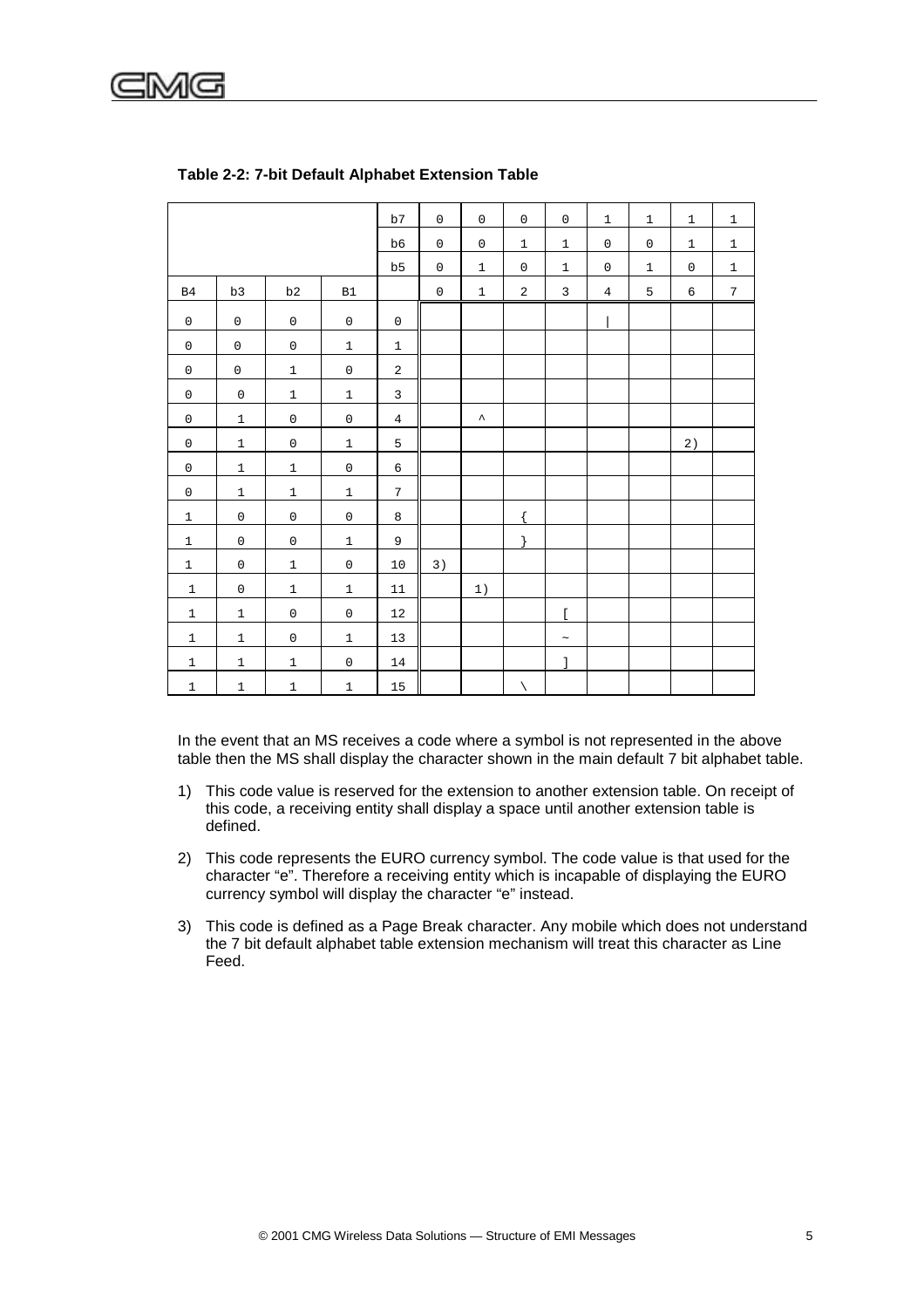**Table 2-2: 7-bit Default Alphabet Extension Table**

| | | | | b7 | 0 | 0 | 0 | 0 | 1 | 1 | 1 | 1 |
|---|---|---|---|---|---|---|---|---|---|---|---|---|
| | | | | b6 | 0 | 0 | 1 | 1 | 0 | 0 | 1 | 1 |
| | | | | b5 | 0 | 1 | 0 | 1 | 0 | 1 | 0 | 1 |
| B4 | b3 | b2 | B1 | | 0 | 1 | 2 | 3 | 4 | 5 | 6 | 7 |
| 0 | 0 | 0 | 0 | 0 | | | | | \| | | | |
| 0 | 0 | 0 | 1 | 1 | | | | | | | | |
| 0 | 0 | 1 | 0 | 2 | | | | | | | | |
| 0 | 0 | 1 | 1 | 3 | | | | | | | | |
| 0 | 1 | 0 | 0 | 4 | | ^ | | | | | | |
| 0 | 1 | 0 | 1 | 5 | | | | | | | 2) | |
| 0 | 1 | 1 | 0 | 6 | | | | | | | | |
| 0 | 1 | 1 | 1 | 7 | | | | | | | | |
| 1 | 0 | 0 | 0 | 8 | | | { | | | | | |
| 1 | 0 | 0 | 1 | 9 | | | } | | | | | |
| 1 | 0 | 1 | 0 | 10 | 3) | | | | | | | |
| 1 | 0 | 1 | 1 | 11 | | 1) | | | | | | |
| 1 | 1 | 0 | 0 | 12 | | | | [ | | | | |
| 1 | 1 | 0 | 1 | 13 | | | | ~ | | | | |
| 1 | 1 | 1 | 0 | 14 | | | | ] | | | | |
| 1 | 1 | 1 | 1 | 15 | | | \ | | | | | |

In the event that an MS receives a code where a symbol is not represented in the above table then the MS shall display the character shown in the main default 7 bit alphabet table.

1) This code value is reserved for the extension to another extension table. On receipt of this code, a receiving entity shall display a space until another extension table is defined.

2) This code represents the EURO currency symbol. The code value is that used for the character "e". Therefore a receiving entity which is incapable of displaying the EURO currency symbol will display the character "e" instead.

3) This code is defined as a Page Break character. Any mobile which does not understand the 7 bit default alphabet table extension mechanism will treat this character as Line Feed.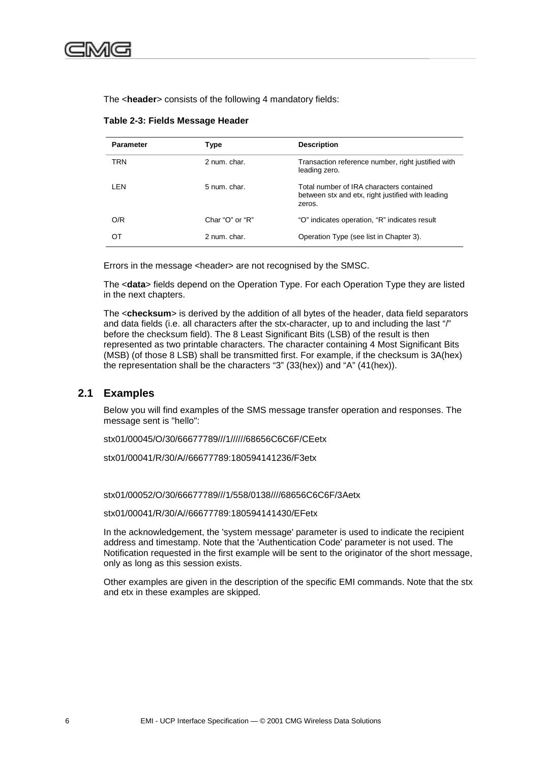The <**header**> consists of the following 4 mandatory fields:

**Table 2-3: Fields Message Header**

| Parameter | Type | Description |
|---|---|---|
| TRN | 2 num. char. | Transaction reference number, right justified with leading zero. |
| LEN | 5 num. char. | Total number of IRA characters contained between stx and etx, right justified with leading zeros. |
| O/R | Char "O" or "R" | "O" indicates operation, "R" indicates result |
| OT | 2 num. char. | Operation Type (see list in Chapter 3). |

Errors in the message <header> are not recognised by the SMSC.

The <**data**> fields depend on the Operation Type. For each Operation Type they are listed in the next chapters.

The <**checksum**> is derived by the addition of all bytes of the header, data field separators and data fields (i.e. all characters after the stx-character, up to and including the last "/" before the checksum field). The 8 Least Significant Bits (LSB) of the result is then represented as two printable characters. The character containing 4 Most Significant Bits (MSB) (of those 8 LSB) shall be transmitted first. For example, if the checksum is 3A(hex) the representation shall be the characters "3" (33(hex)) and "A" (41(hex)).

## 2.1 Examples

Below you will find examples of the SMS message transfer operation and responses. The message sent is "hello":

stx01/00045/O/30/66677789///1//////68656C6C6F/CEetx

stx01/00041/R/30/A//66677789:180594141236/F3etx

stx01/00052/O/30/66677789///1/558/0138////68656C6C6F/3Aetx

stx01/00041/R/30/A//66677789:180594141430/EFetx

In the acknowledgement, the 'system message' parameter is used to indicate the recipient address and timestamp. Note that the 'Authentication Code' parameter is not used. The Notification requested in the first example will be sent to the originator of the short message, only as long as this session exists.

Other examples are given in the description of the specific EMI commands. Note that the stx and etx in these examples are skipped.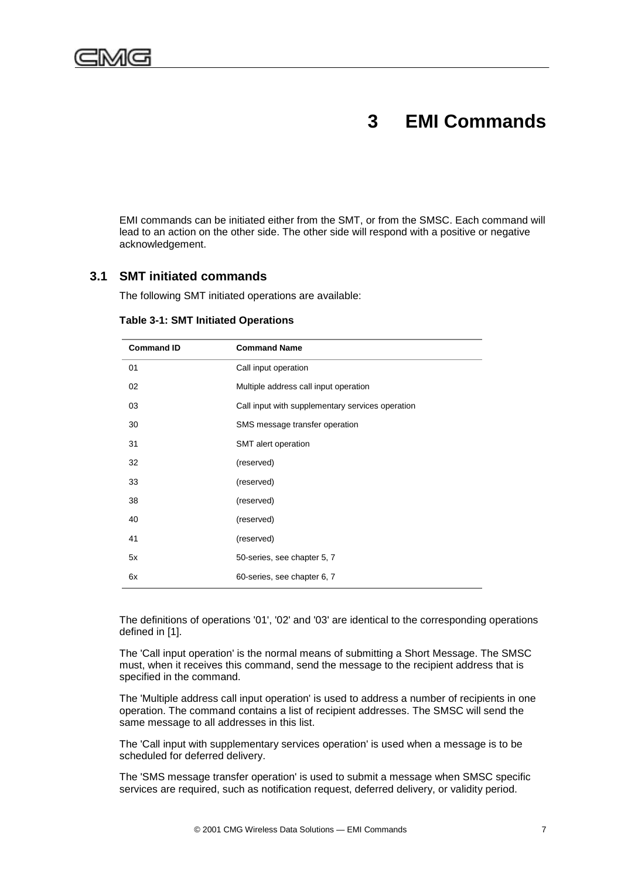# 3 EMI Commands

EMI commands can be initiated either from the SMT, or from the SMSC. Each command will lead to an action on the other side. The other side will respond with a positive or negative acknowledgement.

## 3.1 SMT initiated commands

The following SMT initiated operations are available:

**Table 3-1: SMT Initiated Operations**

| Command ID | Command Name |
|---|---|
| 01 | Call input operation |
| 02 | Multiple address call input operation |
| 03 | Call input with supplementary services operation |
| 30 | SMS message transfer operation |
| 31 | SMT alert operation |
| 32 | (reserved) |
| 33 | (reserved) |
| 38 | (reserved) |
| 40 | (reserved) |
| 41 | (reserved) |
| 5x | 50-series, see chapter 5, 7 |
| 6x | 60-series, see chapter 6, 7 |

The definitions of operations '01', '02' and '03' are identical to the corresponding operations defined in [1].

The 'Call input operation' is the normal means of submitting a Short Message. The SMSC must, when it receives this command, send the message to the recipient address that is specified in the command.

The 'Multiple address call input operation' is used to address a number of recipients in one operation. The command contains a list of recipient addresses. The SMSC will send the same message to all addresses in this list.

The 'Call input with supplementary services operation' is used when a message is to be scheduled for deferred delivery.

The 'SMS message transfer operation' is used to submit a message when SMSC specific services are required, such as notification request, deferred delivery, or validity period.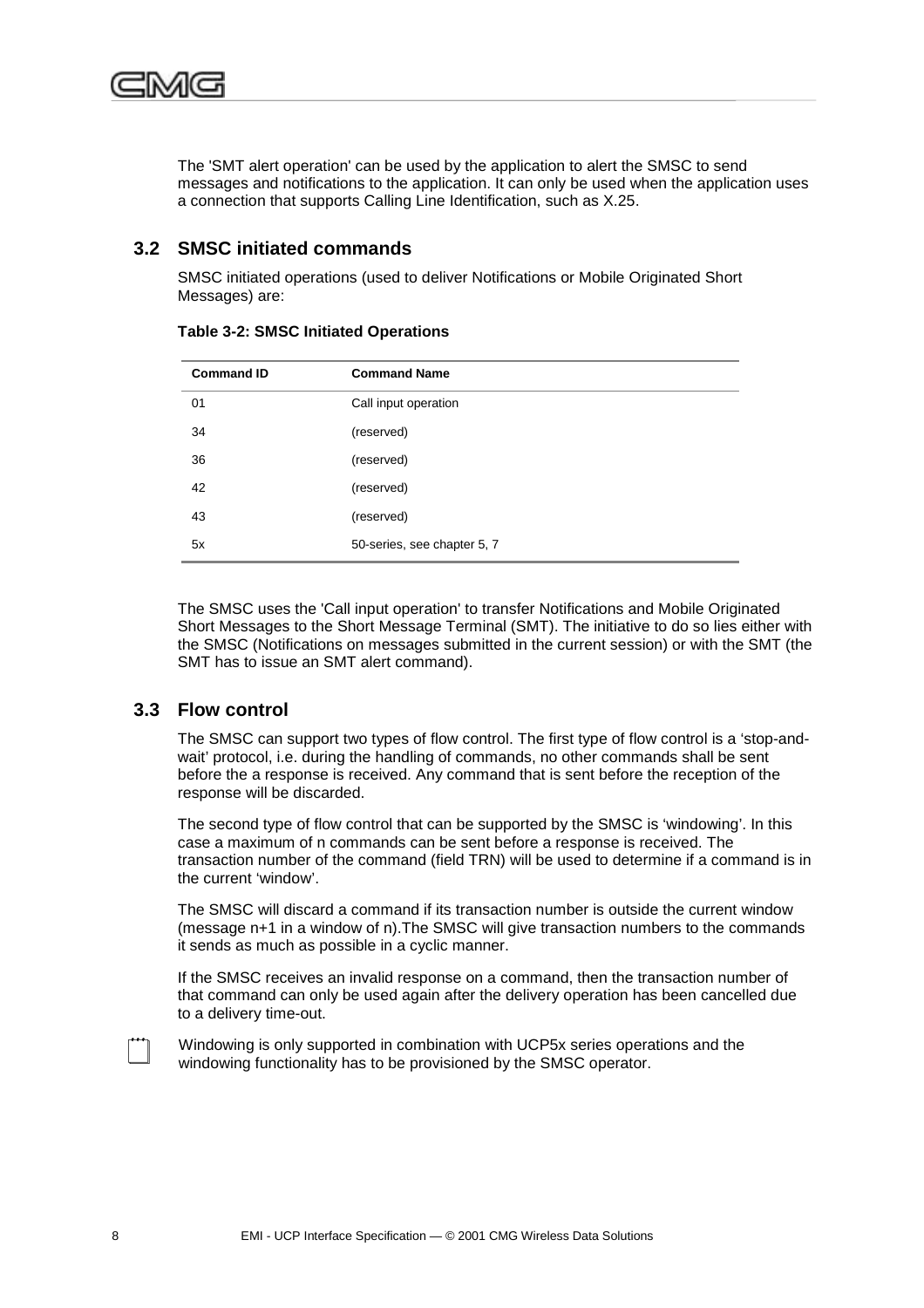The 'SMT alert operation' can be used by the application to alert the SMSC to send messages and notifications to the application. It can only be used when the application uses a connection that supports Calling Line Identification, such as X.25.

## 3.2 SMSC initiated commands

SMSC initiated operations (used to deliver Notifications or Mobile Originated Short Messages) are:

**Table 3-2: SMSC Initiated Operations**

| Command ID | Command Name |
|---|---|
| 01 | Call input operation |
| 34 | (reserved) |
| 36 | (reserved) |
| 42 | (reserved) |
| 43 | (reserved) |
| 5x | 50-series, see chapter 5, 7 |

The SMSC uses the 'Call input operation' to transfer Notifications and Mobile Originated Short Messages to the Short Message Terminal (SMT). The initiative to do so lies either with the SMSC (Notifications on messages submitted in the current session) or with the SMT (the SMT has to issue an SMT alert command).

## 3.3 Flow control

The SMSC can support two types of flow control. The first type of flow control is a 'stop-and-wait' protocol, i.e. during the handling of commands, no other commands shall be sent before the a response is received. Any command that is sent before the reception of the response will be discarded.

The second type of flow control that can be supported by the SMSC is 'windowing'. In this case a maximum of n commands can be sent before a response is received. The transaction number of the command (field TRN) will be used to determine if a command is in the current 'window'.

The SMSC will discard a command if its transaction number is outside the current window (message n+1 in a window of n).The SMSC will give transaction numbers to the commands it sends as much as possible in a cyclic manner.

If the SMSC receives an invalid response on a command, then the transaction number of that command can only be used again after the delivery operation has been cancelled due to a delivery time-out.

Windowing is only supported in combination with UCP5x series operations and the windowing functionality has to be provisioned by the SMSC operator.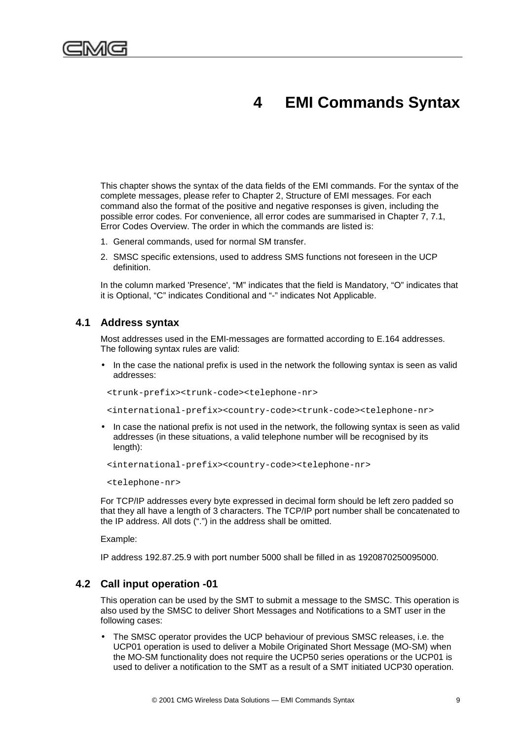# 4 EMI Commands Syntax

This chapter shows the syntax of the data fields of the EMI commands. For the syntax of the complete messages, please refer to Chapter 2, Structure of EMI messages. For each command also the format of the positive and negative responses is given, including the possible error codes. For convenience, all error codes are summarised in Chapter 7, 7.1, Error Codes Overview. The order in which the commands are listed is:

1. General commands, used for normal SM transfer.
2. SMSC specific extensions, used to address SMS functions not foreseen in the UCP definition.

In the column marked 'Presence', “M” indicates that the field is Mandatory, “O” indicates that it is Optional, “C” indicates Conditional and “-” indicates Not Applicable.

## 4.1 Address syntax

Most addresses used in the EMI-messages are formatted according to E.164 addresses. The following syntax rules are valid:

- In the case the national prefix is used in the network the following syntax is seen as valid addresses:

```
<trunk-prefix><trunk-code><telephone-nr>
```

```
<international-prefix><country-code><trunk-code><telephone-nr>
```

- In case the national prefix is not used in the network, the following syntax is seen as valid addresses (in these situations, a valid telephone number will be recognised by its length):

```
<international-prefix><country-code><telephone-nr>
```

```
<telephone-nr>
```

For TCP/IP addresses every byte expressed in decimal form should be left zero padded so that they all have a length of 3 characters. The TCP/IP port number shall be concatenated to the IP address. All dots (“.”) in the address shall be omitted.

Example:

IP address 192.87.25.9 with port number 5000 shall be filled in as 1920870250095000.

## 4.2 Call input operation -01

This operation can be used by the SMT to submit a message to the SMSC. This operation is also used by the SMSC to deliver Short Messages and Notifications to a SMT user in the following cases:

- The SMSC operator provides the UCP behaviour of previous SMSC releases, i.e. the UCP01 operation is used to deliver a Mobile Originated Short Message (MO-SM) when the MO-SM functionality does not require the UCP50 series operations or the UCP01 is used to deliver a notification to the SMT as a result of a SMT initiated UCP30 operation.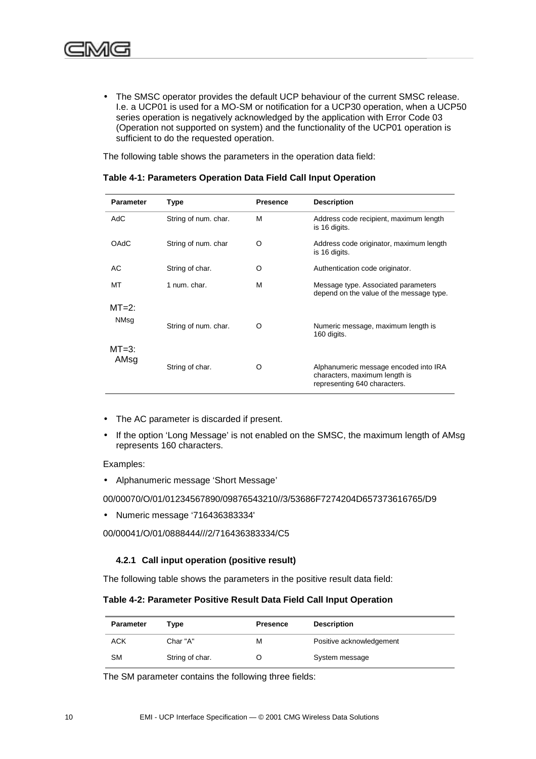- The SMSC operator provides the default UCP behaviour of the current SMSC release. I.e. a UCP01 is used for a MO-SM or notification for a UCP30 operation, when a UCP50 series operation is negatively acknowledged by the application with Error Code 03 (Operation not supported on system) and the functionality of the UCP01 operation is sufficient to do the requested operation.

The following table shows the parameters in the operation data field:

**Table 4-1: Parameters Operation Data Field Call Input Operation**

| Parameter | Type | Presence | Description |
|---|---|---|---|
| AdC | String of num. char. | M | Address code recipient, maximum length is 16 digits. |
| OAdC | String of num. char | O | Address code originator, maximum length is 16 digits. |
| AC | String of char. | O | Authentication code originator. |
| MT | 1 num. char. | M | Message type. Associated parameters depend on the value of the message type. |
| MT=2: | | | |
| NMsg | String of num. char. | O | Numeric message, maximum length is 160 digits. |
| MT=3: AMsg | String of char. | O | Alphanumeric message encoded into IRA characters, maximum length is representing 640 characters. |

- The AC parameter is discarded if present.
- If the option 'Long Message' is not enabled on the SMSC, the maximum length of AMsg represents 160 characters.

Examples:

- Alphanumeric message 'Short Message'

00/00070/O/01/01234567890/09876543210//3/53686F7274204D657373616765/D9

- Numeric message '716436383334'

00/00041/O/01/0888444///2/716436383334/C5

### 4.2.1 Call input operation (positive result)

The following table shows the parameters in the positive result data field:

**Table 4-2: Parameter Positive Result Data Field Call Input Operation**

| Parameter | Type | Presence | Description |
|---|---|---|---|
| ACK | Char "A" | M | Positive acknowledgement |
| SM | String of char. | O | System message |

The SM parameter contains the following three fields: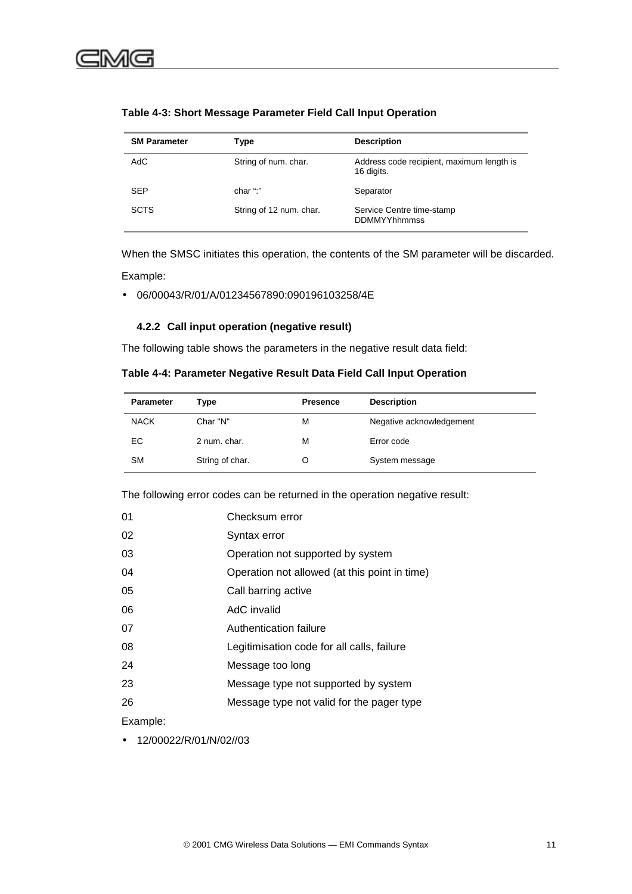**Table 4-3: Short Message Parameter Field Call Input Operation**

| SM Parameter | Type | Description |
| --- | --- | --- |
| AdC | String of num. char. | Address code recipient, maximum length is 16 digits. |
| SEP | char “:” | Separator |
| SCTS | String of 12 num. char. | Service Centre time-stamp DDMMYYhhmmss |

When the SMSC initiates this operation, the contents of the SM parameter will be discarded.

Example:

- 06/00043/R/01/A/01234567890:090196103258/4E

### 4.2.2 Call input operation (negative result)

The following table shows the parameters in the negative result data field:

**Table 4-4: Parameter Negative Result Data Field Call Input Operation**

| Parameter | Type | Presence | Description |
| --- | --- | --- | --- |
| NACK | Char "N" | M | Negative acknowledgement |
| EC | 2 num. char. | M | Error code |
| SM | String of char. | O | System message |

The following error codes can be returned in the operation negative result:

| | |
| --- | --- |
| 01 | Checksum error |
| 02 | Syntax error |
| 03 | Operation not supported by system |
| 04 | Operation not allowed (at this point in time) |
| 05 | Call barring active |
| 06 | AdC invalid |
| 07 | Authentication failure |
| 08 | Legitimisation code for all calls, failure |
| 24 | Message too long |
| 23 | Message type not supported by system |
| 26 | Message type not valid for the pager type |

Example:

- 12/00022/R/01/N/02//03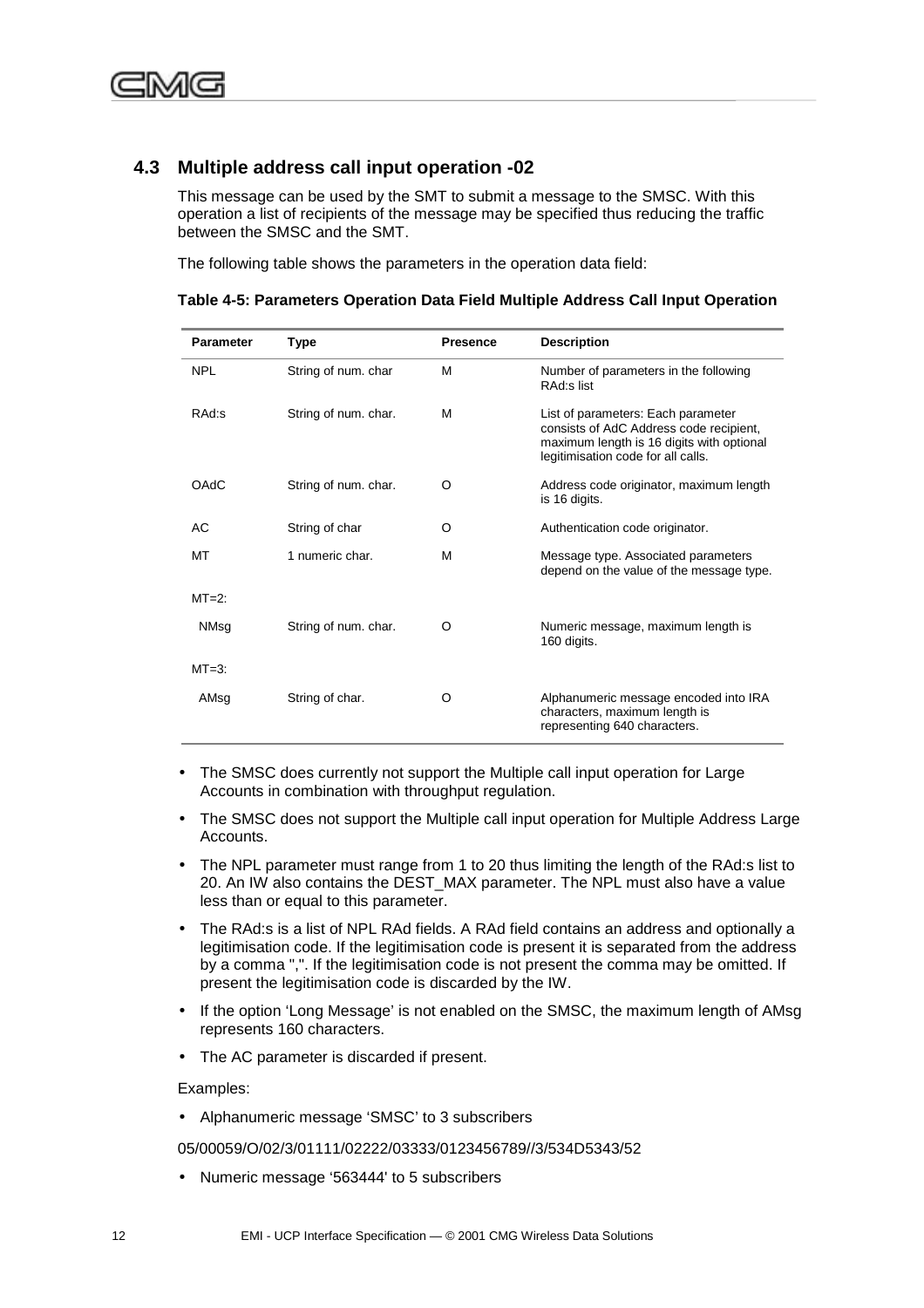## 4.3 Multiple address call input operation -02

This message can be used by the SMT to submit a message to the SMSC. With this operation a list of recipients of the message may be specified thus reducing the traffic between the SMSC and the SMT.

The following table shows the parameters in the operation data field:

**Table 4-5: Parameters Operation Data Field Multiple Address Call Input Operation**

| Parameter | Type | Presence | Description |
|---|---|---|---|
| NPL | String of num. char | M | Number of parameters in the following RAd:s list |
| RAd:s | String of num. char. | M | List of parameters: Each parameter consists of AdC Address code recipient, maximum length is 16 digits with optional legitimisation code for all calls. |
| OAdC | String of num. char. | O | Address code originator, maximum length is 16 digits. |
| AC | String of char | O | Authentication code originator. |
| MT | 1 numeric char. | M | Message type. Associated parameters depend on the value of the message type. |
| MT=2: | | | |
| NMsg | String of num. char. | O | Numeric message, maximum length is 160 digits. |
| MT=3: | | | |
| AMsg | String of char. | O | Alphanumeric message encoded into IRA characters, maximum length is representing 640 characters. |

- The SMSC does currently not support the Multiple call input operation for Large Accounts in combination with throughput regulation.
- The SMSC does not support the Multiple call input operation for Multiple Address Large Accounts.
- The NPL parameter must range from 1 to 20 thus limiting the length of the RAd:s list to 20. An IW also contains the DEST_MAX parameter. The NPL must also have a value less than or equal to this parameter.
- The RAd:s is a list of NPL RAd fields. A RAd field contains an address and optionally a legitimisation code. If the legitimisation code is present it is separated from the address by a comma ",". If the legitimisation code is not present the comma may be omitted. If present the legitimisation code is discarded by the IW.
- If the option 'Long Message' is not enabled on the SMSC, the maximum length of AMsg represents 160 characters.
- The AC parameter is discarded if present.

Examples:

- Alphanumeric message 'SMSC' to 3 subscribers

05/00059/O/02/3/01111/02222/03333/0123456789//3/534D5343/52

- Numeric message '563444' to 5 subscribers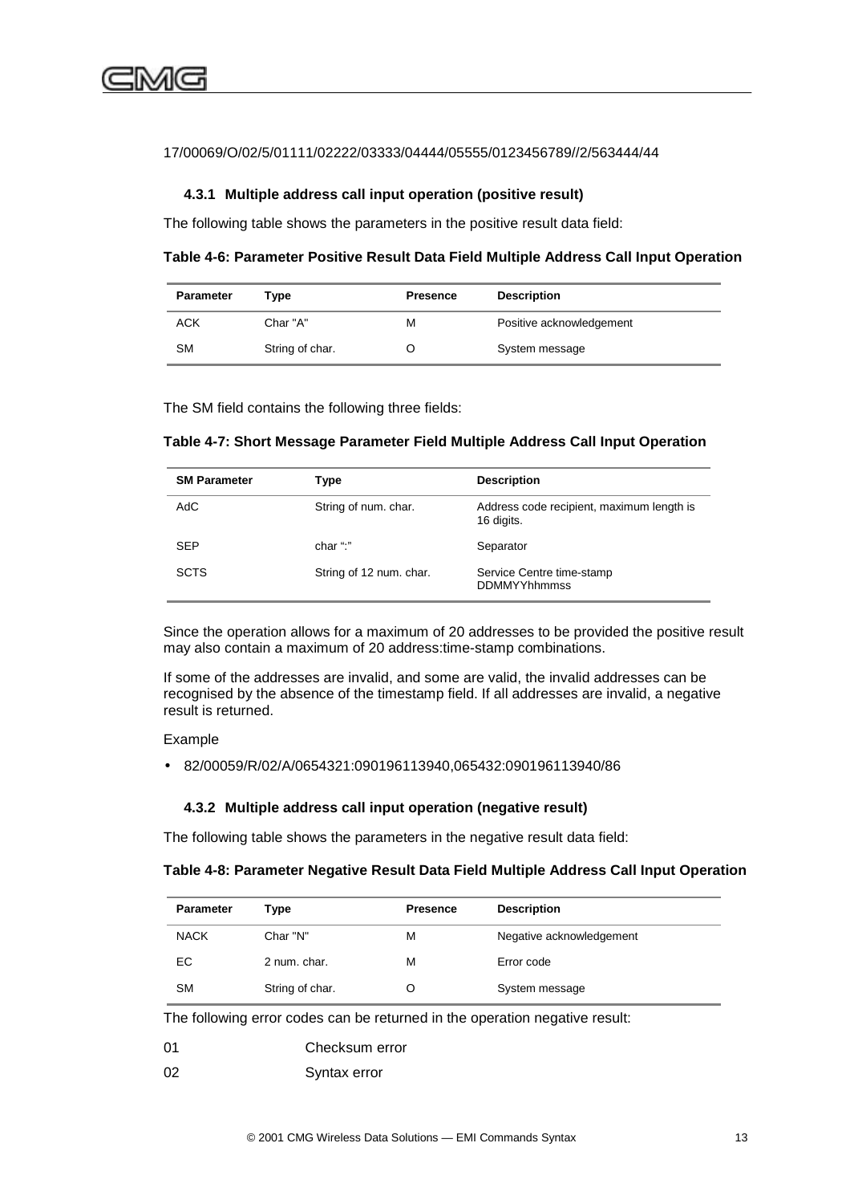17/00069/O/02/5/01111/02222/03333/04444/05555/0123456789//2/563444/44

### 4.3.1 Multiple address call input operation (positive result)

The following table shows the parameters in the positive result data field:

**Table 4-6: Parameter Positive Result Data Field Multiple Address Call Input Operation**

| Parameter | Type | Presence | Description |
|---|---|---|---|
| ACK | Char "A" | M | Positive acknowledgement |
| SM | String of char. | O | System message |

The SM field contains the following three fields:

**Table 4-7: Short Message Parameter Field Multiple Address Call Input Operation**

| SM Parameter | Type | Description |
|---|---|---|
| AdC | String of num. char. | Address code recipient, maximum length is 16 digits. |
| SEP | char ":" | Separator |
| SCTS | String of 12 num. char. | Service Centre time-stamp DDMMYYhhmmss |

Since the operation allows for a maximum of 20 addresses to be provided the positive result may also contain a maximum of 20 address:time-stamp combinations.

If some of the addresses are invalid, and some are valid, the invalid addresses can be recognised by the absence of the timestamp field. If all addresses are invalid, a negative result is returned.

Example

- 82/00059/R/02/A/0654321:090196113940,065432:090196113940/86

### 4.3.2 Multiple address call input operation (negative result)

The following table shows the parameters in the negative result data field:

**Table 4-8: Parameter Negative Result Data Field Multiple Address Call Input Operation**

| Parameter | Type | Presence | Description |
|---|---|---|---|
| NACK | Char "N" | M | Negative acknowledgement |
| EC | 2 num. char. | M | Error code |
| SM | String of char. | O | System message |

The following error codes can be returned in the operation negative result:

| | |
|---|---|
| 01 | Checksum error |
| 02 | Syntax error |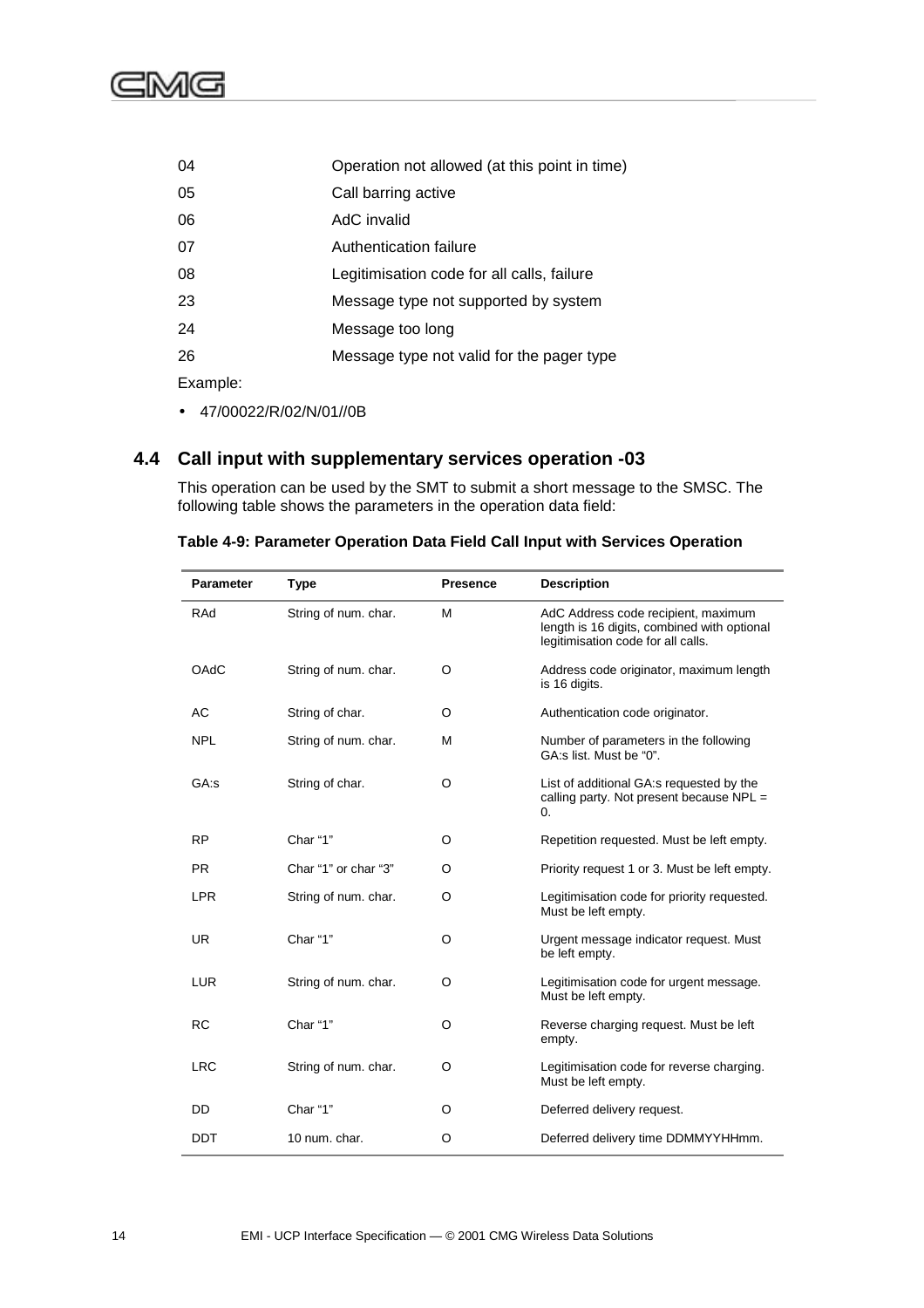| | |
|---|---|
| 04 | Operation not allowed (at this point in time) |
| 05 | Call barring active |
| 06 | AdC invalid |
| 07 | Authentication failure |
| 08 | Legitimisation code for all calls, failure |
| 23 | Message type not supported by system |
| 24 | Message too long |
| 26 | Message type not valid for the pager type |

Example:

- 47/00022/R/02/N/01//0B

## 4.4 Call input with supplementary services operation -03

This operation can be used by the SMT to submit a short message to the SMSC. The following table shows the parameters in the operation data field:

**Table 4-9: Parameter Operation Data Field Call Input with Services Operation**

| Parameter | Type | Presence | Description |
|---|---|---|---|
| RAd | String of num. char. | M | AdC Address code recipient, maximum length is 16 digits, combined with optional legitimisation code for all calls. |
| OAdC | String of num. char. | O | Address code originator, maximum length is 16 digits. |
| AC | String of char. | O | Authentication code originator. |
| NPL | String of num. char. | M | Number of parameters in the following GA:s list. Must be "0". |
| GA:s | String of char. | O | List of additional GA:s requested by the calling party. Not present because NPL = 0. |
| RP | Char "1" | O | Repetition requested. Must be left empty. |
| PR | Char "1" or char "3" | O | Priority request 1 or 3. Must be left empty. |
| LPR | String of num. char. | O | Legitimisation code for priority requested. Must be left empty. |
| UR | Char "1" | O | Urgent message indicator request. Must be left empty. |
| LUR | String of num. char. | O | Legitimisation code for urgent message. Must be left empty. |
| RC | Char "1" | O | Reverse charging request. Must be left empty. |
| LRC | String of num. char. | O | Legitimisation code for reverse charging. Must be left empty. |
| DD | Char "1" | O | Deferred delivery request. |
| DDT | 10 num. char. | O | Deferred delivery time DDMMYYHHmm. |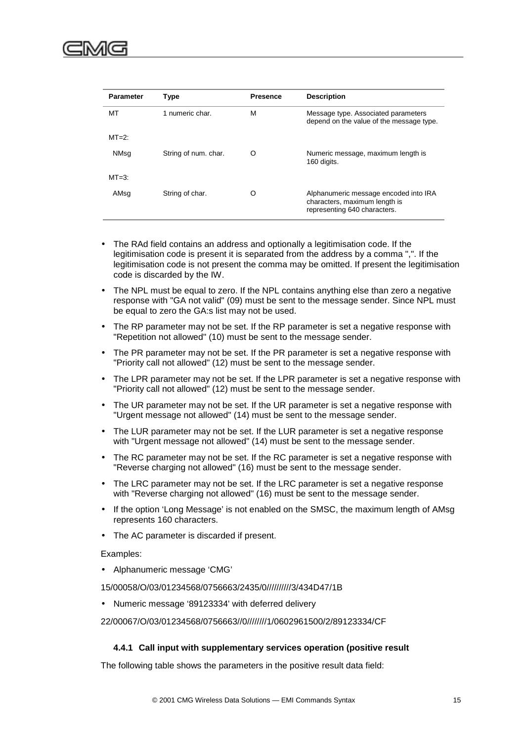| Parameter | Type | Presence | Description |
| --- | --- | --- | --- |
| MT | 1 numeric char. | M | Message type. Associated parameters depend on the value of the message type. |
| MT=2: | | | |
| NMsg | String of num. char. | O | Numeric message, maximum length is 160 digits. |
| MT=3: | | | |
| AMsg | String of char. | O | Alphanumeric message encoded into IRA characters, maximum length is representing 640 characters. |

- The RAd field contains an address and optionally a legitimisation code. If the legitimisation code is present it is separated from the address by a comma ",". If the legitimisation code is not present the comma may be omitted. If present the legitimisation code is discarded by the IW.
- The NPL must be equal to zero. If the NPL contains anything else than zero a negative response with "GA not valid" (09) must be sent to the message sender. Since NPL must be equal to zero the GA:s list may not be used.
- The RP parameter may not be set. If the RP parameter is set a negative response with "Repetition not allowed" (10) must be sent to the message sender.
- The PR parameter may not be set. If the PR parameter is set a negative response with "Priority call not allowed" (12) must be sent to the message sender.
- The LPR parameter may not be set. If the LPR parameter is set a negative response with "Priority call not allowed" (12) must be sent to the message sender.
- The UR parameter may not be set. If the UR parameter is set a negative response with "Urgent message not allowed" (14) must be sent to the message sender.
- The LUR parameter may not be set. If the LUR parameter is set a negative response with "Urgent message not allowed" (14) must be sent to the message sender.
- The RC parameter may not be set. If the RC parameter is set a negative response with "Reverse charging not allowed" (16) must be sent to the message sender.
- The LRC parameter may not be set. If the LRC parameter is set a negative response with "Reverse charging not allowed" (16) must be sent to the message sender.
- If the option 'Long Message' is not enabled on the SMSC, the maximum length of AMsg represents 160 characters.
- The AC parameter is discarded if present.

Examples:

- Alphanumeric message 'CMG'

15/00058/O/03/01234568/0756663/2435/0//////////3/434D47/1B

- Numeric message '89123334' with deferred delivery

22/00067/O/03/01234568/0756663//0////////1/0602961500/2/89123334/CF

### 4.4.1 Call input with supplementary services operation (positive result

The following table shows the parameters in the positive result data field: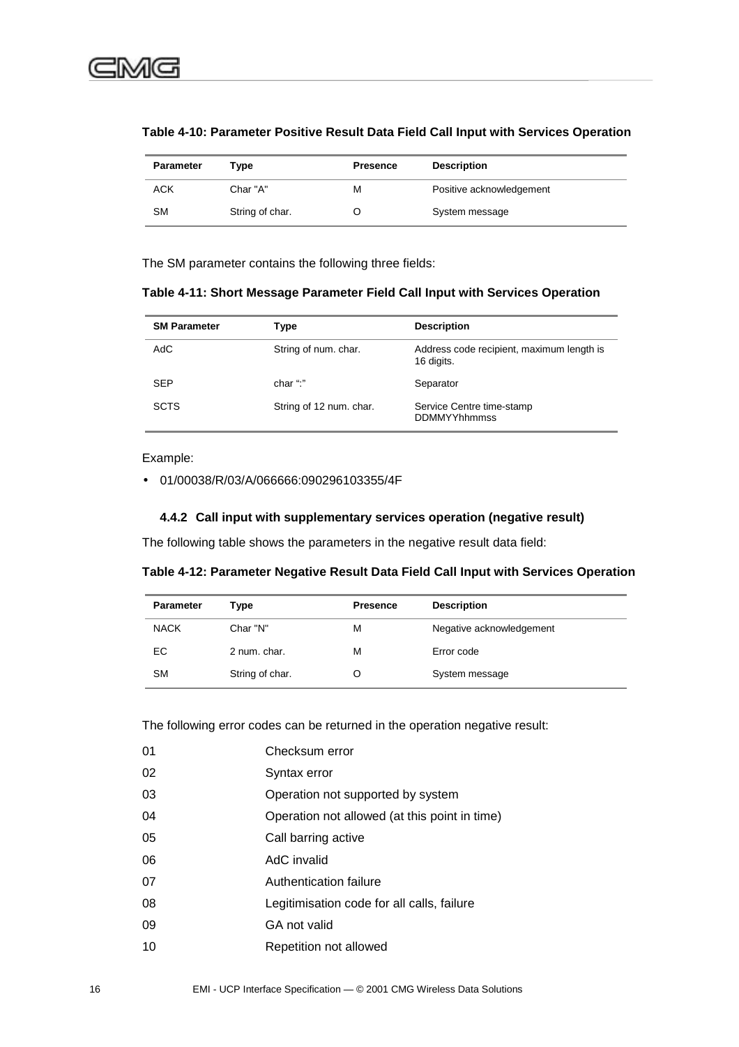**Table 4-10: Parameter Positive Result Data Field Call Input with Services Operation**

| Parameter | Type | Presence | Description |
|---|---|---|---|
| ACK | Char "A" | M | Positive acknowledgement |
| SM | String of char. | O | System message |

The SM parameter contains the following three fields:

**Table 4-11: Short Message Parameter Field Call Input with Services Operation**

| SM Parameter | Type | Description |
|---|---|---|
| AdC | String of num. char. | Address code recipient, maximum length is 16 digits. |
| SEP | char “:” | Separator |
| SCTS | String of 12 num. char. | Service Centre time-stamp DDMMYYhhmmss |

Example:

- 01/00038/R/03/A/066666:090296103355/4F

### 4.4.2 Call input with supplementary services operation (negative result)

The following table shows the parameters in the negative result data field:

**Table 4-12: Parameter Negative Result Data Field Call Input with Services Operation**

| Parameter | Type | Presence | Description |
|---|---|---|---|
| NACK | Char "N" | M | Negative acknowledgement |
| EC | 2 num. char. | M | Error code |
| SM | String of char. | O | System message |

The following error codes can be returned in the operation negative result:

| | |
|---|---|
| 01 | Checksum error |
| 02 | Syntax error |
| 03 | Operation not supported by system |
| 04 | Operation not allowed (at this point in time) |
| 05 | Call barring active |
| 06 | AdC invalid |
| 07 | Authentication failure |
| 08 | Legitimisation code for all calls, failure |
| 09 | GA not valid |
| 10 | Repetition not allowed |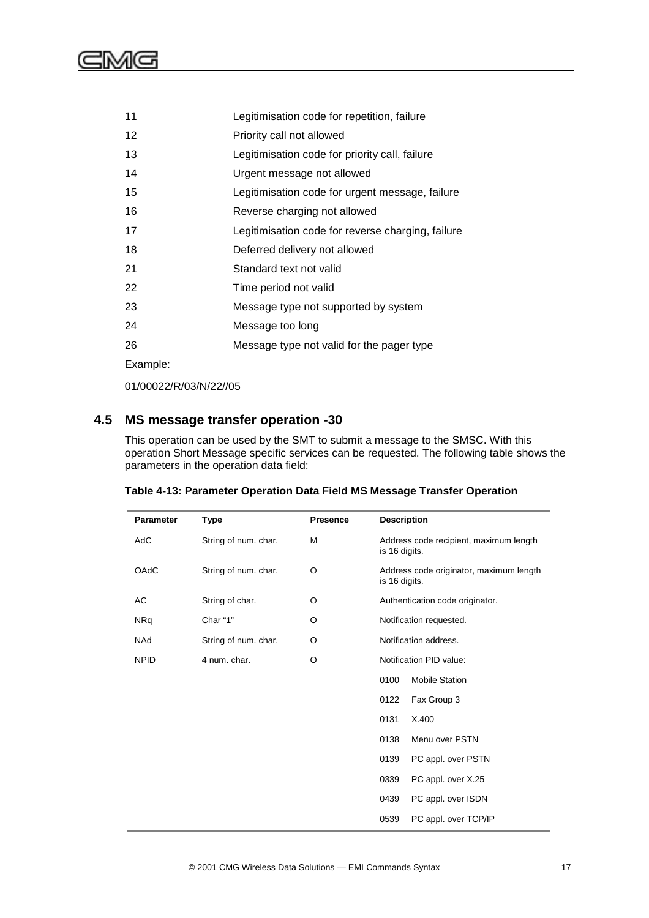| | |
|---|---|
| 11 | Legitimisation code for repetition, failure |
| 12 | Priority call not allowed |
| 13 | Legitimisation code for priority call, failure |
| 14 | Urgent message not allowed |
| 15 | Legitimisation code for urgent message, failure |
| 16 | Reverse charging not allowed |
| 17 | Legitimisation code for reverse charging, failure |
| 18 | Deferred delivery not allowed |
| 21 | Standard text not valid |
| 22 | Time period not valid |
| 23 | Message type not supported by system |
| 24 | Message too long |
| 26 | Message type not valid for the pager type |

Example:

01/00022/R/03/N/22//05

## 4.5 MS message transfer operation -30

This operation can be used by the SMT to submit a message to the SMSC. With this operation Short Message specific services can be requested. The following table shows the parameters in the operation data field:

**Table 4-13: Parameter Operation Data Field MS Message Transfer Operation**

| Parameter | Type | Presence | Description |
|---|---|---|---|
| AdC | String of num. char. | M | Address code recipient, maximum length is 16 digits. |
| OAdC | String of num. char. | O | Address code originator, maximum length is 16 digits. |
| AC | String of char. | O | Authentication code originator. |
| NRq | Char "1" | O | Notification requested. |
| NAd | String of num. char. | O | Notification address. |
| NPID | 4 num. char. | O | Notification PID value:<br>0100 Mobile Station<br>0122 Fax Group 3<br>0131 X.400<br>0138 Menu over PSTN<br>0139 PC appl. over PSTN<br>0339 PC appl. over X.25<br>0439 PC appl. over ISDN<br>0539 PC appl. over TCP/IP |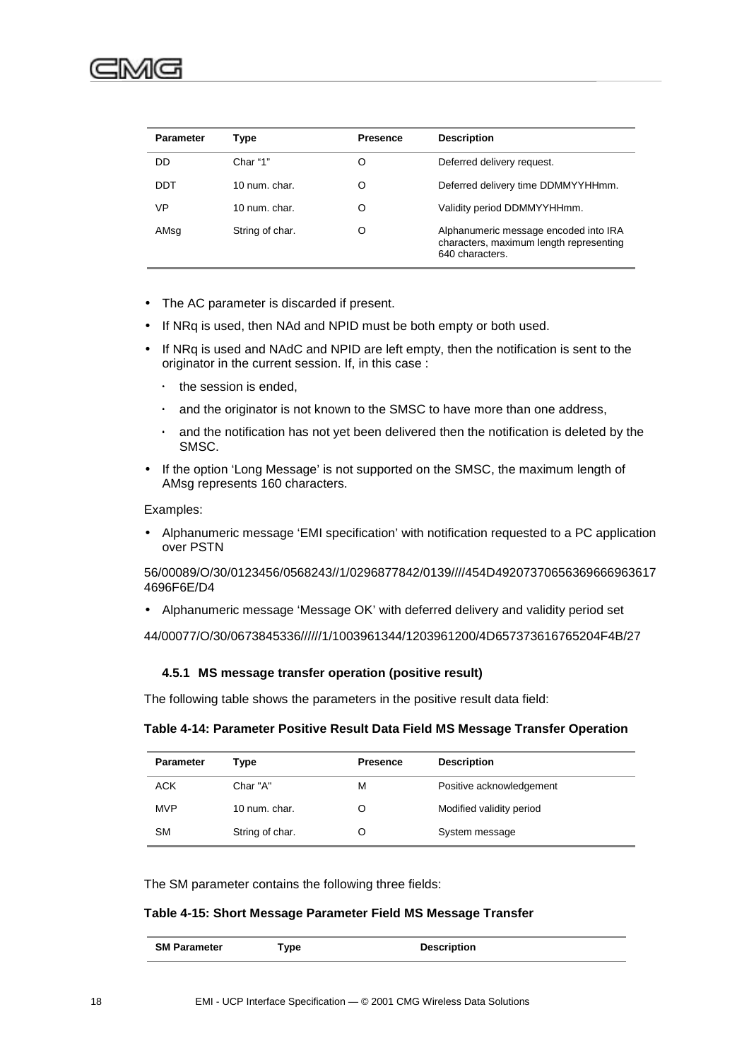| Parameter | Type | Presence | Description |
|---|---|---|---|
| DD | Char “1” | O | Deferred delivery request. |
| DDT | 10 num. char. | O | Deferred delivery time DDMMYYHHmm. |
| VP | 10 num. char. | O | Validity period DDMMYYHHmm. |
| AMsg | String of char. | O | Alphanumeric message encoded into IRA characters, maximum length representing 640 characters. |

- The AC parameter is discarded if present.
- If NRq is used, then NAd and NPID must be both empty or both used.
- If NRq is used and NAdC and NPID are left empty, then the notification is sent to the originator in the current session. If, in this case :
  - the session is ended,
  - and the originator is not known to the SMSC to have more than one address,
  - and the notification has not yet been delivered then the notification is deleted by the SMSC.
- If the option ‘Long Message’ is not supported on the SMSC, the maximum length of AMsg represents 160 characters.

Examples:

- Alphanumeric message ‘EMI specification’ with notification requested to a PC application over PSTN

56/00089/O/30/0123456/0568243//1/0296877842/0139////454D49207370656369666963617 4696F6E/D4

- Alphanumeric message ‘Message OK’ with deferred delivery and validity period set

44/00077/O/30/0673845336//////1/1003961344/1203961200/4D657373616765204F4B/27

### 4.5.1 MS message transfer operation (positive result)

The following table shows the parameters in the positive result data field:

**Table 4-14: Parameter Positive Result Data Field MS Message Transfer Operation**

| Parameter | Type | Presence | Description |
|---|---|---|---|
| ACK | Char "A" | M | Positive acknowledgement |
| MVP | 10 num. char. | O | Modified validity period |
| SM | String of char. | O | System message |

The SM parameter contains the following three fields:

**Table 4-15: Short Message Parameter Field MS Message Transfer**

| SM Parameter | Type | Description |
|---|---|---|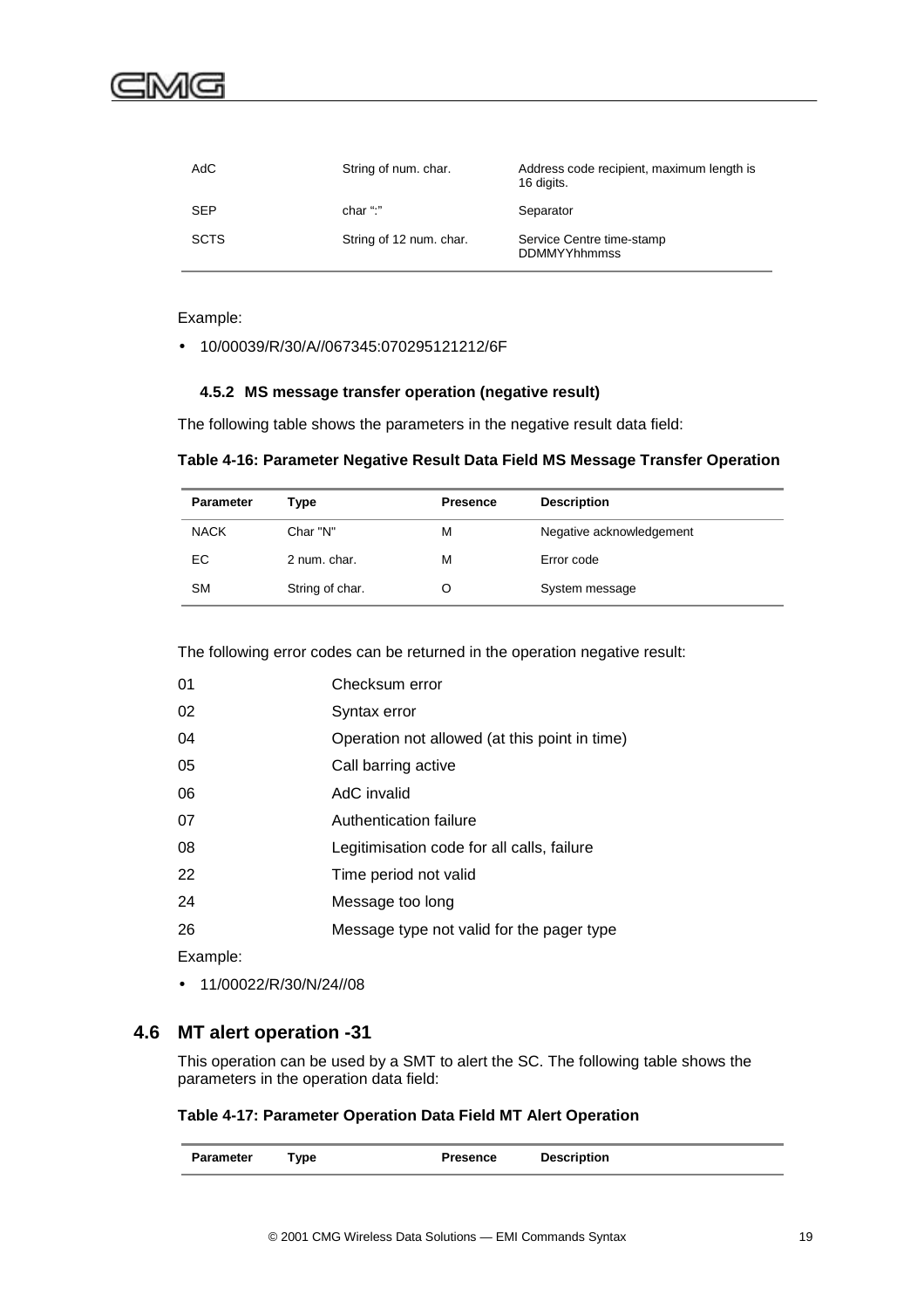| | | |
|---|---|---|
| AdC | String of num. char. | Address code recipient, maximum length is 16 digits. |
| SEP | char ":" | Separator |
| SCTS | String of 12 num. char. | Service Centre time-stamp DDMMYYhhmmss |

Example:

- 10/00039/R/30/A//067345:070295121212/6F

### 4.5.2 MS message transfer operation (negative result)

The following table shows the parameters in the negative result data field:

**Table 4-16: Parameter Negative Result Data Field MS Message Transfer Operation**

| Parameter | Type | Presence | Description |
|---|---|---|---|
| NACK | Char "N" | M | Negative acknowledgement |
| EC | 2 num. char. | M | Error code |
| SM | String of char. | O | System message |

The following error codes can be returned in the operation negative result:

| | |
|---|---|
| 01 | Checksum error |
| 02 | Syntax error |
| 04 | Operation not allowed (at this point in time) |
| 05 | Call barring active |
| 06 | AdC invalid |
| 07 | Authentication failure |
| 08 | Legitimisation code for all calls, failure |
| 22 | Time period not valid |
| 24 | Message too long |
| 26 | Message type not valid for the pager type |

Example:

- 11/00022/R/30/N/24//08

## 4.6 MT alert operation -31

This operation can be used by a SMT to alert the SC. The following table shows the parameters in the operation data field:

**Table 4-17: Parameter Operation Data Field MT Alert Operation**

| Parameter | Type | Presence | Description |
|---|---|---|---|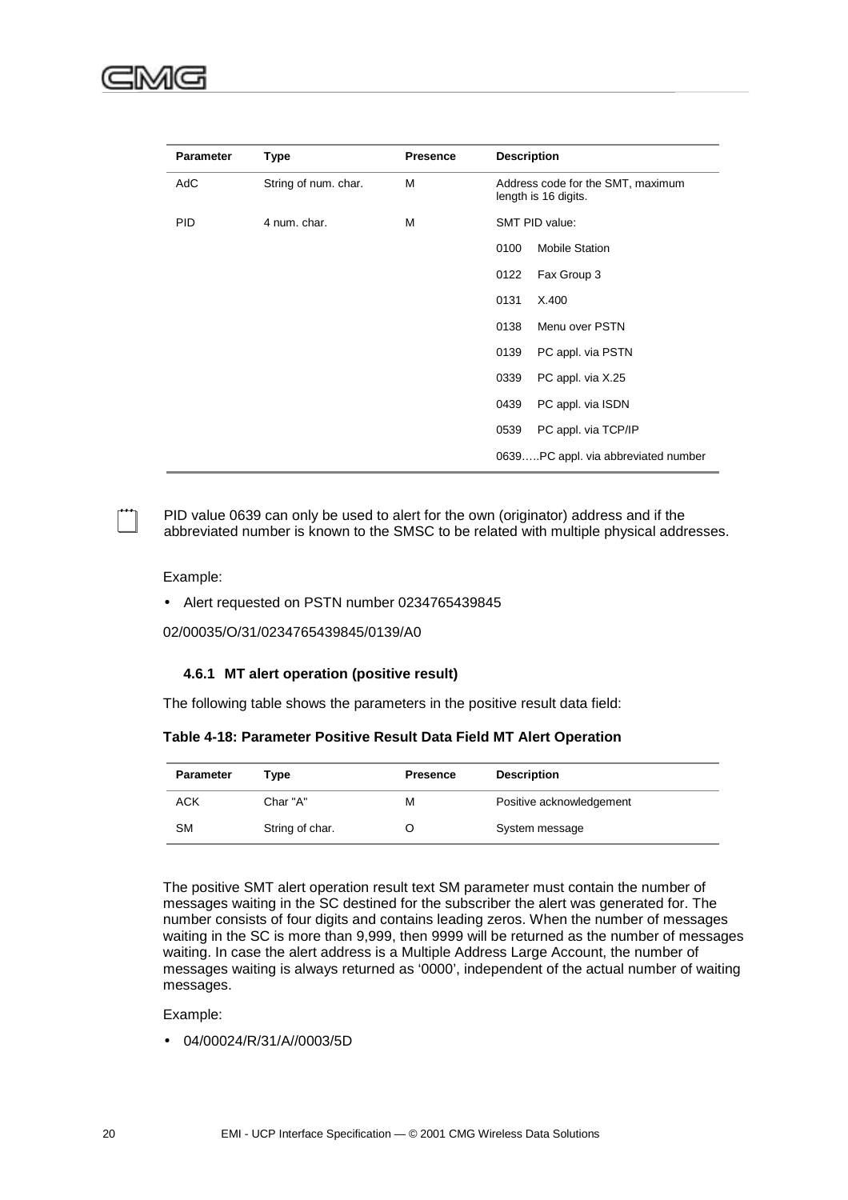| Parameter | Type | Presence | Description |
|---|---|---|---|
| AdC | String of num. char. | M | Address code for the SMT, maximum length is 16 digits. |
| PID | 4 num. char. | M | SMT PID value: |
| | | | 0100 Mobile Station |
| | | | 0122 Fax Group 3 |
| | | | 0131 X.400 |
| | | | 0138 Menu over PSTN |
| | | | 0139 PC appl. via PSTN |
| | | | 0339 PC appl. via X.25 |
| | | | 0439 PC appl. via ISDN |
| | | | 0539 PC appl. via TCP/IP |
| | | | 0639…..PC appl. via abbreviated number |

PID value 0639 can only be used to alert for the own (originator) address and if the abbreviated number is known to the SMSC to be related with multiple physical addresses.

Example:

- Alert requested on PSTN number 0234765439845

02/00035/O/31/0234765439845/0139/A0

### 4.6.1 MT alert operation (positive result)

The following table shows the parameters in the positive result data field:

**Table 4-18: Parameter Positive Result Data Field MT Alert Operation**

| Parameter | Type | Presence | Description |
|---|---|---|---|
| ACK | Char "A" | M | Positive acknowledgement |
| SM | String of char. | O | System message |

The positive SMT alert operation result text SM parameter must contain the number of messages waiting in the SC destined for the subscriber the alert was generated for. The number consists of four digits and contains leading zeros. When the number of messages waiting in the SC is more than 9,999, then 9999 will be returned as the number of messages waiting. In case the alert address is a Multiple Address Large Account, the number of messages waiting is always returned as '0000', independent of the actual number of waiting messages.

Example:

- 04/00024/R/31/A//0003/5D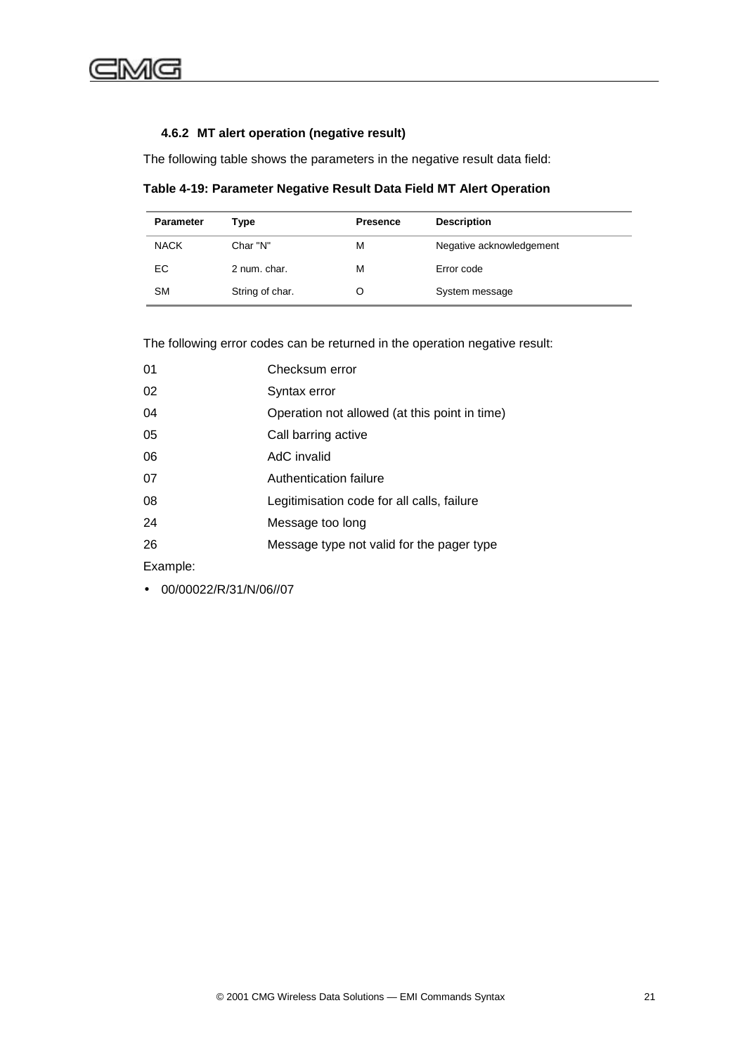### 4.6.2 MT alert operation (negative result)

The following table shows the parameters in the negative result data field:

**Table 4-19: Parameter Negative Result Data Field MT Alert Operation**

| Parameter | Type | Presence | Description |
|---|---|---|---|
| NACK | Char "N" | M | Negative acknowledgement |
| EC | 2 num. char. | M | Error code |
| SM | String of char. | O | System message |

The following error codes can be returned in the operation negative result:

| | |
|---|---|
| 01 | Checksum error |
| 02 | Syntax error |
| 04 | Operation not allowed (at this point in time) |
| 05 | Call barring active |
| 06 | AdC invalid |
| 07 | Authentication failure |
| 08 | Legitimisation code for all calls, failure |
| 24 | Message too long |
| 26 | Message type not valid for the pager type |

Example:

- 00/00022/R/31/N/06//07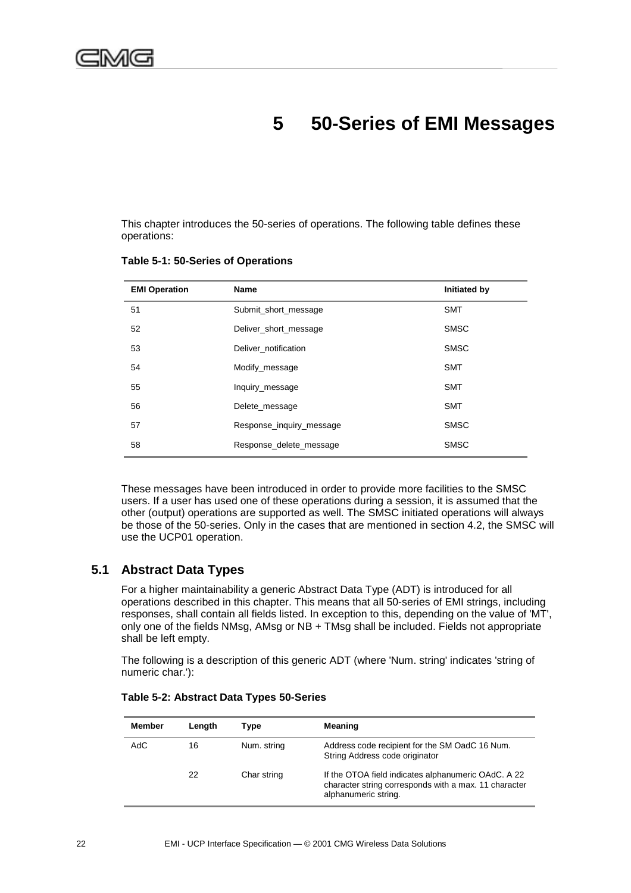# 5 50-Series of EMI Messages

This chapter introduces the 50-series of operations. The following table defines these operations:

**Table 5-1: 50-Series of Operations**

| EMI Operation | Name | Initiated by |
|---|---|---|
| 51 | Submit_short_message | SMT |
| 52 | Deliver_short_message | SMSC |
| 53 | Deliver_notification | SMSC |
| 54 | Modify_message | SMT |
| 55 | Inquiry_message | SMT |
| 56 | Delete_message | SMT |
| 57 | Response_inquiry_message | SMSC |
| 58 | Response_delete_message | SMSC |

These messages have been introduced in order to provide more facilities to the SMSC users. If a user has used one of these operations during a session, it is assumed that the other (output) operations are supported as well. The SMSC initiated operations will always be those of the 50-series. Only in the cases that are mentioned in section 4.2, the SMSC will use the UCP01 operation.

## 5.1 Abstract Data Types

For a higher maintainability a generic Abstract Data Type (ADT) is introduced for all operations described in this chapter. This means that all 50-series of EMI strings, including responses, shall contain all fields listed. In exception to this, depending on the value of 'MT', only one of the fields NMsg, AMsg or NB + TMsg shall be included. Fields not appropriate shall be left empty.

The following is a description of this generic ADT (where 'Num. string' indicates 'string of numeric char.'):

**Table 5-2: Abstract Data Types 50-Series**

| Member | Length | Type | Meaning |
|---|---|---|---|
| AdC | 16 | Num. string | Address code recipient for the SM OadC 16 Num. String Address code originator |
| | 22 | Char string | If the OTOA field indicates alphanumeric OAdC. A 22 character string corresponds with a max. 11 character alphanumeric string. |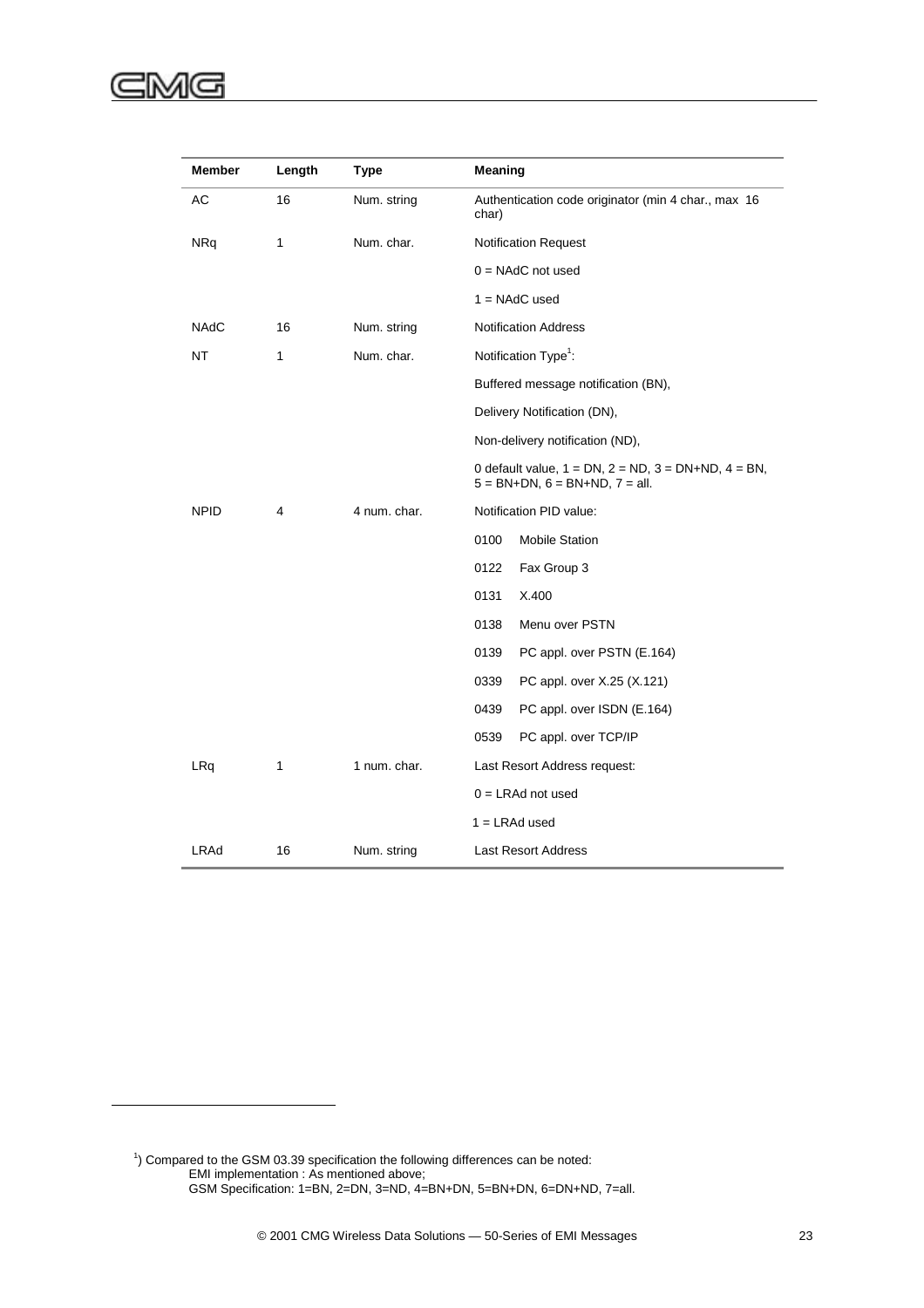| Member | Length | Type | Meaning |
|---|---|---|---|
| AC | 16 | Num. string | Authentication code originator (min 4 char., max 16 char) |
| NRq | 1 | Num. char. | Notification Request |
| | | | 0 = NAdC not used |
| | | | 1 = NAdC used |
| NAdC | 16 | Num. string | Notification Address |
| NT | 1 | Num. char. | Notification Type[1]: |
| | | | Buffered message notification (BN), |
| | | | Delivery Notification (DN), |
| | | | Non-delivery notification (ND), |
| | | | 0 default value, 1 = DN, 2 = ND, 3 = DN+ND, 4 = BN, 5 = BN+DN, 6 = BN+ND, 7 = all. |
| NPID | 4 | 4 num. char. | Notification PID value: |
| | | | 0100 Mobile Station |
| | | | 0122 Fax Group 3 |
| | | | 0131 X.400 |
| | | | 0138 Menu over PSTN |
| | | | 0139 PC appl. over PSTN (E.164) |
| | | | 0339 PC appl. over X.25 (X.121) |
| | | | 0439 PC appl. over ISDN (E.164) |
| | | | 0539 PC appl. over TCP/IP |
| LRq | 1 | 1 num. char. | Last Resort Address request: |
| | | | 0 = LRAd not used |
| | | | 1 = LRAd used |
| LRAd | 16 | Num. string | Last Resort Address |

[1]) Compared to the GSM 03.39 specification the following differences can be noted:
EMI implementation : As mentioned above;
GSM Specification: 1=BN, 2=DN, 3=ND, 4=BN+DN, 5=BN+DN, 6=DN+ND, 7=all.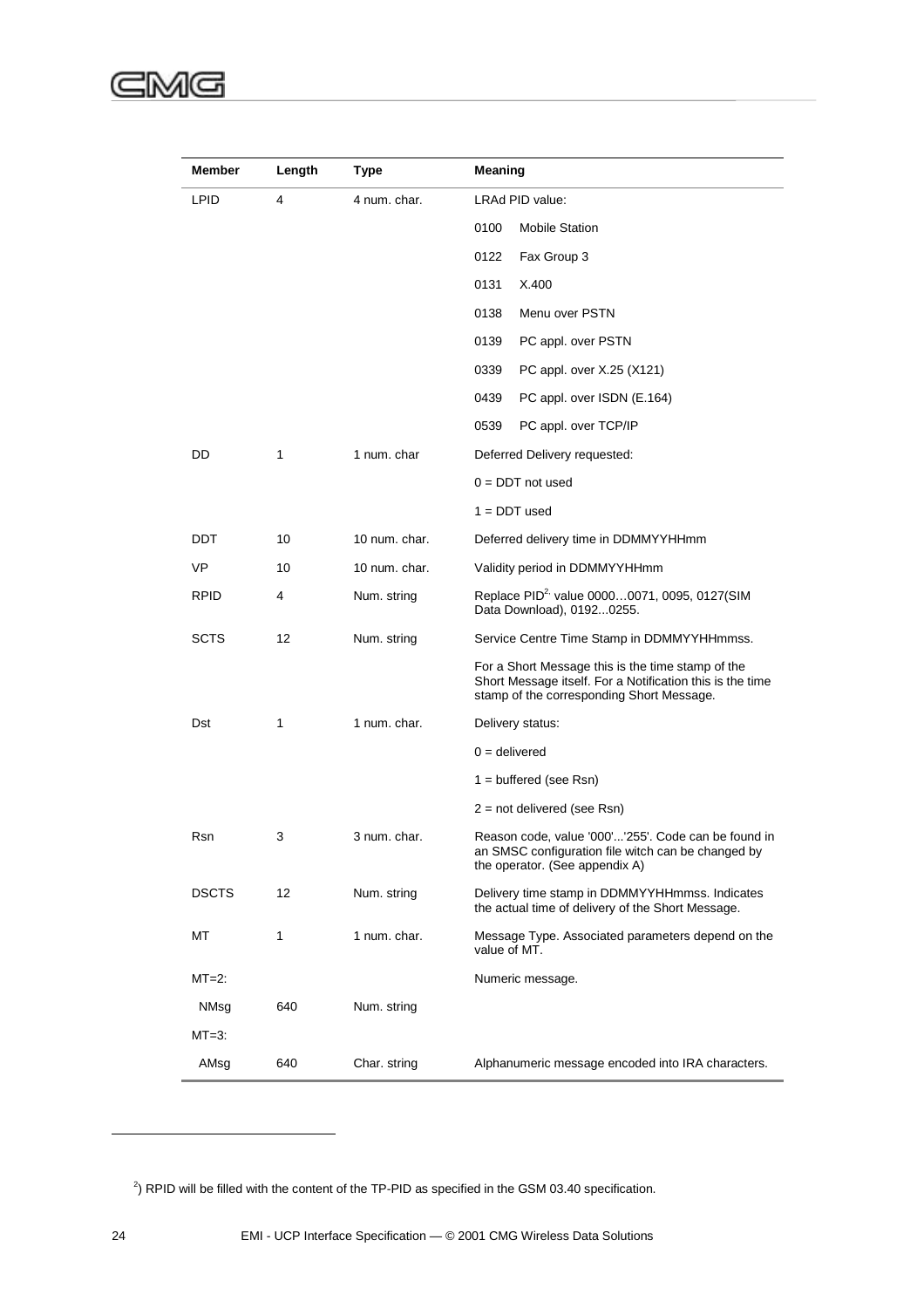| Member | Length | Type | Meaning |
| --- | --- | --- | --- |
| LPID | 4 | 4 num. char. | LRAd PID value: |
| | | | 0100 Mobile Station |
| | | | 0122 Fax Group 3 |
| | | | 0131 X.400 |
| | | | 0138 Menu over PSTN |
| | | | 0139 PC appl. over PSTN |
| | | | 0339 PC appl. over X.25 (X121) |
| | | | 0439 PC appl. over ISDN (E.164) |
| | | | 0539 PC appl. over TCP/IP |
| DD | 1 | 1 num. char | Deferred Delivery requested: |
| | | | 0 = DDT not used |
| | | | 1 = DDT used |
| DDT | 10 | 10 num. char. | Deferred delivery time in DDMMYYHHmm |
| VP | 10 | 10 num. char. | Validity period in DDMMYYHHmm |
| RPID | 4 | Num. string | Replace PID[2] value 0000…0071, 0095, 0127(SIM Data Download), 0192...0255. |
| SCTS | 12 | Num. string | Service Centre Time Stamp in DDMMYYHHmmss. |
| | | | For a Short Message this is the time stamp of the Short Message itself. For a Notification this is the time stamp of the corresponding Short Message. |
| Dst | 1 | 1 num. char. | Delivery status: |
| | | | 0 = delivered |
| | | | 1 = buffered (see Rsn) |
| | | | 2 = not delivered (see Rsn) |
| Rsn | 3 | 3 num. char. | Reason code, value '000'...'255'. Code can be found in an SMSC configuration file witch can be changed by the operator. (See appendix A) |
| DSCTS | 12 | Num. string | Delivery time stamp in DDMMYYHHmmss. Indicates the actual time of delivery of the Short Message. |
| MT | 1 | 1 num. char. | Message Type. Associated parameters depend on the value of MT. |
| MT=2: | | | Numeric message. |
| NMsg | 640 | Num. string | |
| MT=3: | | | |
| AMsg | 640 | Char. string | Alphanumeric message encoded into IRA characters. |

[2]) RPID will be filled with the content of the TP-PID as specified in the GSM 03.40 specification.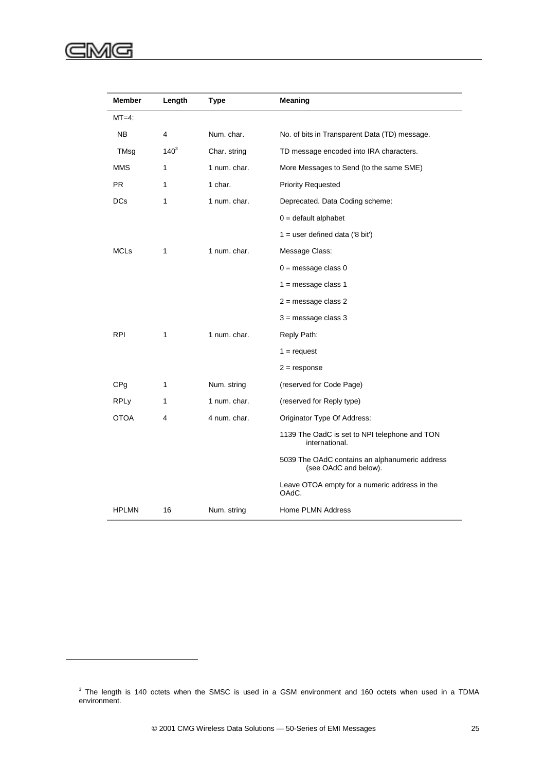| Member | Length | Type | Meaning |
| --- | --- | --- | --- |
| MT=4: | | | |
| NB | 4 | Num. char. | No. of bits in Transparent Data (TD) message. |
| TMsg | 140[3] | Char. string | TD message encoded into IRA characters. |
| MMS | 1 | 1 num. char. | More Messages to Send (to the same SME) |
| PR | 1 | 1 char. | Priority Requested |
| DCs | 1 | 1 num. char. | Deprecated. Data Coding scheme: |
| | | | 0 = default alphabet |
| | | | 1 = user defined data ('8 bit') |
| MCLs | 1 | 1 num. char. | Message Class: |
| | | | 0 = message class 0 |
| | | | 1 = message class 1 |
| | | | 2 = message class 2 |
| | | | 3 = message class 3 |
| RPI | 1 | 1 num. char. | Reply Path: |
| | | | 1 = request |
| | | | 2 = response |
| CPg | 1 | Num. string | (reserved for Code Page) |
| RPLy | 1 | 1 num. char. | (reserved for Reply type) |
| OTOA | 4 | 4 num. char. | Originator Type Of Address: |
| | | | 1139 The OadC is set to NPI telephone and TON international. |
| | | | 5039 The OAdC contains an alphanumeric address (see OAdC and below). |
| | | | Leave OTOA empty for a numeric address in the OAdC. |
| HPLMN | 16 | Num. string | Home PLMN Address |

[3] The length is 140 octets when the SMSC is used in a GSM environment and 160 octets when used in a TDMA environment.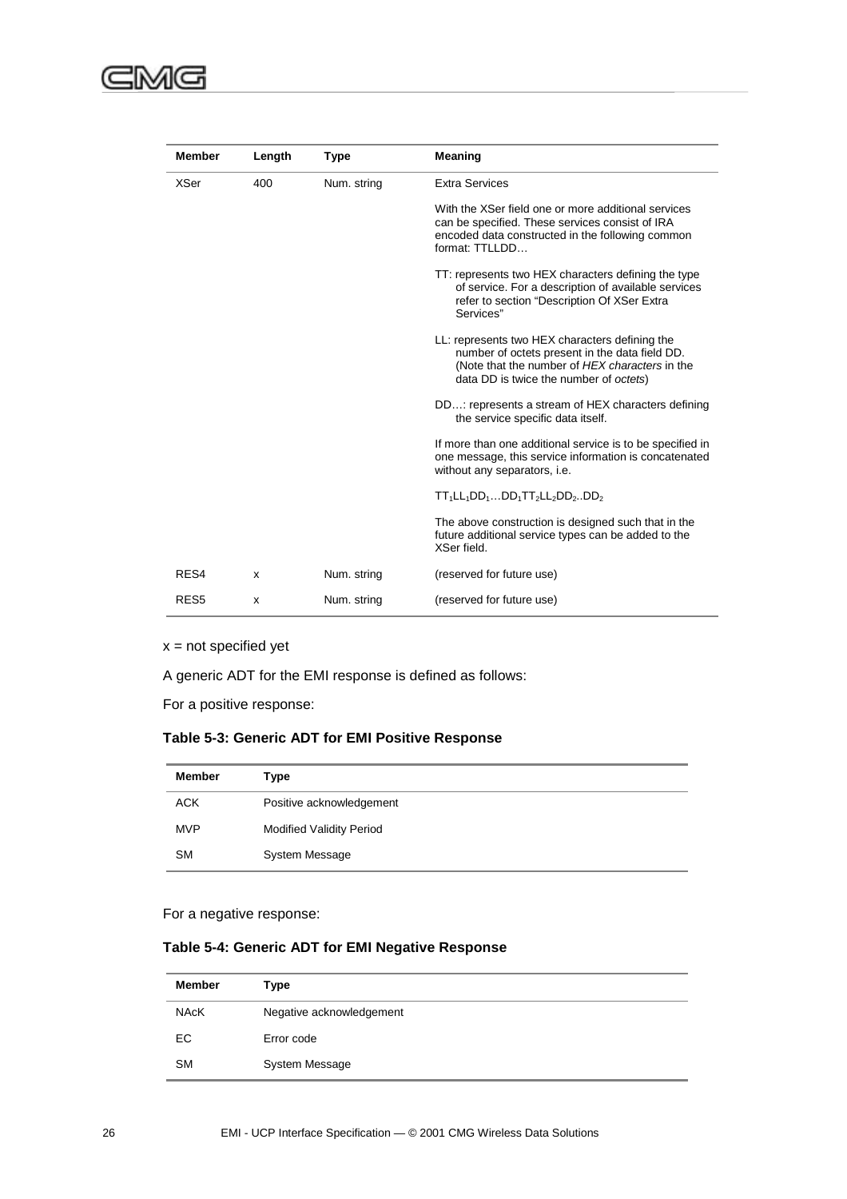| Member | Length | Type | Meaning |
|---|---|---|---|
| XSer | 400 | Num. string | Extra Services<br><br>With the XSer field one or more additional services can be specified. These services consist of IRA encoded data constructed in the following common format: TTLLDD…<br><br>TT: represents two HEX characters defining the type of service. For a description of available services refer to section "Description Of XSer Extra Services"<br><br>LL: represents two HEX characters defining the number of octets present in the data field DD. (Note that the number of *HEX characters* in the data DD is twice the number of *octets*)<br><br>DD…: represents a stream of HEX characters defining the service specific data itself.<br><br>If more than one additional service is to be specified in one message, this service information is concatenated without any separators, i.e.<br><br>$TT_1LL_1DD_1…DD_1TT_2LL_2DD_2..DD_2$<br><br>The above construction is designed such that in the future additional service types can be added to the XSer field. |
| RES4 | x | Num. string | (reserved for future use) |
| RES5 | x | Num. string | (reserved for future use) |

x = not specified yet

A generic ADT for the EMI response is defined as follows:

For a positive response:

**Table 5-3: Generic ADT for EMI Positive Response**

| Member | Type |
|---|---|
| ACK | Positive acknowledgement |
| MVP | Modified Validity Period |
| SM | System Message |

For a negative response:

**Table 5-4: Generic ADT for EMI Negative Response**

| Member | Type |
|---|---|
| NAcK | Negative acknowledgement |
| EC | Error code |
| SM | System Message |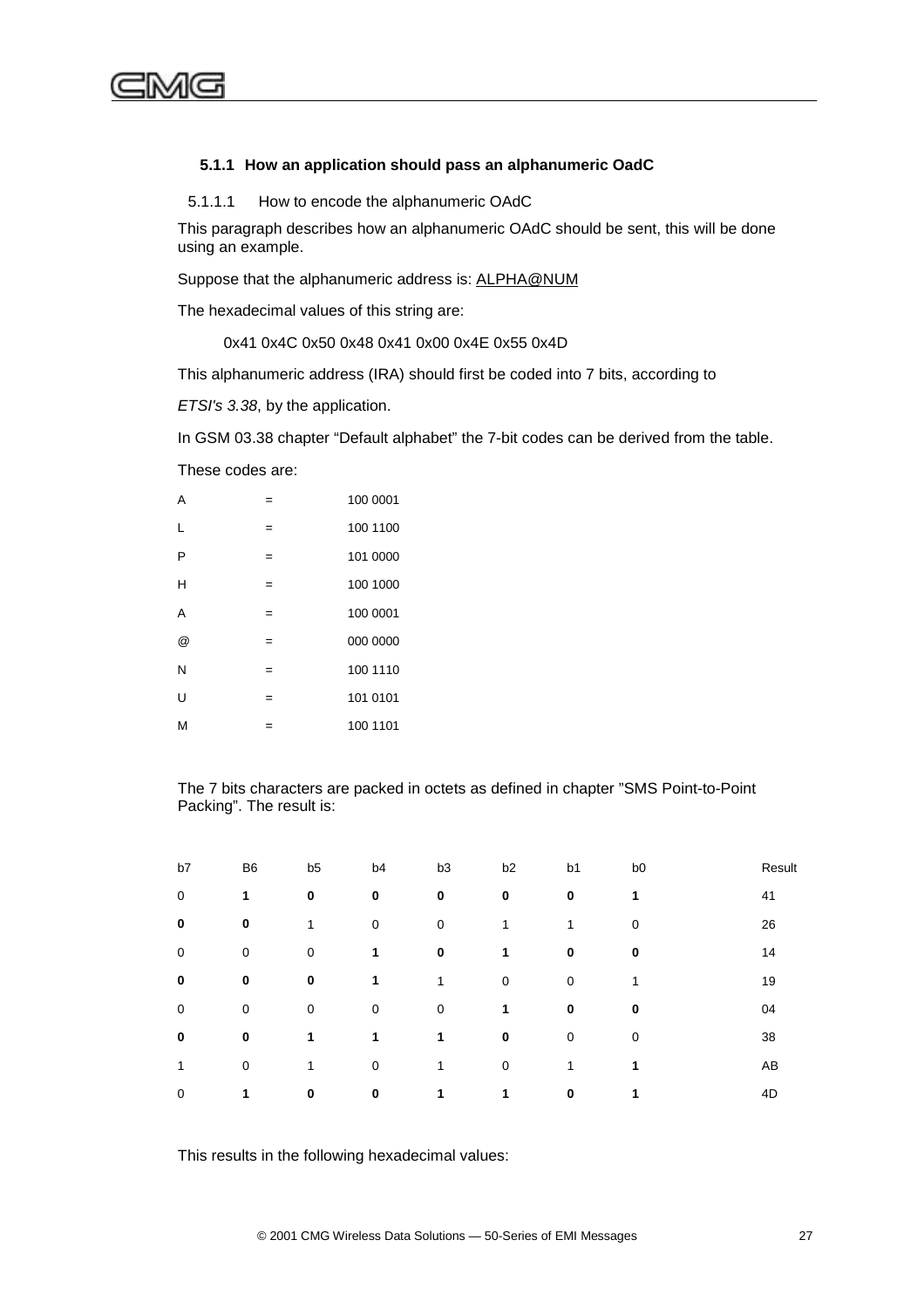### 5.1.1 How an application should pass an alphanumeric OadC

#### 5.1.1.1 How to encode the alphanumeric OAdC

This paragraph describes how an alphanumeric OAdC should be sent, this will be done using an example.

Suppose that the alphanumeric address is: ALPHA@NUM

The hexadecimal values of this string are:

0x41 0x4C 0x50 0x48 0x41 0x00 0x4E 0x55 0x4D

This alphanumeric address (IRA) should first be coded into 7 bits, according to

*ETSI's 3.38*, by the application.

In GSM 03.38 chapter "Default alphabet" the 7-bit codes can be derived from the table.

These codes are:

| | | |
|---|---|---|
| A | = | 100 0001 |
| L | = | 100 1100 |
| P | = | 101 0000 |
| H | = | 100 1000 |
| A | = | 100 0001 |
| @ | = | 000 0000 |
| N | = | 100 1110 |
| U | = | 101 0101 |
| M | = | 100 1101 |

The 7 bits characters are packed in octets as defined in chapter "SMS Point-to-Point Packing". The result is:

| b7 | B6 | b5 | b4 | b3 | b2 | b1 | b0 | Result |
|---|---|---|---|---|---|---|---|---|
| 0 | **1** | **0** | **0** | **0** | **0** | **0** | **1** | 41 |
| **0** | **0** | 1 | 0 | 0 | 1 | 1 | 0 | 26 |
| 0 | 0 | 0 | **1** | **0** | **1** | **0** | **0** | 14 |
| **0** | **0** | **0** | **1** | 1 | 0 | 0 | 1 | 19 |
| 0 | 0 | 0 | 0 | 0 | **1** | **0** | **0** | 04 |
| **0** | **0** | **1** | **1** | **1** | **0** | 0 | 0 | 38 |
| 1 | 0 | 1 | 0 | 1 | 0 | 1 | **1** | AB |
| 0 | **1** | **0** | **0** | **1** | **1** | **0** | **1** | 4D |

This results in the following hexadecimal values: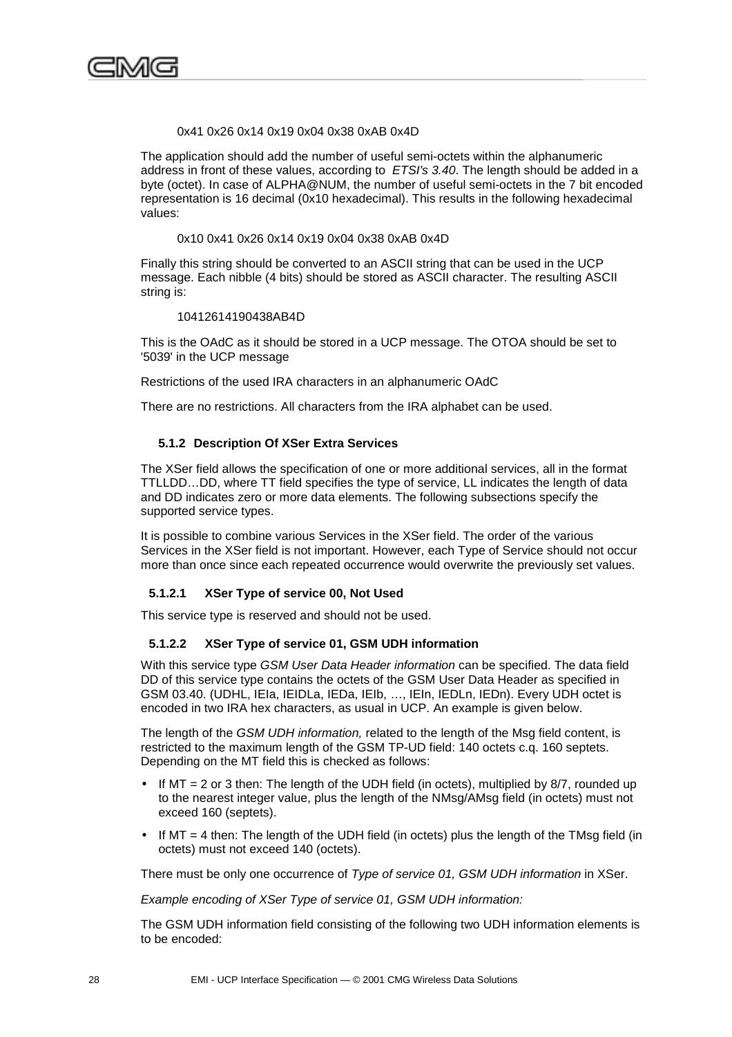0x41 0x26 0x14 0x19 0x04 0x38 0xAB 0x4D

The application should add the number of useful semi-octets within the alphanumeric address in front of these values, according to *ETSI's 3.40*. The length should be added in a byte (octet). In case of ALPHA@NUM, the number of useful semi-octets in the 7 bit encoded representation is 16 decimal (0x10 hexadecimal). This results in the following hexadecimal values:

0x10 0x41 0x26 0x14 0x19 0x04 0x38 0xAB 0x4D

Finally this string should be converted to an ASCII string that can be used in the UCP message. Each nibble (4 bits) should be stored as ASCII character. The resulting ASCII string is:

10412614190438AB4D

This is the OAdC as it should be stored in a UCP message. The OTOA should be set to '5039' in the UCP message

Restrictions of the used IRA characters in an alphanumeric OAdC

There are no restrictions. All characters from the IRA alphabet can be used.

### 5.1.2 Description Of XSer Extra Services

The XSer field allows the specification of one or more additional services, all in the format TTLLDD…DD, where TT field specifies the type of service, LL indicates the length of data and DD indicates zero or more data elements. The following subsections specify the supported service types.

It is possible to combine various Services in the XSer field. The order of the various Services in the XSer field is not important. However, each Type of Service should not occur more than once since each repeated occurrence would overwrite the previously set values.

#### 5.1.2.1 XSer Type of service 00, Not Used

This service type is reserved and should not be used.

#### 5.1.2.2 XSer Type of service 01, GSM UDH information

With this service type *GSM User Data Header information* can be specified. The data field DD of this service type contains the octets of the GSM User Data Header as specified in GSM 03.40. (UDHL, IEIa, IEIDLa, IEDa, IEIb, …, IEIn, IEDLn, IEDn). Every UDH octet is encoded in two IRA hex characters, as usual in UCP. An example is given below.

The length of the *GSM UDH information,* related to the length of the Msg field content, is restricted to the maximum length of the GSM TP-UD field: 140 octets c.q. 160 septets. Depending on the MT field this is checked as follows:

- If MT = 2 or 3 then: The length of the UDH field (in octets), multiplied by 8/7, rounded up to the nearest integer value, plus the length of the NMsg/AMsg field (in octets) must not exceed 160 (septets).
- If MT = 4 then: The length of the UDH field (in octets) plus the length of the TMsg field (in octets) must not exceed 140 (octets).

There must be only one occurrence of *Type of service 01, GSM UDH information* in XSer.

*Example encoding of XSer Type of service 01, GSM UDH information:*

The GSM UDH information field consisting of the following two UDH information elements is to be encoded: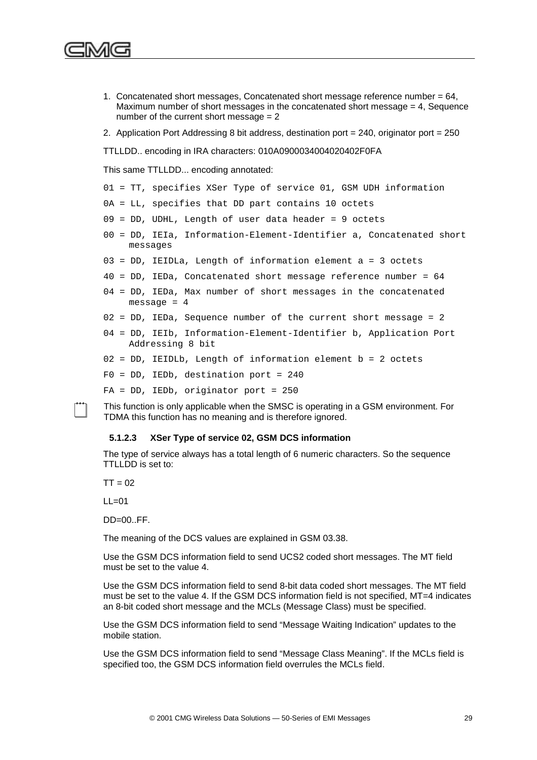1. Concatenated short messages, Concatenated short message reference number = 64, Maximum number of short messages in the concatenated short message = 4, Sequence number of the current short message = 2
2. Application Port Addressing 8 bit address, destination port = 240, originator port = 250

TTLLDD.. encoding in IRA characters: 010A0900034004020402F0FA

This same TTLLDD... encoding annotated:

```
01 = TT, specifies XSer Type of service 01, GSM UDH information
0A = LL, specifies that DD part contains 10 octets
09 = DD, UDHL, Length of user data header = 9 octets
00 = DD, IEIa, Information-Element-Identifier a, Concatenated short
     messages
03 = DD, IEIDLa, Length of information element a = 3 octets
40 = DD, IEDa, Concatenated short message reference number = 64
04 = DD, IEDa, Max number of short messages in the concatenated
     message = 4
02 = DD, IEDa, Sequence number of the current short message = 2
04 = DD, IEIb, Information-Element-Identifier b, Application Port
     Addressing 8 bit
02 = DD, IEIDLb, Length of information element b = 2 octets
F0 = DD, IEDb, destination port = 240
FA = DD, IEDb, originator port = 250
```

This function is only applicable when the SMSC is operating in a GSM environment. For TDMA this function has no meaning and is therefore ignored.

#### 5.1.2.3 XSer Type of service 02, GSM DCS information

The type of service always has a total length of 6 numeric characters. So the sequence TTLLDD is set to:

TT = 02

LL=01

DD=00..FF.

The meaning of the DCS values are explained in GSM 03.38.

Use the GSM DCS information field to send UCS2 coded short messages. The MT field must be set to the value 4.

Use the GSM DCS information field to send 8-bit data coded short messages. The MT field must be set to the value 4. If the GSM DCS information field is not specified, MT=4 indicates an 8-bit coded short message and the MCLs (Message Class) must be specified.

Use the GSM DCS information field to send “Message Waiting Indication” updates to the mobile station.

Use the GSM DCS information field to send “Message Class Meaning”. If the MCLs field is specified too, the GSM DCS information field overrules the MCLs field.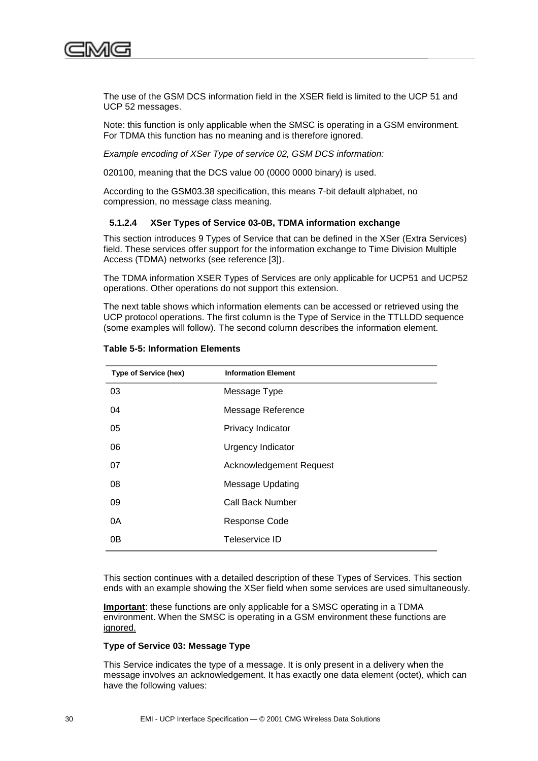The use of the GSM DCS information field in the XSER field is limited to the UCP 51 and UCP 52 messages.

Note: this function is only applicable when the SMSC is operating in a GSM environment. For TDMA this function has no meaning and is therefore ignored.

*Example encoding of XSer Type of service 02, GSM DCS information:*

020100, meaning that the DCS value 00 (0000 0000 binary) is used.

According to the GSM03.38 specification, this means 7-bit default alphabet, no compression, no message class meaning.

#### 5.1.2.4 XSer Types of Service 03-0B, TDMA information exchange

This section introduces 9 Types of Service that can be defined in the XSer (Extra Services) field. These services offer support for the information exchange to Time Division Multiple Access (TDMA) networks (see reference [3]).

The TDMA information XSER Types of Services are only applicable for UCP51 and UCP52 operations. Other operations do not support this extension.

The next table shows which information elements can be accessed or retrieved using the UCP protocol operations. The first column is the Type of Service in the TTLLDD sequence (some examples will follow). The second column describes the information element.

**Table 5-5: Information Elements**

| Type of Service (hex) | Information Element |
|---|---|
| 03 | Message Type |
| 04 | Message Reference |
| 05 | Privacy Indicator |
| 06 | Urgency Indicator |
| 07 | Acknowledgement Request |
| 08 | Message Updating |
| 09 | Call Back Number |
| 0A | Response Code |
| 0B | Teleservice ID |

This section continues with a detailed description of these Types of Services. This section ends with an example showing the XSer field when some services are used simultaneously.

**Important**: these functions are only applicable for a SMSC operating in a TDMA environment. When the SMSC is operating in a GSM environment these functions are ignored.

**Type of Service 03: Message Type**

This Service indicates the type of a message. It is only present in a delivery when the message involves an acknowledgement. It has exactly one data element (octet), which can have the following values: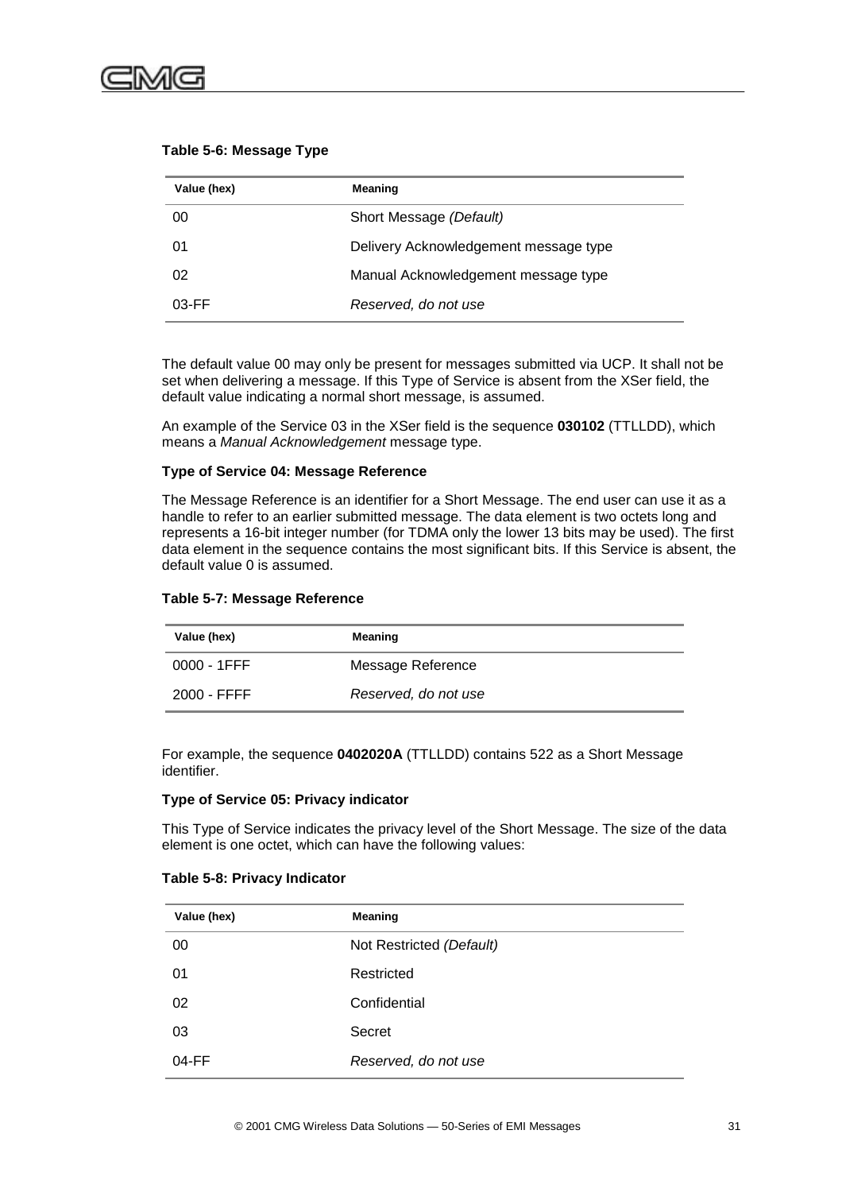**Table 5-6: Message Type**

| Value (hex) | Meaning |
| --- | --- |
| 00 | Short Message *(Default)* |
| 01 | Delivery Acknowledgement message type |
| 02 | Manual Acknowledgement message type |
| 03-FF | *Reserved, do not use* |

The default value 00 may only be present for messages submitted via UCP. It shall not be set when delivering a message. If this Type of Service is absent from the XSer field, the default value indicating a normal short message, is assumed.

An example of the Service 03 in the XSer field is the sequence **030102** (TTLLDD), which means a *Manual Acknowledgement* message type.

**Type of Service 04: Message Reference**

The Message Reference is an identifier for a Short Message. The end user can use it as a handle to refer to an earlier submitted message. The data element is two octets long and represents a 16-bit integer number (for TDMA only the lower 13 bits may be used). The first data element in the sequence contains the most significant bits. If this Service is absent, the default value 0 is assumed.

**Table 5-7: Message Reference**

| Value (hex) | Meaning |
| --- | --- |
| 0000 - 1FFF | Message Reference |
| 2000 - FFFF | *Reserved, do not use* |

For example, the sequence **0402020A** (TTLLDD) contains 522 as a Short Message identifier.

**Type of Service 05: Privacy indicator**

This Type of Service indicates the privacy level of the Short Message. The size of the data element is one octet, which can have the following values:

**Table 5-8: Privacy Indicator**

| Value (hex) | Meaning |
| --- | --- |
| 00 | Not Restricted *(Default)* |
| 01 | Restricted |
| 02 | Confidential |
| 03 | Secret |
| 04-FF | *Reserved, do not use* |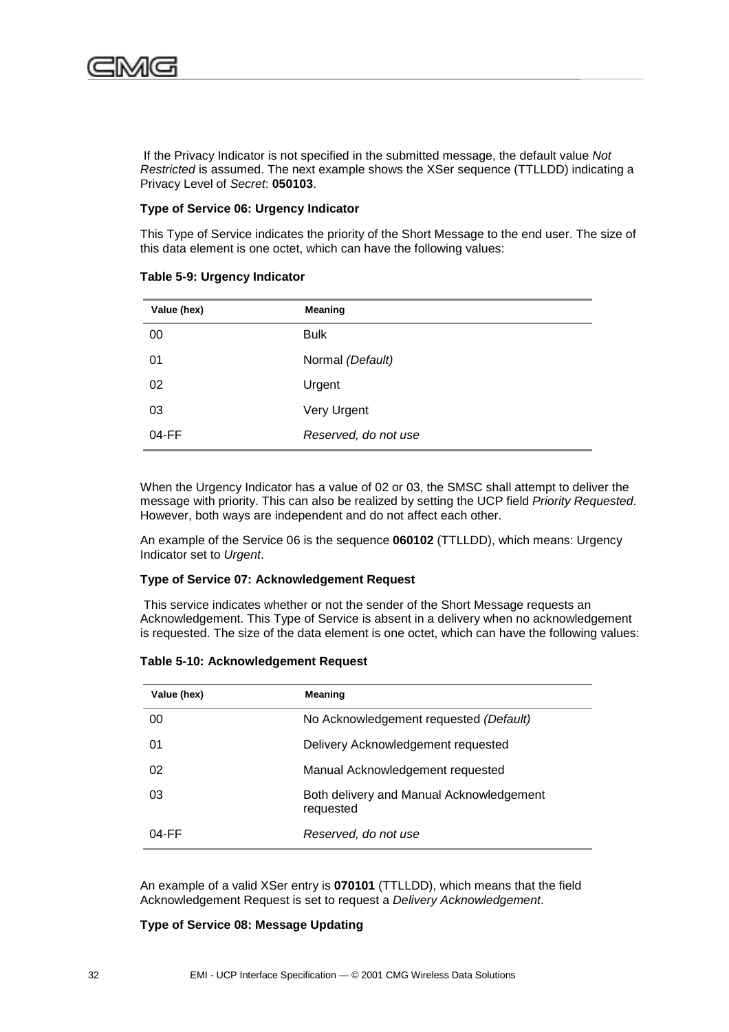If the Privacy Indicator is not specified in the submitted message, the default value *Not Restricted* is assumed. The next example shows the XSer sequence (TTLLDD) indicating a Privacy Level of *Secret*: **050103**.

**Type of Service 06: Urgency Indicator**

This Type of Service indicates the priority of the Short Message to the end user. The size of this data element is one octet, which can have the following values:

**Table 5-9: Urgency Indicator**

| Value (hex) | Meaning |
|---|---|
| 00 | Bulk |
| 01 | Normal *(Default)* |
| 02 | Urgent |
| 03 | Very Urgent |
| 04-FF | *Reserved, do not use* |

When the Urgency Indicator has a value of 02 or 03, the SMSC shall attempt to deliver the message with priority. This can also be realized by setting the UCP field *Priority Requested*. However, both ways are independent and do not affect each other.

An example of the Service 06 is the sequence **060102** (TTLLDD), which means: Urgency Indicator set to *Urgent*.

**Type of Service 07: Acknowledgement Request**

This service indicates whether or not the sender of the Short Message requests an Acknowledgement. This Type of Service is absent in a delivery when no acknowledgement is requested. The size of the data element is one octet, which can have the following values:

**Table 5-10: Acknowledgement Request**

| Value (hex) | Meaning |
|---|---|
| 00 | No Acknowledgement requested *(Default)* |
| 01 | Delivery Acknowledgement requested |
| 02 | Manual Acknowledgement requested |
| 03 | Both delivery and Manual Acknowledgement requested |
| 04-FF | *Reserved, do not use* |

An example of a valid XSer entry is **070101** (TTLLDD), which means that the field Acknowledgement Request is set to request a *Delivery Acknowledgement*.

**Type of Service 08: Message Updating**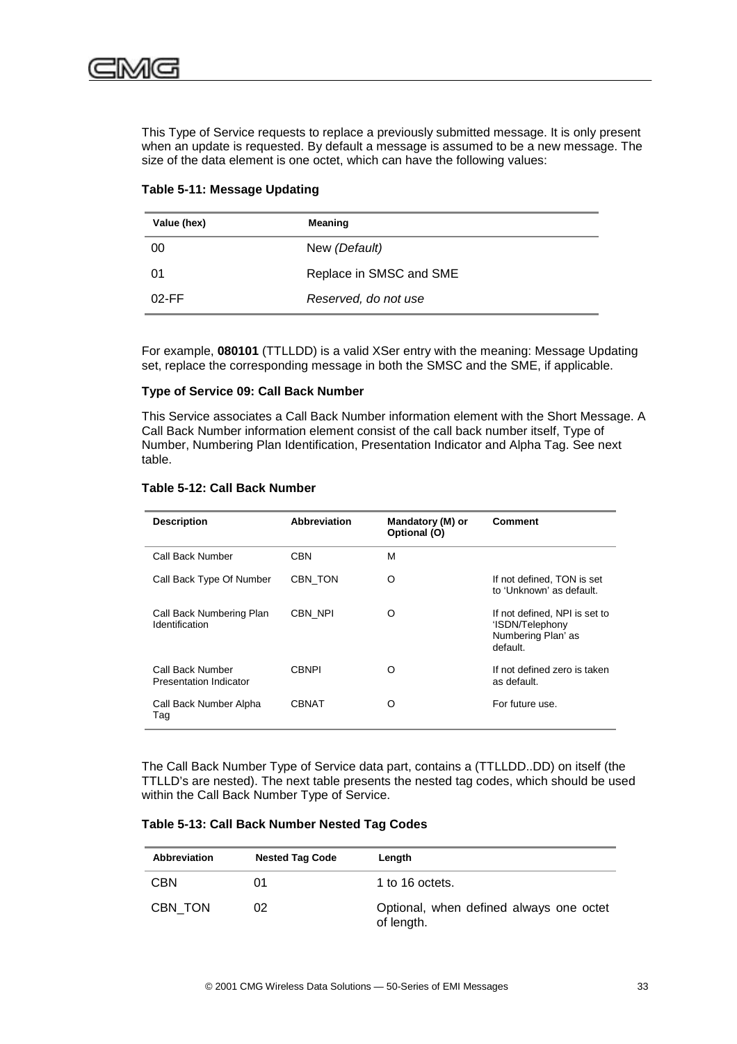This Type of Service requests to replace a previously submitted message. It is only present when an update is requested. By default a message is assumed to be a new message. The size of the data element is one octet, which can have the following values:

**Table 5-11: Message Updating**

| Value (hex) | Meaning |
|---|---|
| 00 | New *(Default)* |
| 01 | Replace in SMSC and SME |
| 02-FF | *Reserved, do not use* |

For example, **080101** (TTLLDD) is a valid XSer entry with the meaning: Message Updating set, replace the corresponding message in both the SMSC and the SME, if applicable.

**Type of Service 09: Call Back Number**

This Service associates a Call Back Number information element with the Short Message. A Call Back Number information element consist of the call back number itself, Type of Number, Numbering Plan Identification, Presentation Indicator and Alpha Tag. See next table.

**Table 5-12: Call Back Number**

| Description | Abbreviation | Mandatory (M) or Optional (O) | Comment |
|---|---|---|---|
| Call Back Number | CBN | M | |
| Call Back Type Of Number | CBN_TON | O | If not defined, TON is set to 'Unknown' as default. |
| Call Back Numbering Plan Identification | CBN_NPI | O | If not defined, NPI is set to 'ISDN/Telephony Numbering Plan' as default. |
| Call Back Number Presentation Indicator | CBNPI | O | If not defined zero is taken as default. |
| Call Back Number Alpha Tag | CBNAT | O | For future use. |

The Call Back Number Type of Service data part, contains a (TTLLDD..DD) on itself (the TTLLD's are nested). The next table presents the nested tag codes, which should be used within the Call Back Number Type of Service.

**Table 5-13: Call Back Number Nested Tag Codes**

| Abbreviation | Nested Tag Code | Length |
|---|---|---|
| CBN | 01 | 1 to 16 octets. |
| CBN_TON | 02 | Optional, when defined always one octet of length. |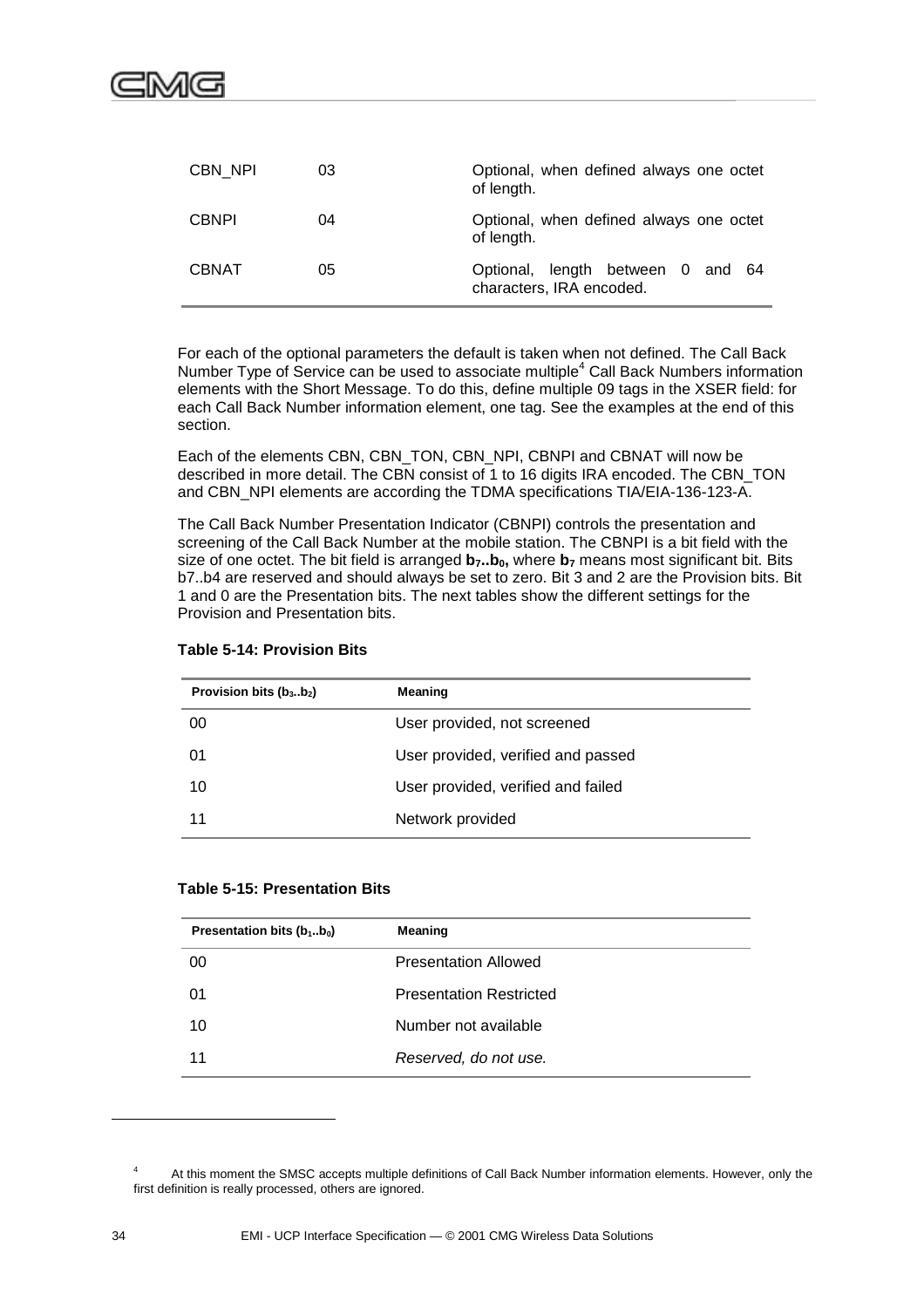| | | |
|---|---|---|
| CBN_NPI | 03 | Optional, when defined always one octet of length. |
| CBNPI | 04 | Optional, when defined always one octet of length. |
| CBNAT | 05 | Optional, length between 0 and 64 characters, IRA encoded. |

For each of the optional parameters the default is taken when not defined. The Call Back Number Type of Service can be used to associate multiple[4] Call Back Numbers information elements with the Short Message. To do this, define multiple 09 tags in the XSER field: for each Call Back Number information element, one tag. See the examples at the end of this section.

Each of the elements CBN, CBN_TON, CBN_NPI, CBNPI and CBNAT will now be described in more detail. The CBN consist of 1 to 16 digits IRA encoded. The CBN_TON and CBN_NPI elements are according the TDMA specifications TIA/EIA-136-123-A.

The Call Back Number Presentation Indicator (CBNPI) controls the presentation and screening of the Call Back Number at the mobile station. The CBNPI is a bit field with the size of one octet. The bit field is arranged $\mathbf{b_7..b_0}$, where $\mathbf{b_7}$ means most significant bit. Bits b7..b4 are reserved and should always be set to zero. Bit 3 and 2 are the Provision bits. Bit 1 and 0 are the Presentation bits. The next tables show the different settings for the Provision and Presentation bits.

**Table 5-14: Provision Bits**

| Provision bits ($b_3..b_2$) | Meaning |
|---|---|
| 00 | User provided, not screened |
| 01 | User provided, verified and passed |
| 10 | User provided, verified and failed |
| 11 | Network provided |

**Table 5-15: Presentation Bits**

| Presentation bits ($b_1..b_0$) | Meaning |
|---|---|
| 00 | Presentation Allowed |
| 01 | Presentation Restricted |
| 10 | Number not available |
| 11 | *Reserved, do not use.* |

[4] At this moment the SMSC accepts multiple definitions of Call Back Number information elements. However, only the first definition is really processed, others are ignored.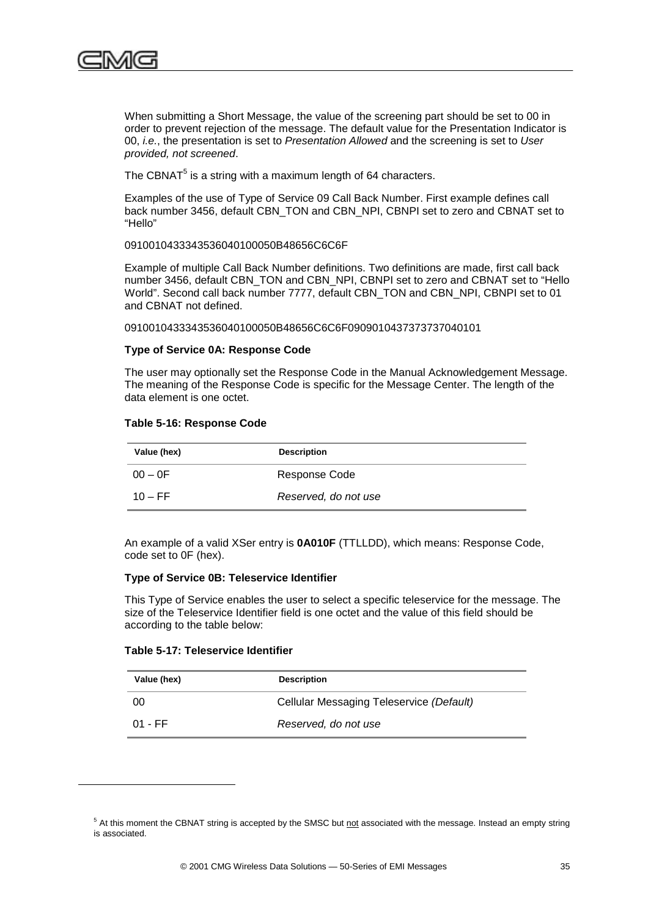When submitting a Short Message, the value of the screening part should be set to 00 in order to prevent rejection of the message. The default value for the Presentation Indicator is 00, *i.e.*, the presentation is set to *Presentation Allowed* and the screening is set to *User provided, not screened*.

The CBNAT[5] is a string with a maximum length of 64 characters.

Examples of the use of Type of Service 09 Call Back Number. First example defines call back number 3456, default CBN_TON and CBN_NPI, CBNPI set to zero and CBNAT set to "Hello"

0910010433343536040100050B48656C6C6F

Example of multiple Call Back Number definitions. Two definitions are made, first call back number 3456, default CBN_TON and CBN_NPI, CBNPI set to zero and CBNAT set to "Hello World". Second call back number 7777, default CBN_TON and CBN_NPI, CBNPI set to 01 and CBNAT not defined.

0910010433343536040100050B48656C6C6F0909010437373737040101

**Type of Service 0A: Response Code**

The user may optionally set the Response Code in the Manual Acknowledgement Message. The meaning of the Response Code is specific for the Message Center. The length of the data element is one octet.

**Table 5-16: Response Code**

| Value (hex) | Description |
|---|---|
| 00 – 0F | Response Code |
| 10 – FF | *Reserved, do not use* |

An example of a valid XSer entry is **0A010F** (TTLLDD), which means: Response Code, code set to 0F (hex).

**Type of Service 0B: Teleservice Identifier**

This Type of Service enables the user to select a specific teleservice for the message. The size of the Teleservice Identifier field is one octet and the value of this field should be according to the table below:

**Table 5-17: Teleservice Identifier**

| Value (hex) | Description |
|---|---|
| 00 | Cellular Messaging Teleservice *(Default)* |
| 01 - FF | *Reserved, do not use* |

[5] At this moment the CBNAT string is accepted by the SMSC but not associated with the message. Instead an empty string is associated.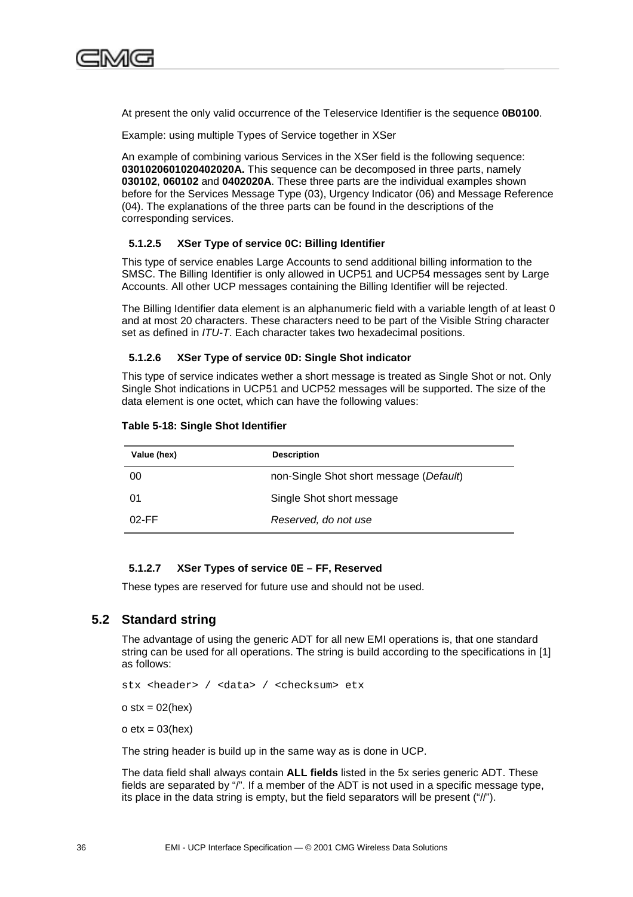At present the only valid occurrence of the Teleservice Identifier is the sequence **0B0100**.

Example: using multiple Types of Service together in XSer

An example of combining various Services in the XSer field is the following sequence: **0301020601020402020A.** This sequence can be decomposed in three parts, namely **030102**, **060102** and **0402020A**. These three parts are the individual examples shown before for the Services Message Type (03), Urgency Indicator (06) and Message Reference (04). The explanations of the three parts can be found in the descriptions of the corresponding services.

#### 5.1.2.5 XSer Type of service 0C: Billing Identifier

This type of service enables Large Accounts to send additional billing information to the SMSC. The Billing Identifier is only allowed in UCP51 and UCP54 messages sent by Large Accounts. All other UCP messages containing the Billing Identifier will be rejected.

The Billing Identifier data element is an alphanumeric field with a variable length of at least 0 and at most 20 characters. These characters need to be part of the Visible String character set as defined in *ITU-T*. Each character takes two hexadecimal positions.

#### 5.1.2.6 XSer Type of service 0D: Single Shot indicator

This type of service indicates wether a short message is treated as Single Shot or not. Only Single Shot indications in UCP51 and UCP52 messages will be supported. The size of the data element is one octet, which can have the following values:

**Table 5-18: Single Shot Identifier**

| Value (hex) | Description |
|---|---|
| 00 | non-Single Shot short message (*Default*) |
| 01 | Single Shot short message |
| 02-FF | *Reserved, do not use* |

#### 5.1.2.7 XSer Types of service 0E – FF, Reserved

These types are reserved for future use and should not be used.

## 5.2 Standard string

The advantage of using the generic ADT for all new EMI operations is, that one standard string can be used for all operations. The string is build according to the specifications in [1] as follows:

```
stx <header> / <data> / <checksum> etx
```

o stx = 02(hex)

o etx = 03(hex)

The string header is build up in the same way as is done in UCP.

The data field shall always contain **ALL fields** listed in the 5x series generic ADT. These fields are separated by "/". If a member of the ADT is not used in a specific message type, its place in the data string is empty, but the field separators will be present ("//").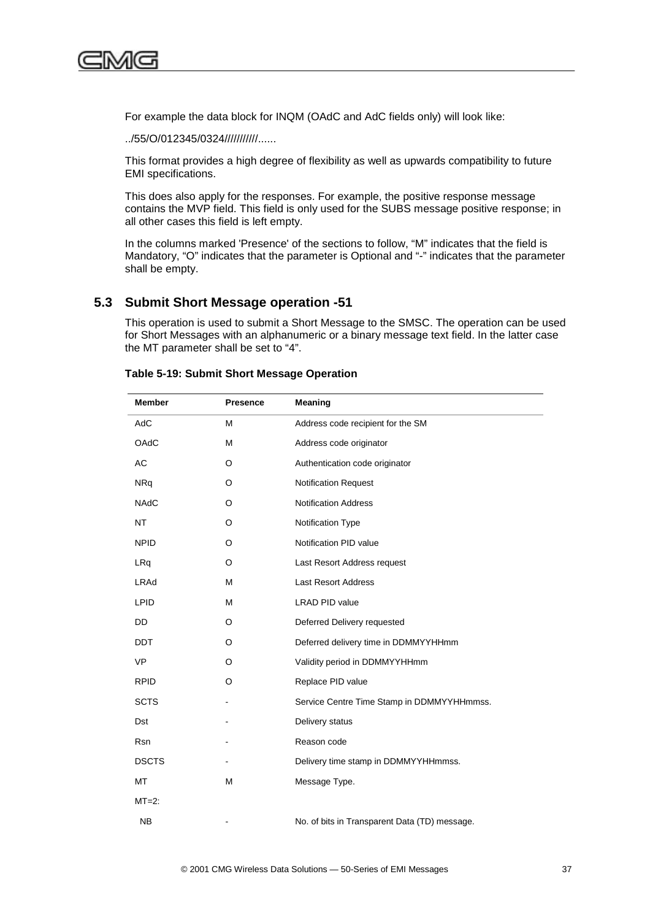For example the data block for INQM (OAdC and AdC fields only) will look like:

../55/O/012345/0324///////////......

This format provides a high degree of flexibility as well as upwards compatibility to future EMI specifications.

This does also apply for the responses. For example, the positive response message contains the MVP field. This field is only used for the SUBS message positive response; in all other cases this field is left empty.

In the columns marked 'Presence' of the sections to follow, “M” indicates that the field is Mandatory, “O” indicates that the parameter is Optional and “-” indicates that the parameter shall be empty.

## 5.3 Submit Short Message operation -51

This operation is used to submit a Short Message to the SMSC. The operation can be used for Short Messages with an alphanumeric or a binary message text field. In the latter case the MT parameter shall be set to “4”.

**Table 5-19: Submit Short Message Operation**

| Member | Presence | Meaning |
|---|---|---|
| AdC | M | Address code recipient for the SM |
| OAdC | M | Address code originator |
| AC | O | Authentication code originator |
| NRq | O | Notification Request |
| NAdC | O | Notification Address |
| NT | O | Notification Type |
| NPID | O | Notification PID value |
| LRq | O | Last Resort Address request |
| LRAd | M | Last Resort Address |
| LPID | M | LRAD PID value |
| DD | O | Deferred Delivery requested |
| DDT | O | Deferred delivery time in DDMMYYHHmm |
| VP | O | Validity period in DDMMYYHHmm |
| RPID | O | Replace PID value |
| SCTS | - | Service Centre Time Stamp in DDMMYYHHmmss. |
| Dst | - | Delivery status |
| Rsn | - | Reason code |
| DSCTS | - | Delivery time stamp in DDMMYYHHmmss. |
| MT | M | Message Type. |
| MT=2: | | |
| NB | - | No. of bits in Transparent Data (TD) message. |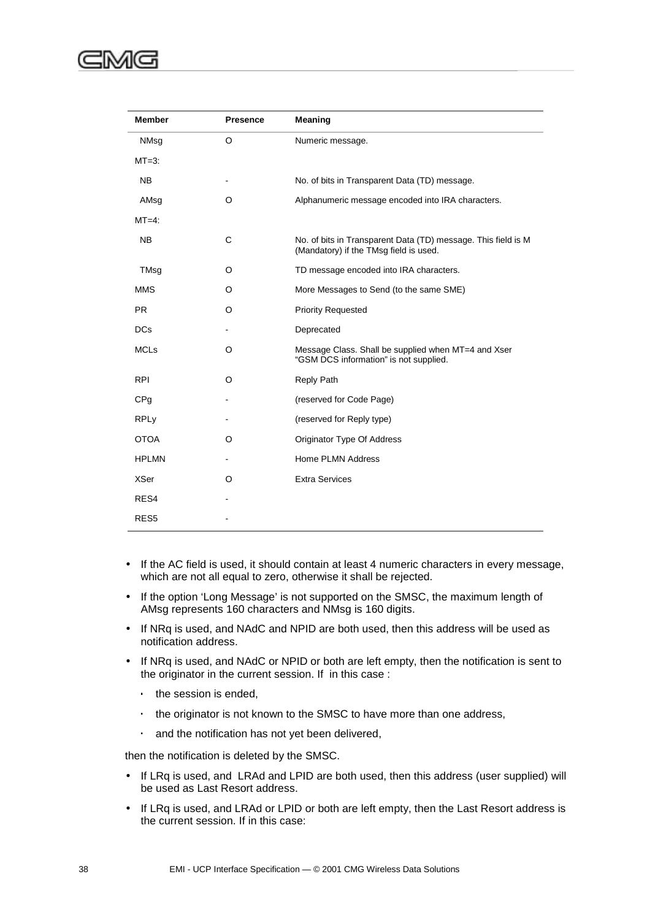| Member | Presence | Meaning |
|---|---|---|
| NMsg | O | Numeric message. |
| MT=3: | | |
| NB | - | No. of bits in Transparent Data (TD) message. |
| AMsg | O | Alphanumeric message encoded into IRA characters. |
| MT=4: | | |
| NB | C | No. of bits in Transparent Data (TD) message. This field is M (Mandatory) if the TMsg field is used. |
| TMsg | O | TD message encoded into IRA characters. |
| MMS | O | More Messages to Send (to the same SME) |
| PR | O | Priority Requested |
| DCs | - | Deprecated |
| MCLs | O | Message Class. Shall be supplied when MT=4 and Xser "GSM DCS information" is not supplied. |
| RPI | O | Reply Path |
| CPg | - | (reserved for Code Page) |
| RPLy | - | (reserved for Reply type) |
| OTOA | O | Originator Type Of Address |
| HPLMN | - | Home PLMN Address |
| XSer | O | Extra Services |
| RES4 | - | |
| RES5 | - | |

- If the AC field is used, it should contain at least 4 numeric characters in every message, which are not all equal to zero, otherwise it shall be rejected.
- If the option 'Long Message' is not supported on the SMSC, the maximum length of AMsg represents 160 characters and NMsg is 160 digits.
- If NRq is used, and NAdC and NPID are both used, then this address will be used as notification address.
- If NRq is used, and NAdC or NPID or both are left empty, then the notification is sent to the originator in the current session. If in this case :
  - the session is ended,
  - the originator is not known to the SMSC to have more than one address,
  - and the notification has not yet been delivered,

then the notification is deleted by the SMSC.

- If LRq is used, and LRAd and LPID are both used, then this address (user supplied) will be used as Last Resort address.
- If LRq is used, and LRAd or LPID or both are left empty, then the Last Resort address is the current session. If in this case: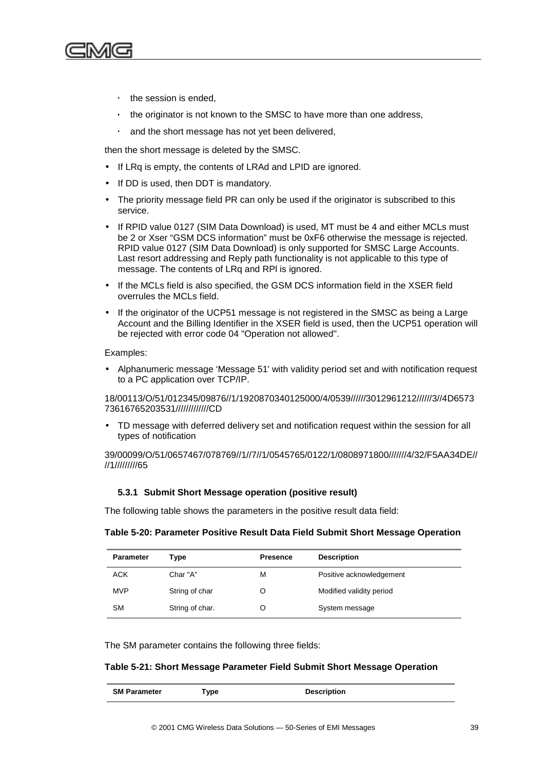- the session is ended,
- the originator is not known to the SMSC to have more than one address,
- and the short message has not yet been delivered,

then the short message is deleted by the SMSC.

- If LRq is empty, the contents of LRAd and LPID are ignored.
- If DD is used, then DDT is mandatory.
- The priority message field PR can only be used if the originator is subscribed to this service.
- If RPID value 0127 (SIM Data Download) is used, MT must be 4 and either MCLs must be 2 or Xser "GSM DCS information" must be 0xF6 otherwise the message is rejected. RPID value 0127 (SIM Data Download) is only supported for SMSC Large Accounts. Last resort addressing and Reply path functionality is not applicable to this type of message. The contents of LRq and RPl is ignored.
- If the MCLs field is also specified, the GSM DCS information field in the XSER field overrules the MCLs field.
- If the originator of the UCP51 message is not registered in the SMSC as being a Large Account and the Billing Identifier in the XSER field is used, then the UCP51 operation will be rejected with error code 04 "Operation not allowed".

Examples:

- Alphanumeric message 'Message 51' with validity period set and with notification request to a PC application over TCP/IP.

18/00113/O/51/012345/09876//1/1920870340125000/4/0539//////3012961212//////3//4D657373616765203531/////////////CD

- TD message with deferred delivery set and notification request within the session for all types of notification

39/00099/O/51/0657467/078769//1//7//1/0545765/0122/1/0808971800///////4/32/F5AA34DE////1/////////65

### 5.3.1 Submit Short Message operation (positive result)

The following table shows the parameters in the positive result data field:

**Table 5-20: Parameter Positive Result Data Field Submit Short Message Operation**

| Parameter | Type | Presence | Description |
|---|---|---|---|
| ACK | Char "A" | M | Positive acknowledgement |
| MVP | String of char | O | Modified validity period |
| SM | String of char. | O | System message |

The SM parameter contains the following three fields:

**Table 5-21: Short Message Parameter Field Submit Short Message Operation**

| SM Parameter | Type | Description |
|---|---|---|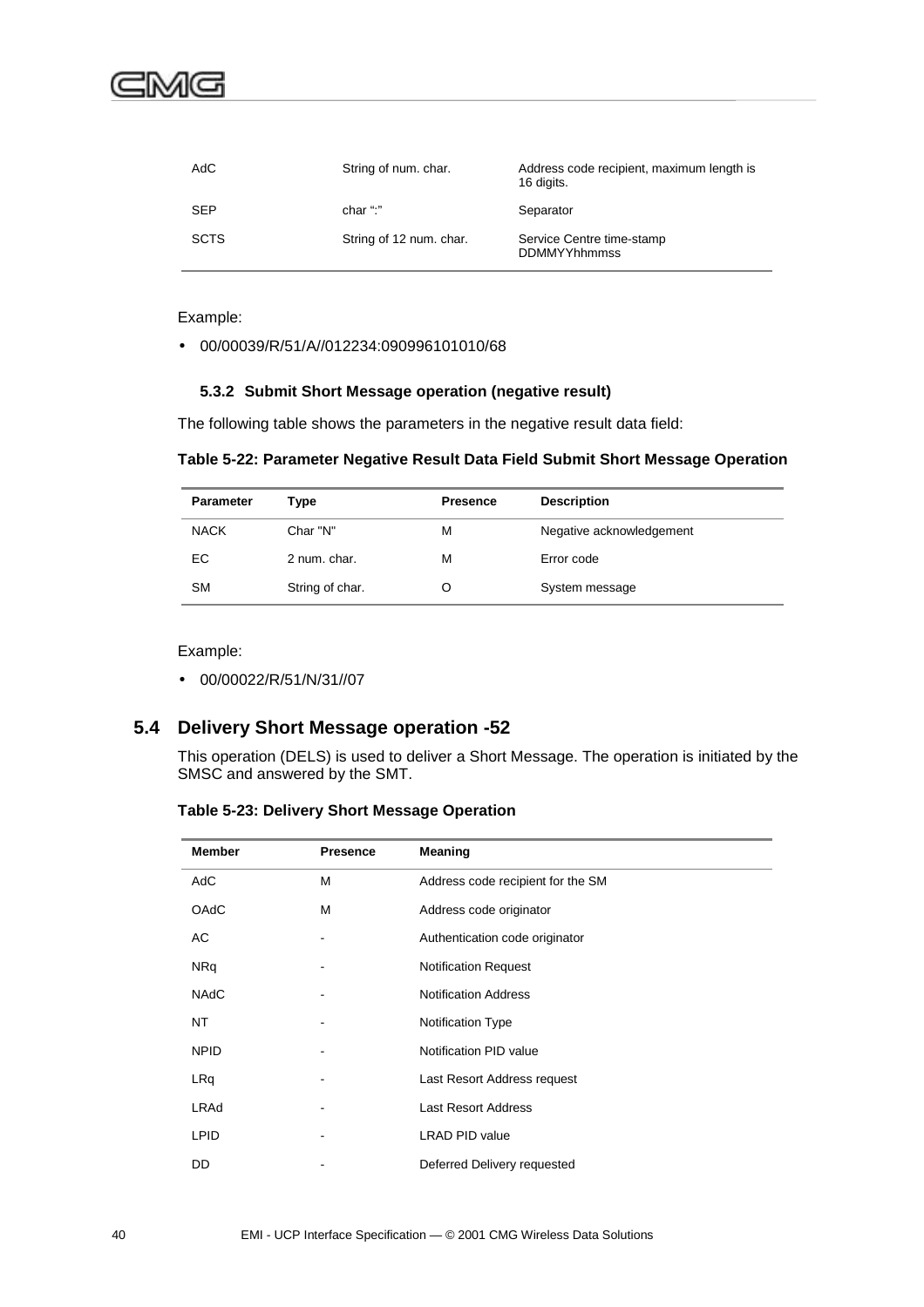| | | |
|---|---|---|
| AdC | String of num. char. | Address code recipient, maximum length is 16 digits. |
| SEP | char ":" | Separator |
| SCTS | String of 12 num. char. | Service Centre time-stamp DDMMYYhhmmss |

Example:

- 00/00039/R/51/A//012234:090996101010/68

### 5.3.2 Submit Short Message operation (negative result)

The following table shows the parameters in the negative result data field:

**Table 5-22: Parameter Negative Result Data Field Submit Short Message Operation**

| Parameter | Type | Presence | Description |
|---|---|---|---|
| NACK | Char "N" | M | Negative acknowledgement |
| EC | 2 num. char. | M | Error code |
| SM | String of char. | O | System message |

Example:

- 00/00022/R/51/N/31//07

## 5.4 Delivery Short Message operation -52

This operation (DELS) is used to deliver a Short Message. The operation is initiated by the SMSC and answered by the SMT.

**Table 5-23: Delivery Short Message Operation**

| Member | Presence | Meaning |
|---|---|---|
| AdC | M | Address code recipient for the SM |
| OAdC | M | Address code originator |
| AC | - | Authentication code originator |
| NRq | - | Notification Request |
| NAdC | - | Notification Address |
| NT | - | Notification Type |
| NPID | - | Notification PID value |
| LRq | - | Last Resort Address request |
| LRAd | - | Last Resort Address |
| LPID | - | LRAD PID value |
| DD | - | Deferred Delivery requested |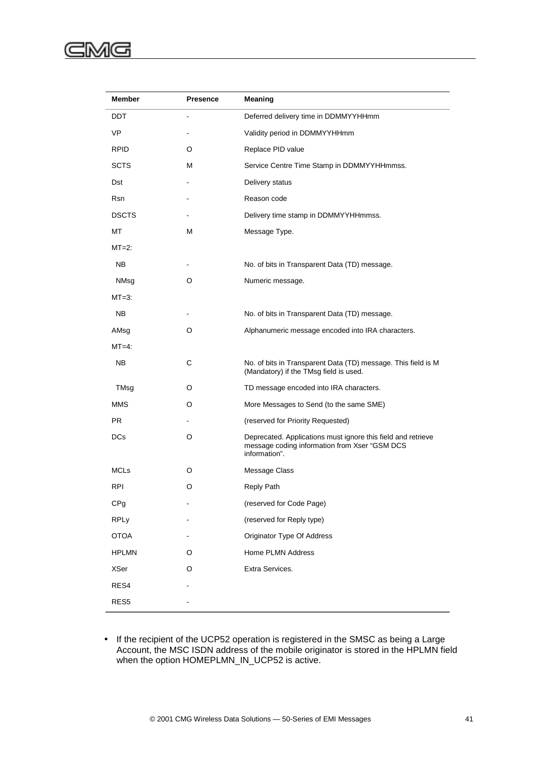| Member | Presence | Meaning |
|---|---|---|
| DDT | - | Deferred delivery time in DDMMYYHHmm |
| VP | - | Validity period in DDMMYYHHmm |
| RPID | O | Replace PID value |
| SCTS | M | Service Centre Time Stamp in DDMMYYHHmmss. |
| Dst | - | Delivery status |
| Rsn | - | Reason code |
| DSCTS | - | Delivery time stamp in DDMMYYHHmmss. |
| MT | M | Message Type. |
| MT=2: | | |
| NB | - | No. of bits in Transparent Data (TD) message. |
| NMsg | O | Numeric message. |
| MT=3: | | |
| NB | - | No. of bits in Transparent Data (TD) message. |
| AMsg | O | Alphanumeric message encoded into IRA characters. |
| MT=4: | | |
| NB | C | No. of bits in Transparent Data (TD) message. This field is M (Mandatory) if the TMsg field is used. |
| TMsg | O | TD message encoded into IRA characters. |
| MMS | O | More Messages to Send (to the same SME) |
| PR | - | (reserved for Priority Requested) |
| DCs | O | Deprecated. Applications must ignore this field and retrieve message coding information from Xser "GSM DCS information". |
| MCLs | O | Message Class |
| RPI | O | Reply Path |
| CPg | - | (reserved for Code Page) |
| RPLy | - | (reserved for Reply type) |
| OTOA | - | Originator Type Of Address |
| HPLMN | O | Home PLMN Address |
| XSer | O | Extra Services. |
| RES4 | - | |
| RES5 | - | |

- If the recipient of the UCP52 operation is registered in the SMSC as being a Large Account, the MSC ISDN address of the mobile originator is stored in the HPLMN field when the option HOMEPLMN_IN_UCP52 is active.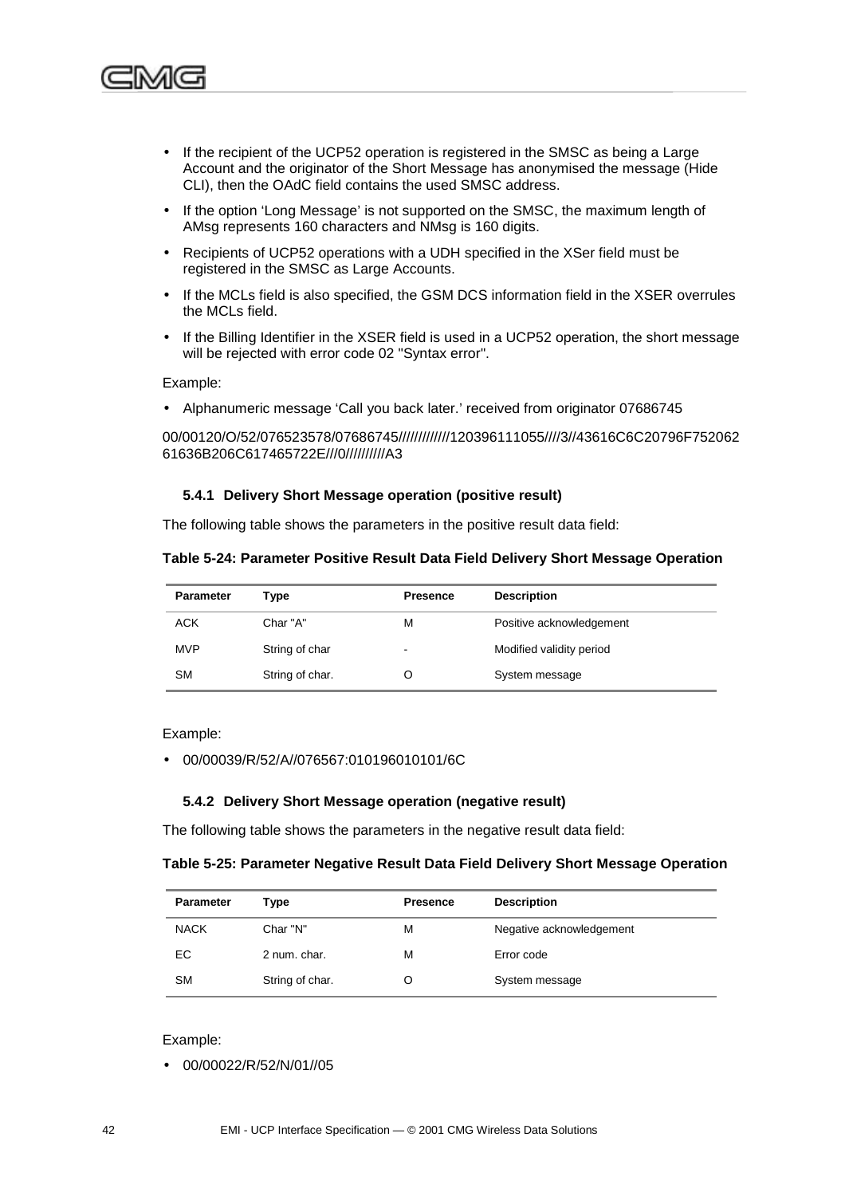- If the recipient of the UCP52 operation is registered in the SMSC as being a Large Account and the originator of the Short Message has anonymised the message (Hide CLI), then the OAdC field contains the used SMSC address.
- If the option 'Long Message' is not supported on the SMSC, the maximum length of AMsg represents 160 characters and NMsg is 160 digits.
- Recipients of UCP52 operations with a UDH specified in the XSer field must be registered in the SMSC as Large Accounts.
- If the MCLs field is also specified, the GSM DCS information field in the XSER overrules the MCLs field.
- If the Billing Identifier in the XSER field is used in a UCP52 operation, the short message will be rejected with error code 02 "Syntax error".

Example:

- Alphanumeric message 'Call you back later.' received from originator 07686745

00/00120/O/52/076523578/07686745/////////////120396111055////3//43616C6C20796F75206261636B206C617465722E///0//////////A3

### 5.4.1 Delivery Short Message operation (positive result)

The following table shows the parameters in the positive result data field:

**Table 5-24: Parameter Positive Result Data Field Delivery Short Message Operation**

| Parameter | Type | Presence | Description |
|---|---|---|---|
| ACK | Char "A" | M | Positive acknowledgement |
| MVP | String of char | - | Modified validity period |
| SM | String of char. | O | System message |

Example:

- 00/00039/R/52/A//076567:010196010101/6C

### 5.4.2 Delivery Short Message operation (negative result)

The following table shows the parameters in the negative result data field:

**Table 5-25: Parameter Negative Result Data Field Delivery Short Message Operation**

| Parameter | Type | Presence | Description |
|---|---|---|---|
| NACK | Char "N" | M | Negative acknowledgement |
| EC | 2 num. char. | M | Error code |
| SM | String of char. | O | System message |

Example:

- 00/00022/R/52/N/01//05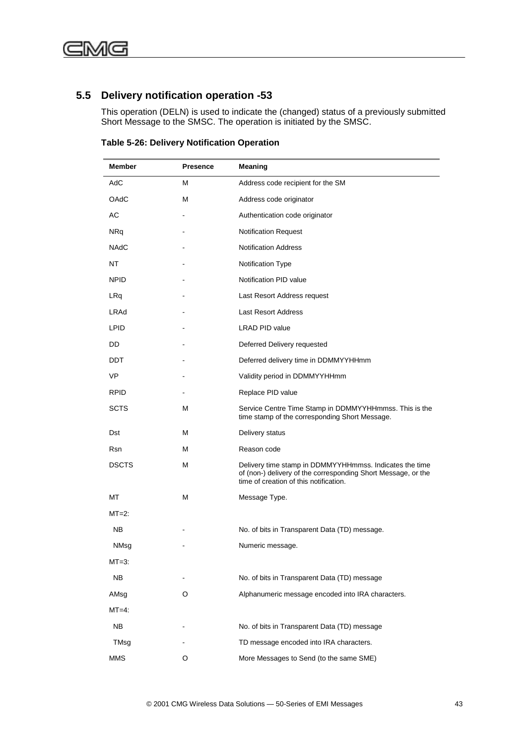## 5.5 Delivery notification operation -53

This operation (DELN) is used to indicate the (changed) status of a previously submitted Short Message to the SMSC. The operation is initiated by the SMSC.

**Table 5-26: Delivery Notification Operation**

| Member | Presence | Meaning |
|---|---|---|
| AdC | M | Address code recipient for the SM |
| OAdC | M | Address code originator |
| AC | - | Authentication code originator |
| NRq | - | Notification Request |
| NAdC | - | Notification Address |
| NT | - | Notification Type |
| NPID | - | Notification PID value |
| LRq | - | Last Resort Address request |
| LRAd | - | Last Resort Address |
| LPID | - | LRAD PID value |
| DD | - | Deferred Delivery requested |
| DDT | - | Deferred delivery time in DDMMYYHHmm |
| VP | - | Validity period in DDMMYYHHmm |
| RPID | - | Replace PID value |
| SCTS | M | Service Centre Time Stamp in DDMMYYHHmmss. This is the time stamp of the corresponding Short Message. |
| Dst | M | Delivery status |
| Rsn | M | Reason code |
| DSCTS | M | Delivery time stamp in DDMMYYHHmmss. Indicates the time of (non-) delivery of the corresponding Short Message, or the time of creation of this notification. |
| MT | M | Message Type. |
| MT=2: | | |
| NB | - | No. of bits in Transparent Data (TD) message. |
| NMsg | - | Numeric message. |
| MT=3: | | |
| NB | - | No. of bits in Transparent Data (TD) message |
| AMsg | O | Alphanumeric message encoded into IRA characters. |
| MT=4: | | |
| NB | - | No. of bits in Transparent Data (TD) message |
| TMsg | - | TD message encoded into IRA characters. |
| MMS | O | More Messages to Send (to the same SME) |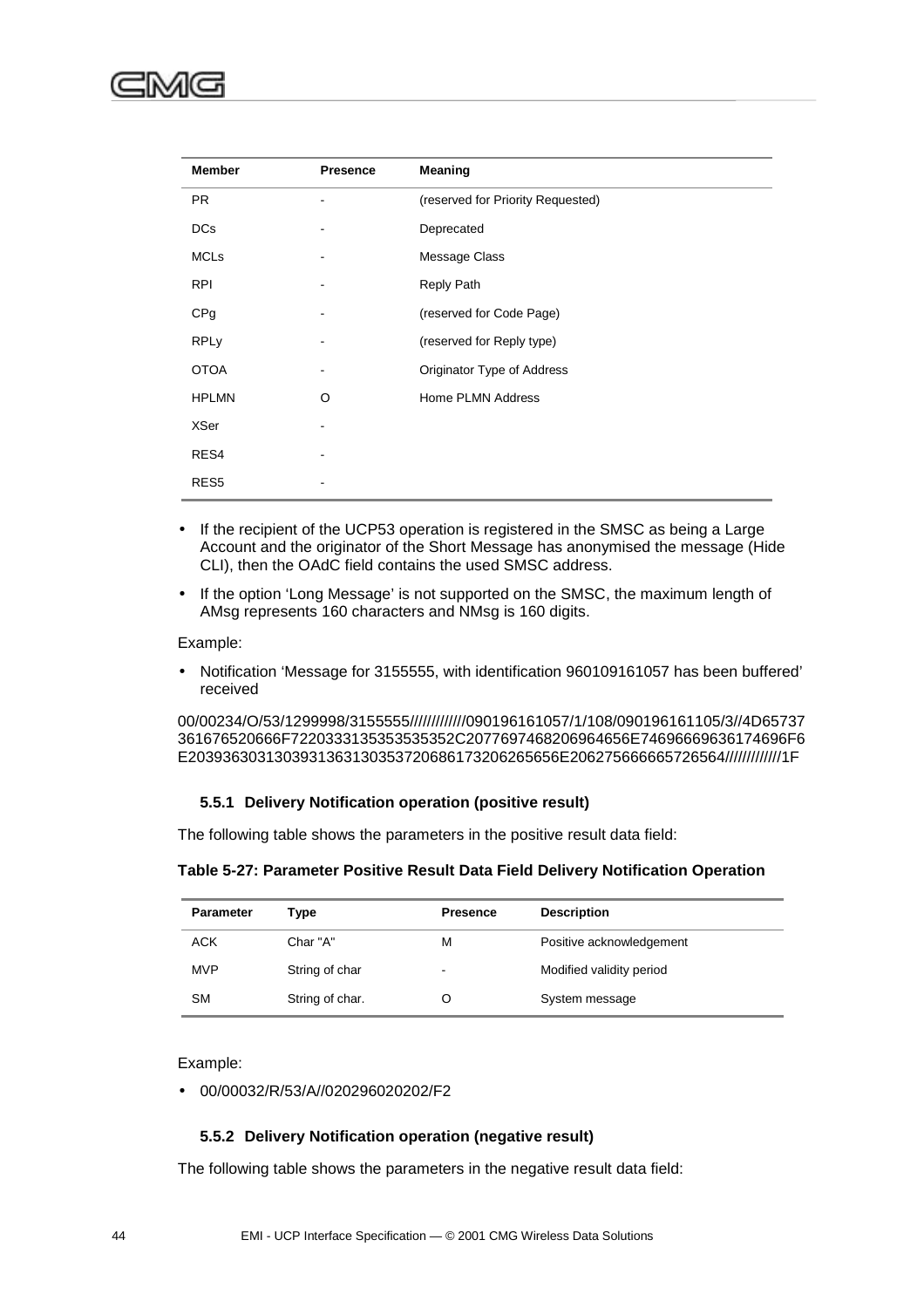| Member | Presence | Meaning |
|---|---|---|
| PR | - | (reserved for Priority Requested) |
| DCs | - | Deprecated |
| MCLs | - | Message Class |
| RPI | - | Reply Path |
| CPg | - | (reserved for Code Page) |
| RPLy | - | (reserved for Reply type) |
| OTOA | - | Originator Type of Address |
| HPLMN | O | Home PLMN Address |
| XSer | - | |
| RES4 | - | |
| RES5 | - | |

- If the recipient of the UCP53 operation is registered in the SMSC as being a Large Account and the originator of the Short Message has anonymised the message (Hide CLI), then the OAdC field contains the used SMSC address.
- If the option 'Long Message' is not supported on the SMSC, the maximum length of AMsg represents 160 characters and NMsg is 160 digits.

Example:

- Notification 'Message for 3155555, with identification 960109161057 has been buffered' received

00/00234/O/53/1299998/3155555/////////////090196161057/1/108/090196161105/3//4D65737361676520666F7220333135353535352C2077697468206964656E74696669636174696F6E20393630313039313631303537206861732062656E206275666665726564/////////////1F

### 5.5.1 Delivery Notification operation (positive result)

The following table shows the parameters in the positive result data field:

**Table 5-27: Parameter Positive Result Data Field Delivery Notification Operation**

| Parameter | Type | Presence | Description |
|---|---|---|---|
| ACK | Char "A" | M | Positive acknowledgement |
| MVP | String of char | - | Modified validity period |
| SM | String of char. | O | System message |

Example:

- 00/00032/R/53/A//020296020202/F2

### 5.5.2 Delivery Notification operation (negative result)

The following table shows the parameters in the negative result data field: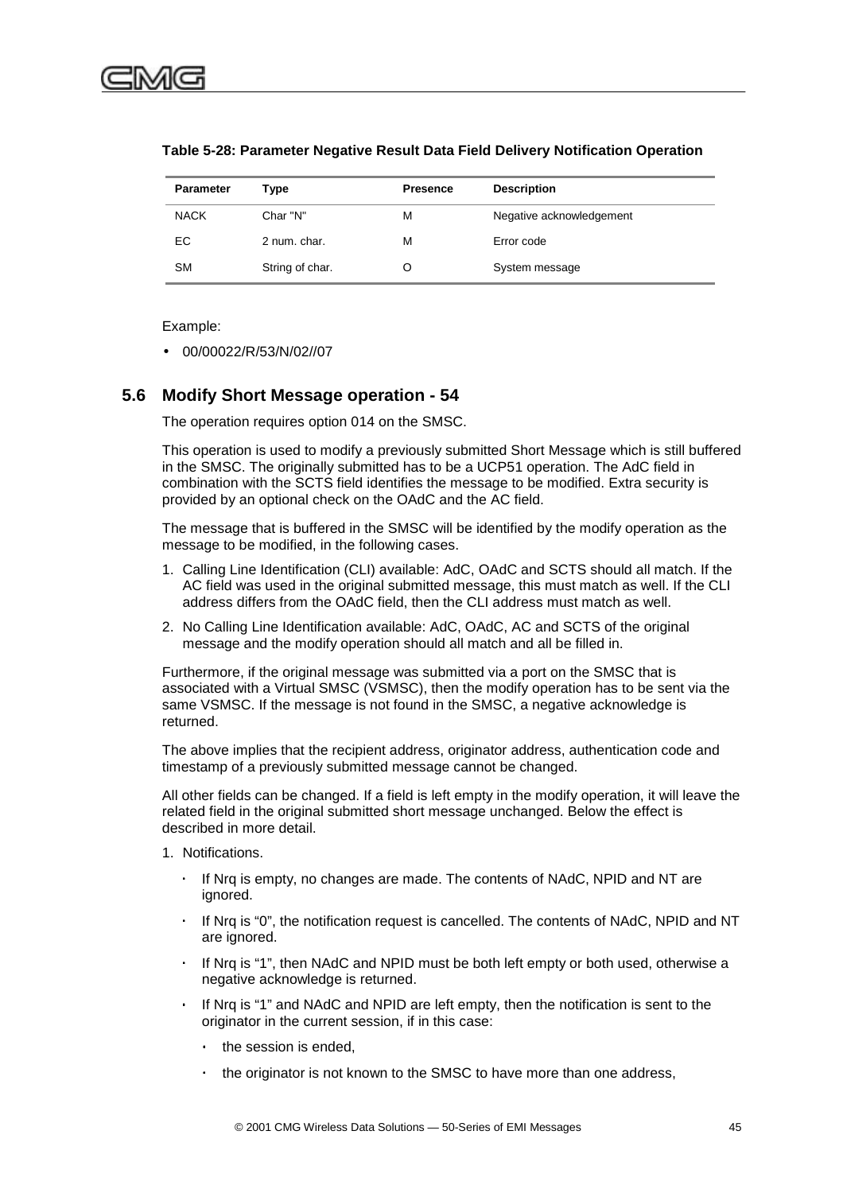**Table 5-28: Parameter Negative Result Data Field Delivery Notification Operation**

| Parameter | Type | Presence | Description |
|---|---|---|---|
| NACK | Char "N" | M | Negative acknowledgement |
| EC | 2 num. char. | M | Error code |
| SM | String of char. | O | System message |

Example:

- 00/00022/R/53/N/02//07

## 5.6 Modify Short Message operation - 54

The operation requires option 014 on the SMSC.

This operation is used to modify a previously submitted Short Message which is still buffered in the SMSC. The originally submitted has to be a UCP51 operation. The AdC field in combination with the SCTS field identifies the message to be modified. Extra security is provided by an optional check on the OAdC and the AC field.

The message that is buffered in the SMSC will be identified by the modify operation as the message to be modified, in the following cases.

1. Calling Line Identification (CLI) available: AdC, OAdC and SCTS should all match. If the AC field was used in the original submitted message, this must match as well. If the CLI address differs from the OAdC field, then the CLI address must match as well.
2. No Calling Line Identification available: AdC, OAdC, AC and SCTS of the original message and the modify operation should all match and all be filled in.

Furthermore, if the original message was submitted via a port on the SMSC that is associated with a Virtual SMSC (VSMSC), then the modify operation has to be sent via the same VSMSC. If the message is not found in the SMSC, a negative acknowledge is returned.

The above implies that the recipient address, originator address, authentication code and timestamp of a previously submitted message cannot be changed.

All other fields can be changed. If a field is left empty in the modify operation, it will leave the related field in the original submitted short message unchanged. Below the effect is described in more detail.

1. Notifications.
   - If Nrq is empty, no changes are made. The contents of NAdC, NPID and NT are ignored.
   - If Nrq is “0”, the notification request is cancelled. The contents of NAdC, NPID and NT are ignored.
   - If Nrq is “1”, then NAdC and NPID must be both left empty or both used, otherwise a negative acknowledge is returned.
   - If Nrq is “1” and NAdC and NPID are left empty, then the notification is sent to the originator in the current session, if in this case:
     - the session is ended,
     - the originator is not known to the SMSC to have more than one address,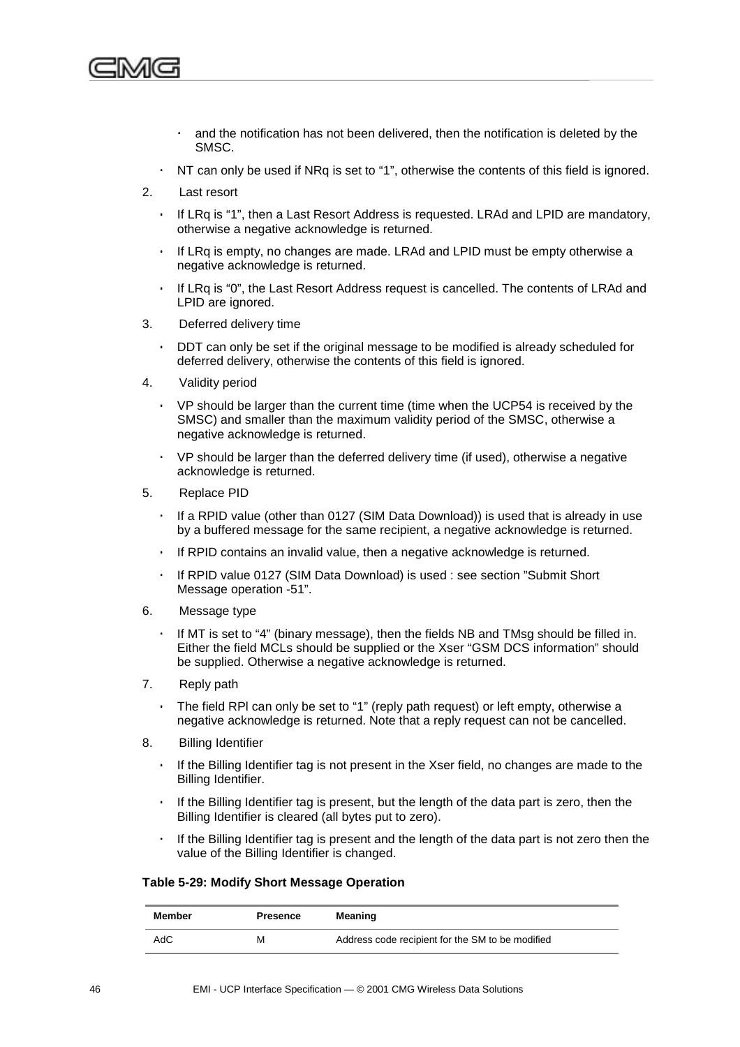- and the notification has not been delivered, then the notification is deleted by the SMSC.
- NT can only be used if NRq is set to “1”, otherwise the contents of this field is ignored.

2. Last resort
   - If LRq is “1”, then a Last Resort Address is requested. LRAd and LPID are mandatory, otherwise a negative acknowledge is returned.
   - If LRq is empty, no changes are made. LRAd and LPID must be empty otherwise a negative acknowledge is returned.
   - If LRq is “0”, the Last Resort Address request is cancelled. The contents of LRAd and LPID are ignored.
3. Deferred delivery time
   - DDT can only be set if the original message to be modified is already scheduled for deferred delivery, otherwise the contents of this field is ignored.
4. Validity period
   - VP should be larger than the current time (time when the UCP54 is received by the SMSC) and smaller than the maximum validity period of the SMSC, otherwise a negative acknowledge is returned.
   - VP should be larger than the deferred delivery time (if used), otherwise a negative acknowledge is returned.
5. Replace PID
   - If a RPID value (other than 0127 (SIM Data Download)) is used that is already in use by a buffered message for the same recipient, a negative acknowledge is returned.
   - If RPID contains an invalid value, then a negative acknowledge is returned.
   - If RPID value 0127 (SIM Data Download) is used : see section ”Submit Short Message operation -51”.
6. Message type
   - If MT is set to “4” (binary message), then the fields NB and TMsg should be filled in. Either the field MCLs should be supplied or the Xser “GSM DCS information” should be supplied. Otherwise a negative acknowledge is returned.
7. Reply path
   - The field RPl can only be set to “1” (reply path request) or left empty, otherwise a negative acknowledge is returned. Note that a reply request can not be cancelled.
8. Billing Identifier
   - If the Billing Identifier tag is not present in the Xser field, no changes are made to the Billing Identifier.
   - If the Billing Identifier tag is present, but the length of the data part is zero, then the Billing Identifier is cleared (all bytes put to zero).
   - If the Billing Identifier tag is present and the length of the data part is not zero then the value of the Billing Identifier is changed.

**Table 5-29: Modify Short Message Operation**

| Member | Presence | Meaning |
|---|---|---|
| AdC | M | Address code recipient for the SM to be modified |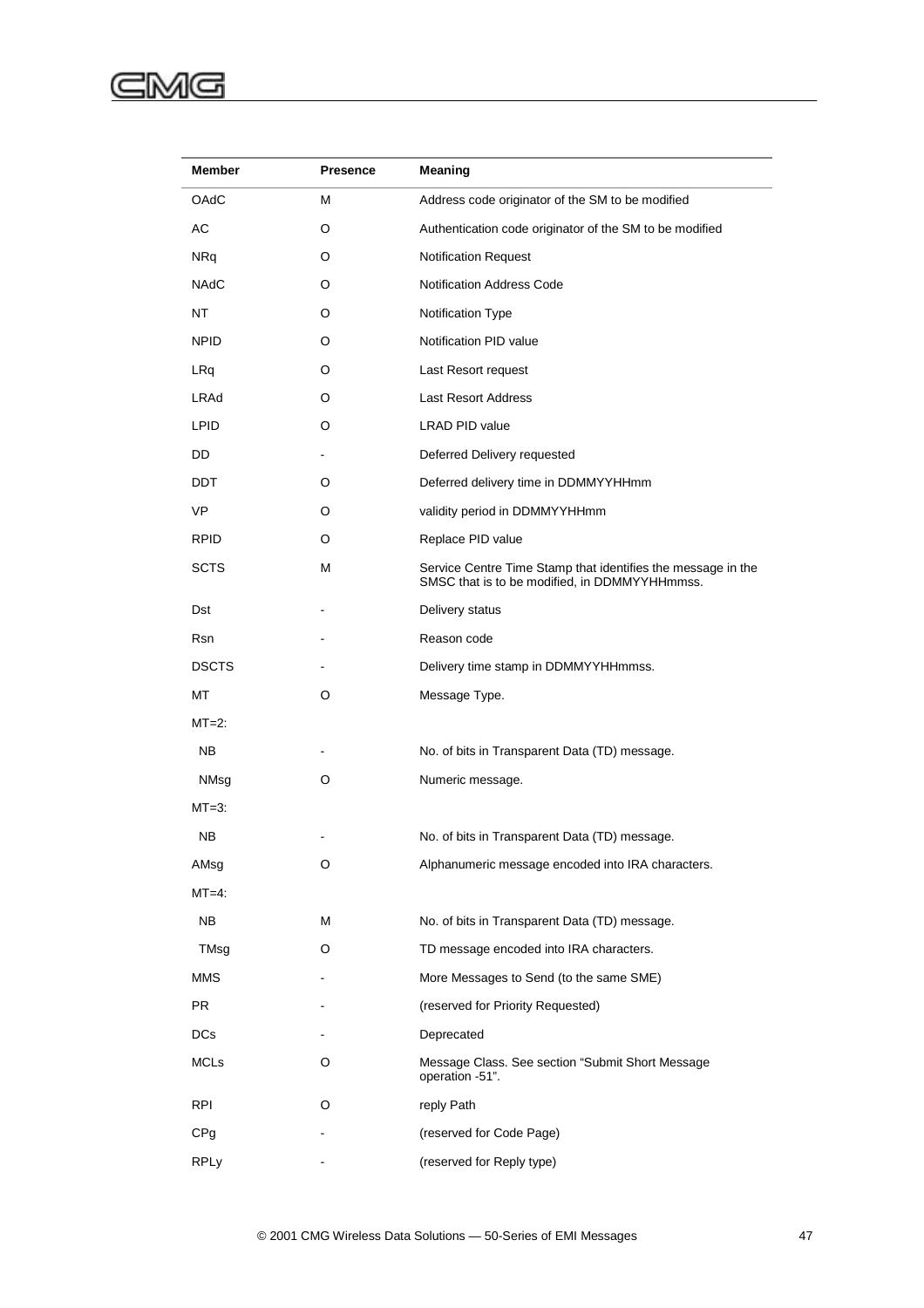| Member | Presence | Meaning |
|---|---|---|
| OAdC | M | Address code originator of the SM to be modified |
| AC | O | Authentication code originator of the SM to be modified |
| NRq | O | Notification Request |
| NAdC | O | Notification Address Code |
| NT | O | Notification Type |
| NPID | O | Notification PID value |
| LRq | O | Last Resort request |
| LRAd | O | Last Resort Address |
| LPID | O | LRAD PID value |
| DD | - | Deferred Delivery requested |
| DDT | O | Deferred delivery time in DDMMYYHHmm |
| VP | O | validity period in DDMMYYHHmm |
| RPID | O | Replace PID value |
| SCTS | M | Service Centre Time Stamp that identifies the message in the SMSC that is to be modified, in DDMMYYHHmmss. |
| Dst | - | Delivery status |
| Rsn | - | Reason code |
| DSCTS | - | Delivery time stamp in DDMMYYHHmmss. |
| MT | O | Message Type. |
| MT=2: | | |
| NB | - | No. of bits in Transparent Data (TD) message. |
| NMsg | O | Numeric message. |
| MT=3: | | |
| NB | - | No. of bits in Transparent Data (TD) message. |
| AMsg | O | Alphanumeric message encoded into IRA characters. |
| MT=4: | | |
| NB | M | No. of bits in Transparent Data (TD) message. |
| TMsg | O | TD message encoded into IRA characters. |
| MMS | - | More Messages to Send (to the same SME) |
| PR | - | (reserved for Priority Requested) |
| DCs | - | Deprecated |
| MCLs | O | Message Class. See section "Submit Short Message operation -51". |
| RPI | O | reply Path |
| CPg | - | (reserved for Code Page) |
| RPLy | - | (reserved for Reply type) |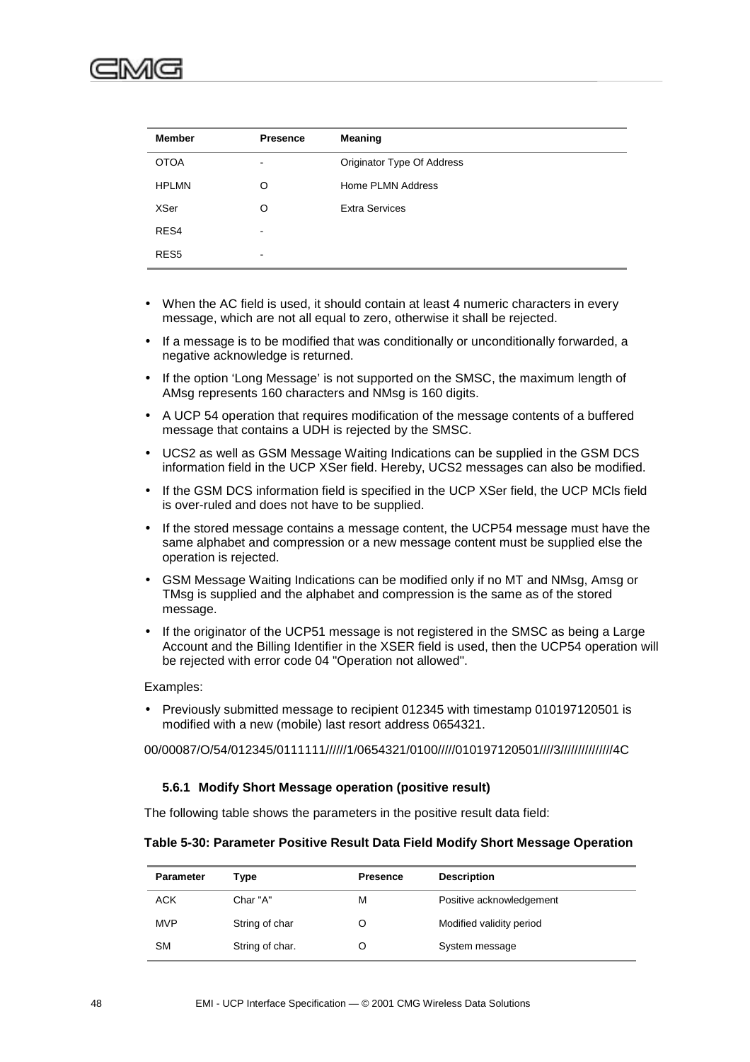| Member | Presence | Meaning |
|---|---|---|
| OTOA | - | Originator Type Of Address |
| HPLMN | O | Home PLMN Address |
| XSer | O | Extra Services |
| RES4 | - | |
| RES5 | - | |

- When the AC field is used, it should contain at least 4 numeric characters in every message, which are not all equal to zero, otherwise it shall be rejected.
- If a message is to be modified that was conditionally or unconditionally forwarded, a negative acknowledge is returned.
- If the option 'Long Message' is not supported on the SMSC, the maximum length of AMsg represents 160 characters and NMsg is 160 digits.
- A UCP 54 operation that requires modification of the message contents of a buffered message that contains a UDH is rejected by the SMSC.
- UCS2 as well as GSM Message Waiting Indications can be supplied in the GSM DCS information field in the UCP XSer field. Hereby, UCS2 messages can also be modified.
- If the GSM DCS information field is specified in the UCP XSer field, the UCP MCls field is over-ruled and does not have to be supplied.
- If the stored message contains a message content, the UCP54 message must have the same alphabet and compression or a new message content must be supplied else the operation is rejected.
- GSM Message Waiting Indications can be modified only if no MT and NMsg, Amsg or TMsg is supplied and the alphabet and compression is the same as of the stored message.
- If the originator of the UCP51 message is not registered in the SMSC as being a Large Account and the Billing Identifier in the XSER field is used, then the UCP54 operation will be rejected with error code 04 "Operation not allowed".

Examples:

- Previously submitted message to recipient 012345 with timestamp 010197120501 is modified with a new (mobile) last resort address 0654321.

00/00087/O/54/012345/0111111//////1/0654321/0100/////010197120501////3///////////////4C

### 5.6.1 Modify Short Message operation (positive result)

The following table shows the parameters in the positive result data field:

**Table 5-30: Parameter Positive Result Data Field Modify Short Message Operation**

| Parameter | Type | Presence | Description |
|---|---|---|---|
| ACK | Char "A" | M | Positive acknowledgement |
| MVP | String of char | O | Modified validity period |
| SM | String of char. | O | System message |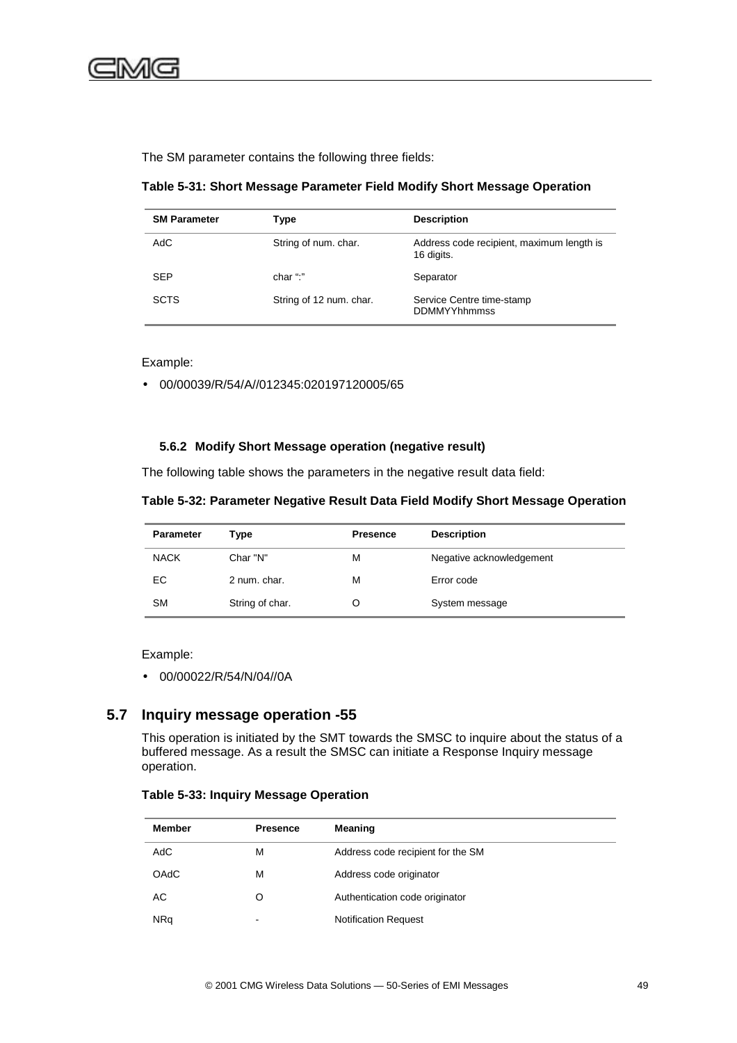The SM parameter contains the following three fields:

**Table 5-31: Short Message Parameter Field Modify Short Message Operation**

| SM Parameter | Type | Description |
|---|---|---|
| AdC | String of num. char. | Address code recipient, maximum length is 16 digits. |
| SEP | char ":" | Separator |
| SCTS | String of 12 num. char. | Service Centre time-stamp DDMMYYhhmmss |

Example:

- 00/00039/R/54/A//012345:020197120005/65

### 5.6.2 Modify Short Message operation (negative result)

The following table shows the parameters in the negative result data field:

**Table 5-32: Parameter Negative Result Data Field Modify Short Message Operation**

| Parameter | Type | Presence | Description |
|---|---|---|---|
| NACK | Char "N" | M | Negative acknowledgement |
| EC | 2 num. char. | M | Error code |
| SM | String of char. | O | System message |

Example:

- 00/00022/R/54/N/04//0A

## 5.7 Inquiry message operation -55

This operation is initiated by the SMT towards the SMSC to inquire about the status of a buffered message. As a result the SMSC can initiate a Response Inquiry message operation.

**Table 5-33: Inquiry Message Operation**

| Member | Presence | Meaning |
|---|---|---|
| AdC | M | Address code recipient for the SM |
| OAdC | M | Address code originator |
| AC | O | Authentication code originator |
| NRq | - | Notification Request |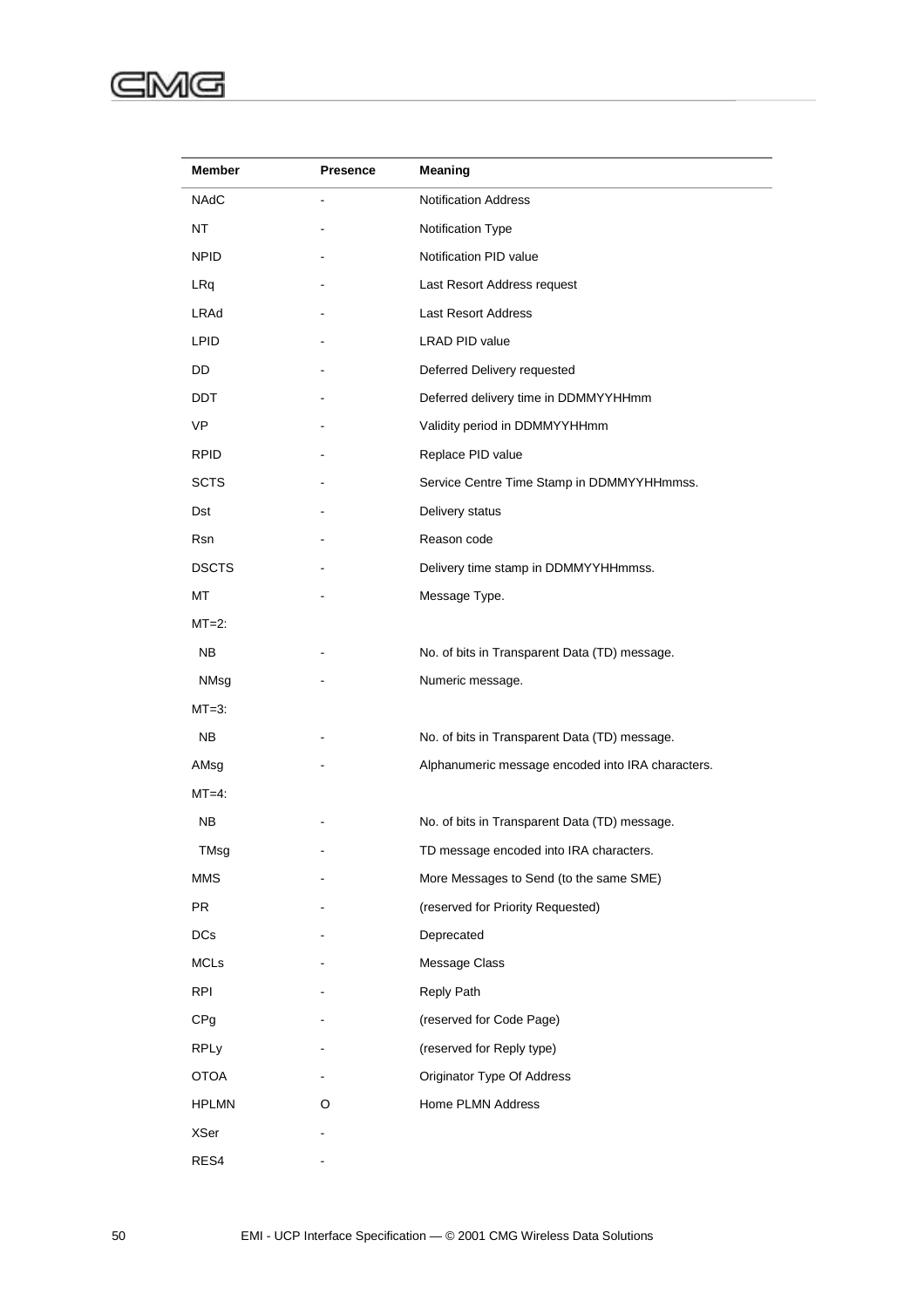| Member | Presence | Meaning |
|---|---|---|
| NAdC | - | Notification Address |
| NT | - | Notification Type |
| NPID | - | Notification PID value |
| LRq | - | Last Resort Address request |
| LRAd | - | Last Resort Address |
| LPID | - | LRAD PID value |
| DD | - | Deferred Delivery requested |
| DDT | - | Deferred delivery time in DDMMYYHHmm |
| VP | - | Validity period in DDMMYYHHmm |
| RPID | - | Replace PID value |
| SCTS | - | Service Centre Time Stamp in DDMMYYHHmmss. |
| Dst | - | Delivery status |
| Rsn | - | Reason code |
| DSCTS | - | Delivery time stamp in DDMMYYHHmmss. |
| MT | - | Message Type. |
| MT=2: | | |
| NB | - | No. of bits in Transparent Data (TD) message. |
| NMsg | - | Numeric message. |
| MT=3: | | |
| NB | - | No. of bits in Transparent Data (TD) message. |
| AMsg | - | Alphanumeric message encoded into IRA characters. |
| MT=4: | | |
| NB | - | No. of bits in Transparent Data (TD) message. |
| TMsg | - | TD message encoded into IRA characters. |
| MMS | - | More Messages to Send (to the same SME) |
| PR | - | (reserved for Priority Requested) |
| DCs | - | Deprecated |
| MCLs | - | Message Class |
| RPI | - | Reply Path |
| CPg | - | (reserved for Code Page) |
| RPLy | - | (reserved for Reply type) |
| OTOA | - | Originator Type Of Address |
| HPLMN | O | Home PLMN Address |
| XSer | - | |
| RES4 | - | |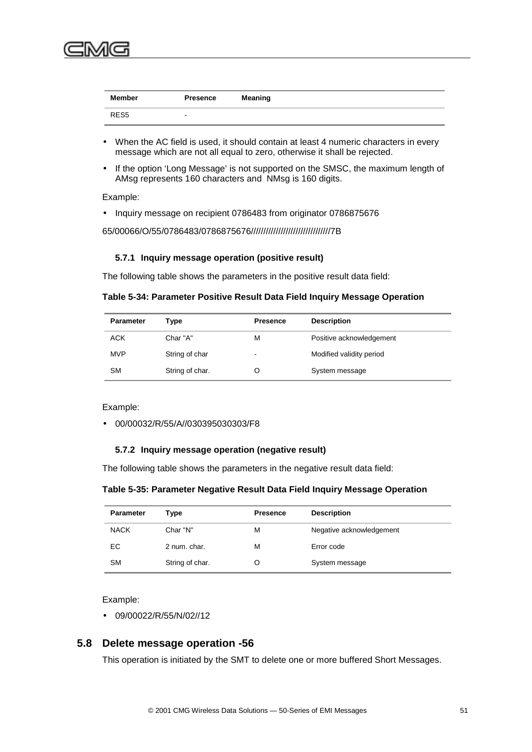| Member | Presence | Meaning |
|---|---|---|
| RES5 | - | |

- When the AC field is used, it should contain at least 4 numeric characters in every message which are not all equal to zero, otherwise it shall be rejected.
- If the option 'Long Message' is not supported on the SMSC, the maximum length of AMsg represents 160 characters and NMsg is 160 digits.

Example:

- Inquiry message on recipient 0786483 from originator 0786875676

65/00066/O/55/0786483/0786875676//////////////////////////////////7B

### 5.7.1 Inquiry message operation (positive result)

The following table shows the parameters in the positive result data field:

**Table 5-34: Parameter Positive Result Data Field Inquiry Message Operation**

| Parameter | Type | Presence | Description |
|---|---|---|---|
| ACK | Char "A" | M | Positive acknowledgement |
| MVP | String of char | - | Modified validity period |
| SM | String of char. | O | System message |

Example:

- 00/00032/R/55/A//030395030303/F8

### 5.7.2 Inquiry message operation (negative result)

The following table shows the parameters in the negative result data field:

**Table 5-35: Parameter Negative Result Data Field Inquiry Message Operation**

| Parameter | Type | Presence | Description |
|---|---|---|---|
| NACK | Char "N" | M | Negative acknowledgement |
| EC | 2 num. char. | M | Error code |
| SM | String of char. | O | System message |

Example:

- 09/00022/R/55/N/02//12

## 5.8 Delete message operation -56

This operation is initiated by the SMT to delete one or more buffered Short Messages.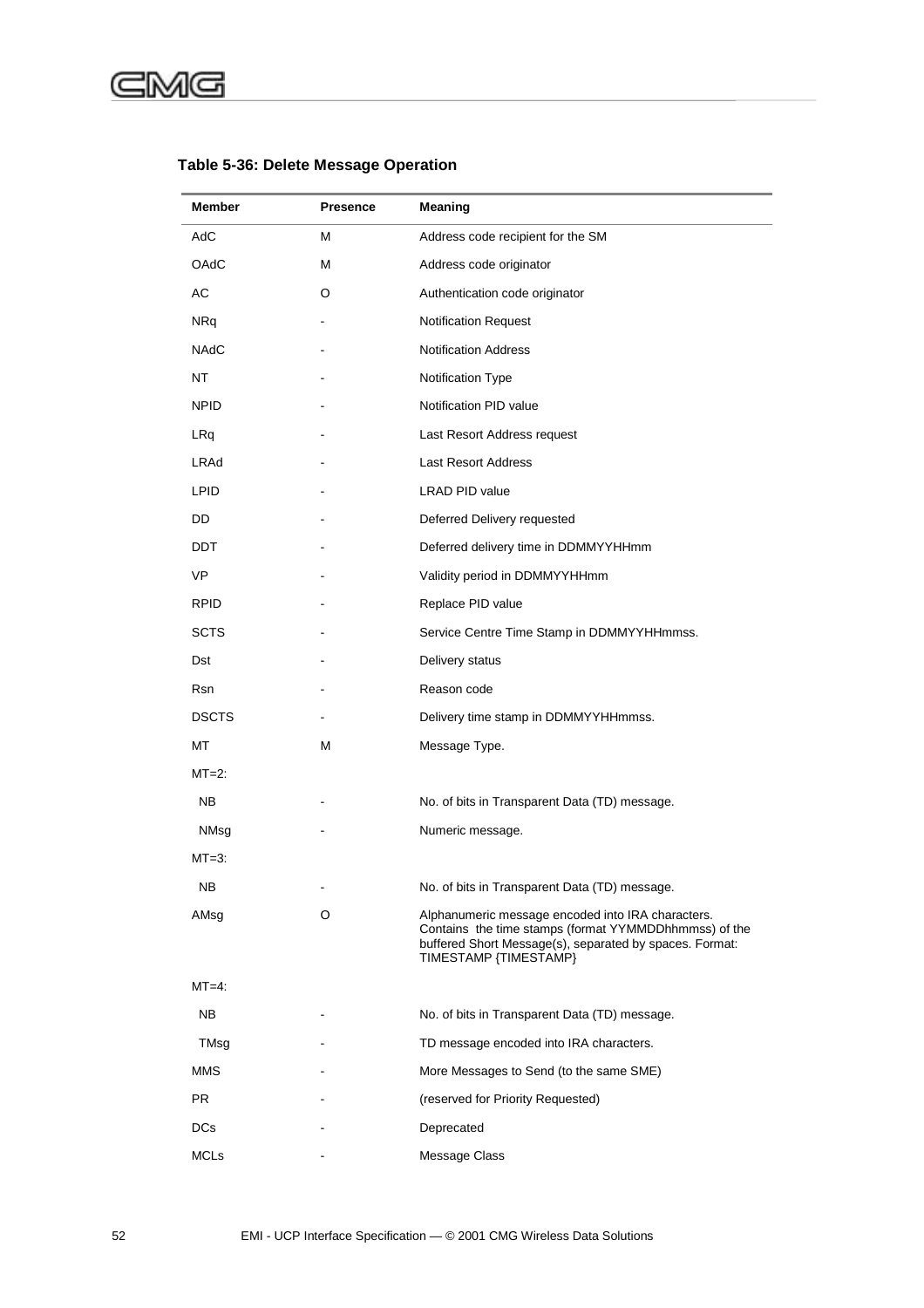**Table 5-36: Delete Message Operation**

| Member | Presence | Meaning |
|---|---|---|
| AdC | M | Address code recipient for the SM |
| OAdC | M | Address code originator |
| AC | O | Authentication code originator |
| NRq | - | Notification Request |
| NAdC | - | Notification Address |
| NT | - | Notification Type |
| NPID | - | Notification PID value |
| LRq | - | Last Resort Address request |
| LRAd | - | Last Resort Address |
| LPID | - | LRAD PID value |
| DD | - | Deferred Delivery requested |
| DDT | - | Deferred delivery time in DDMMYYHHmm |
| VP | - | Validity period in DDMMYYHHmm |
| RPID | - | Replace PID value |
| SCTS | - | Service Centre Time Stamp in DDMMYYHHmmss. |
| Dst | - | Delivery status |
| Rsn | - | Reason code |
| DSCTS | - | Delivery time stamp in DDMMYYHHmmss. |
| MT | M | Message Type. |
| MT=2: | | |
| NB | - | No. of bits in Transparent Data (TD) message. |
| NMsg | - | Numeric message. |
| MT=3: | | |
| NB | - | No. of bits in Transparent Data (TD) message. |
| AMsg | O | Alphanumeric message encoded into IRA characters. Contains the time stamps (format YYMMDDhhmmss) of the buffered Short Message(s), separated by spaces. Format: TIMESTAMP {TIMESTAMP} |
| MT=4: | | |
| NB | - | No. of bits in Transparent Data (TD) message. |
| TMsg | - | TD message encoded into IRA characters. |
| MMS | - | More Messages to Send (to the same SME) |
| PR | - | (reserved for Priority Requested) |
| DCs | - | Deprecated |
| MCLs | - | Message Class |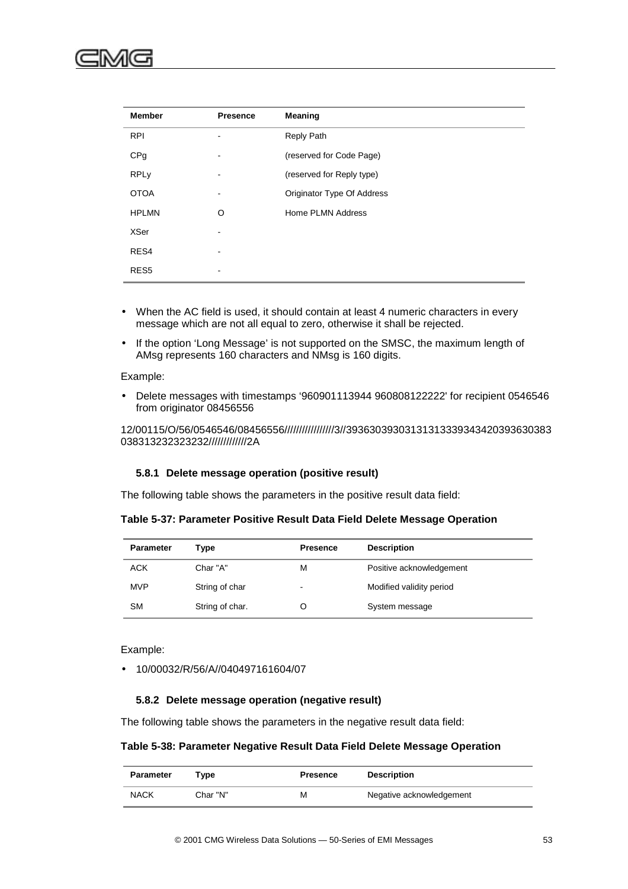| Member | Presence | Meaning |
|---|---|---|
| RPI | - | Reply Path |
| CPg | - | (reserved for Code Page) |
| RPLy | - | (reserved for Reply type) |
| OTOA | - | Originator Type Of Address |
| HPLMN | O | Home PLMN Address |
| XSer | - | |
| RES4 | - | |
| RES5 | - | |

- When the AC field is used, it should contain at least 4 numeric characters in every message which are not all equal to zero, otherwise it shall be rejected.
- If the option 'Long Message' is not supported on the SMSC, the maximum length of AMsg represents 160 characters and NMsg is 160 digits.

Example:

- Delete messages with timestamps '960901113944 960808122222' for recipient 0546546 from originator 08456556

12/00115/O/56/0546546/08456556/////////////////3//39363039303131313339343420393630383038313232323232/////////////2A

### 5.8.1 Delete message operation (positive result)

The following table shows the parameters in the positive result data field:

**Table 5-37: Parameter Positive Result Data Field Delete Message Operation**

| Parameter | Type | Presence | Description |
|---|---|---|---|
| ACK | Char "A" | M | Positive acknowledgement |
| MVP | String of char | - | Modified validity period |
| SM | String of char. | O | System message |

Example:

- 10/00032/R/56/A//040497161604/07

### 5.8.2 Delete message operation (negative result)

The following table shows the parameters in the negative result data field:

**Table 5-38: Parameter Negative Result Data Field Delete Message Operation**

| Parameter | Type | Presence | Description |
|---|---|---|---|
| NACK | Char "N" | M | Negative acknowledgement |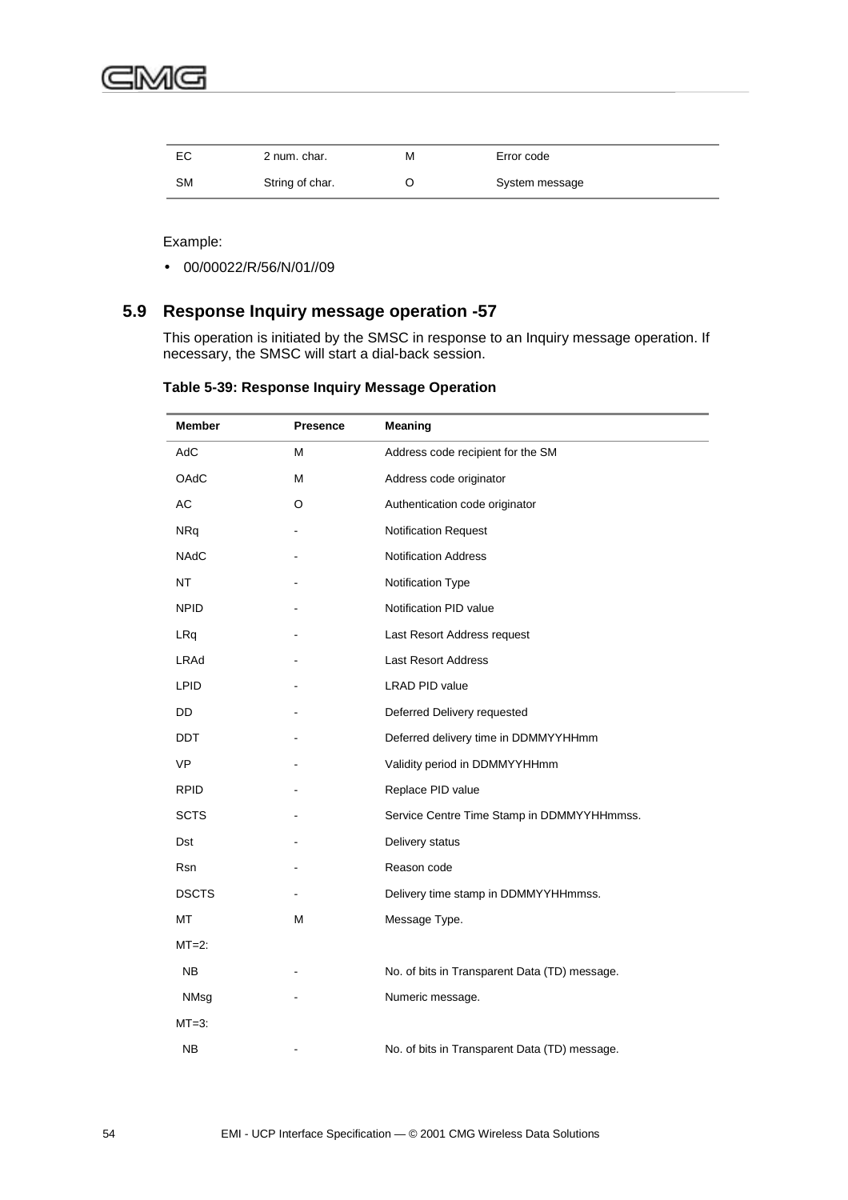| | | | |
|---|---|---|---|
| EC | 2 num. char. | M | Error code |
| SM | String of char. | O | System message |

Example:

- 00/00022/R/56/N/01//09

## 5.9 Response Inquiry message operation -57

This operation is initiated by the SMSC in response to an Inquiry message operation. If necessary, the SMSC will start a dial-back session.

**Table 5-39: Response Inquiry Message Operation**

| Member | Presence | Meaning |
|---|---|---|
| AdC | M | Address code recipient for the SM |
| OAdC | M | Address code originator |
| AC | O | Authentication code originator |
| NRq | - | Notification Request |
| NAdC | - | Notification Address |
| NT | - | Notification Type |
| NPID | - | Notification PID value |
| LRq | - | Last Resort Address request |
| LRAd | - | Last Resort Address |
| LPID | - | LRAD PID value |
| DD | - | Deferred Delivery requested |
| DDT | - | Deferred delivery time in DDMMYYHHmm |
| VP | - | Validity period in DDMMYYHHmm |
| RPID | - | Replace PID value |
| SCTS | - | Service Centre Time Stamp in DDMMYYHHmmss. |
| Dst | - | Delivery status |
| Rsn | - | Reason code |
| DSCTS | - | Delivery time stamp in DDMMYYHHmmss. |
| MT | M | Message Type. |
| MT=2: | | |
| NB | - | No. of bits in Transparent Data (TD) message. |
| NMsg | - | Numeric message. |
| MT=3: | | |
| NB | - | No. of bits in Transparent Data (TD) message. |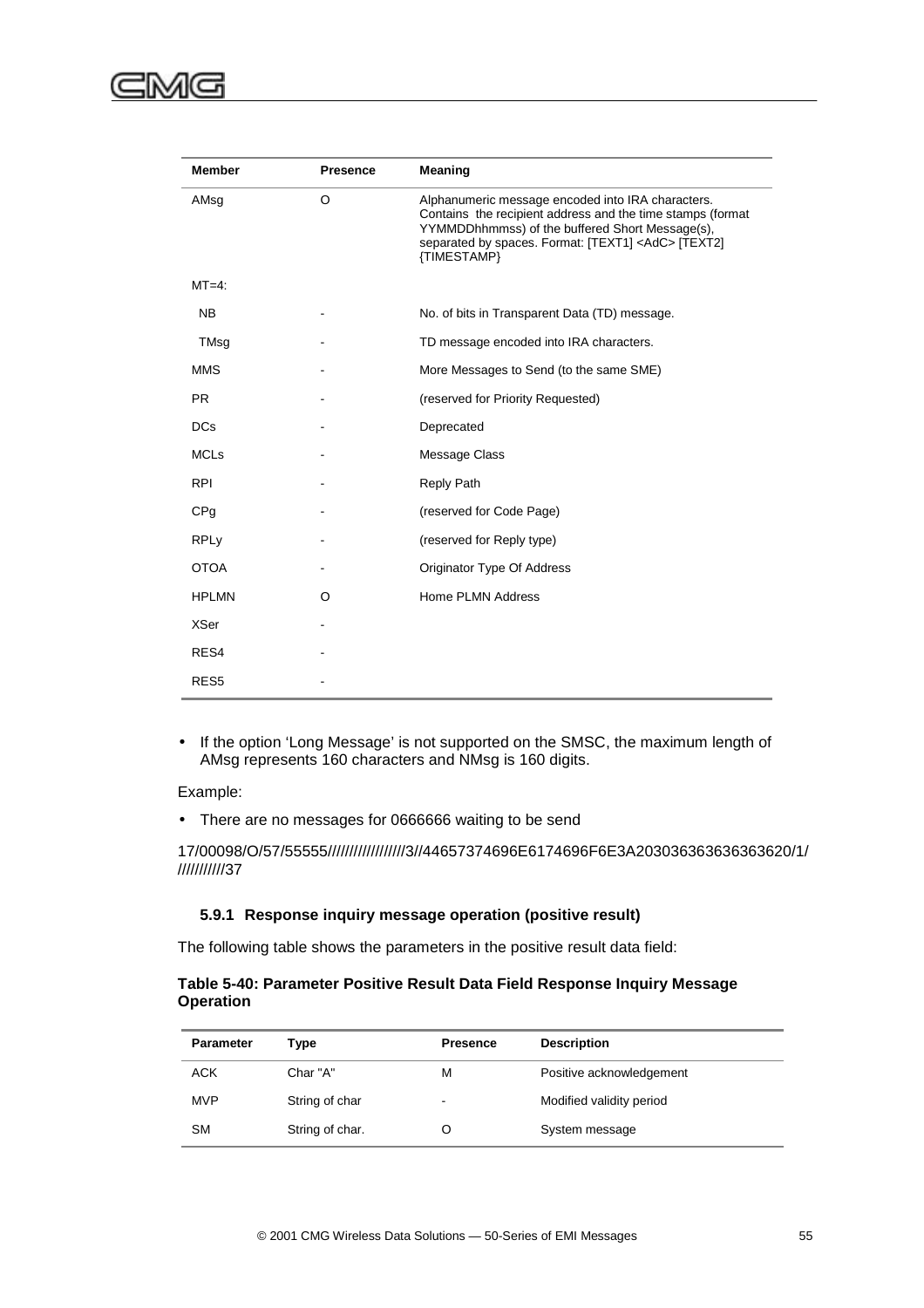| Member | Presence | Meaning |
|---|---|---|
| AMsg | O | Alphanumeric message encoded into IRA characters. Contains the recipient address and the time stamps (format YYMMDDhhmmss) of the buffered Short Message(s), separated by spaces. Format: [TEXT1] <AdC> [TEXT2] {TIMESTAMP} |
| MT=4: | | |
| NB | - | No. of bits in Transparent Data (TD) message. |
| TMsg | - | TD message encoded into IRA characters. |
| MMS | - | More Messages to Send (to the same SME) |
| PR | - | (reserved for Priority Requested) |
| DCs | - | Deprecated |
| MCLs | - | Message Class |
| RPI | - | Reply Path |
| CPg | - | (reserved for Code Page) |
| RPLy | - | (reserved for Reply type) |
| OTOA | - | Originator Type Of Address |
| HPLMN | O | Home PLMN Address |
| XSer | - | |
| RES4 | - | |
| RES5 | - | |

- If the option 'Long Message' is not supported on the SMSC, the maximum length of AMsg represents 160 characters and NMsg is 160 digits.

Example:

- There are no messages for 0666666 waiting to be send

17/00098/O/57/55555/////////////////3//44657374696E6174696F6E3A203036363636363620/1/
///////////37

### 5.9.1 Response inquiry message operation (positive result)

The following table shows the parameters in the positive result data field:

**Table 5-40: Parameter Positive Result Data Field Response Inquiry Message Operation**

| Parameter | Type | Presence | Description |
|---|---|---|---|
| ACK | Char "A" | M | Positive acknowledgement |
| MVP | String of char | - | Modified validity period |
| SM | String of char. | O | System message |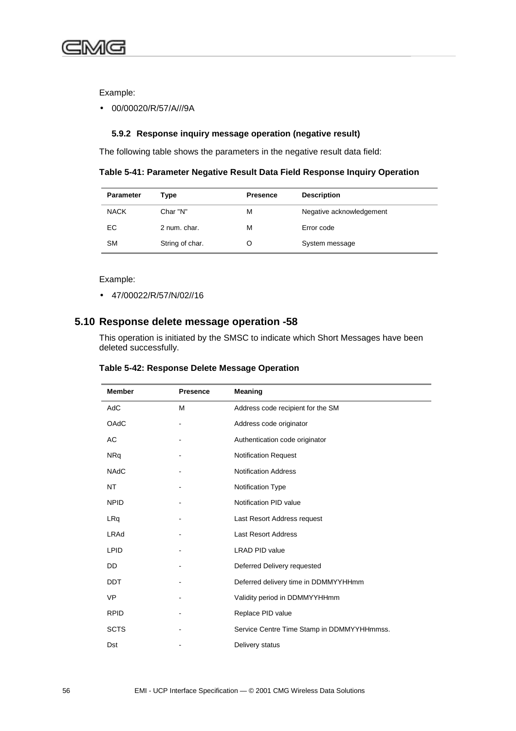Example:

- 00/00020/R/57/A///9A

### 5.9.2 Response inquiry message operation (negative result)

The following table shows the parameters in the negative result data field:

**Table 5-41: Parameter Negative Result Data Field Response Inquiry Operation**

| Parameter | Type | Presence | Description |
|---|---|---|---|
| NACK | Char "N" | M | Negative acknowledgement |
| EC | 2 num. char. | M | Error code |
| SM | String of char. | O | System message |

Example:

- 47/00022/R/57/N/02//16

## 5.10 Response delete message operation -58

This operation is initiated by the SMSC to indicate which Short Messages have been deleted successfully.

**Table 5-42: Response Delete Message Operation**

| Member | Presence | Meaning |
|---|---|---|
| AdC | M | Address code recipient for the SM |
| OAdC | - | Address code originator |
| AC | - | Authentication code originator |
| NRq | - | Notification Request |
| NAdC | - | Notification Address |
| NT | - | Notification Type |
| NPID | - | Notification PID value |
| LRq | - | Last Resort Address request |
| LRAd | - | Last Resort Address |
| LPID | - | LRAD PID value |
| DD | - | Deferred Delivery requested |
| DDT | - | Deferred delivery time in DDMMYYHHmm |
| VP | - | Validity period in DDMMYYHHmm |
| RPID | - | Replace PID value |
| SCTS | - | Service Centre Time Stamp in DDMMYYHHmmss. |
| Dst | - | Delivery status |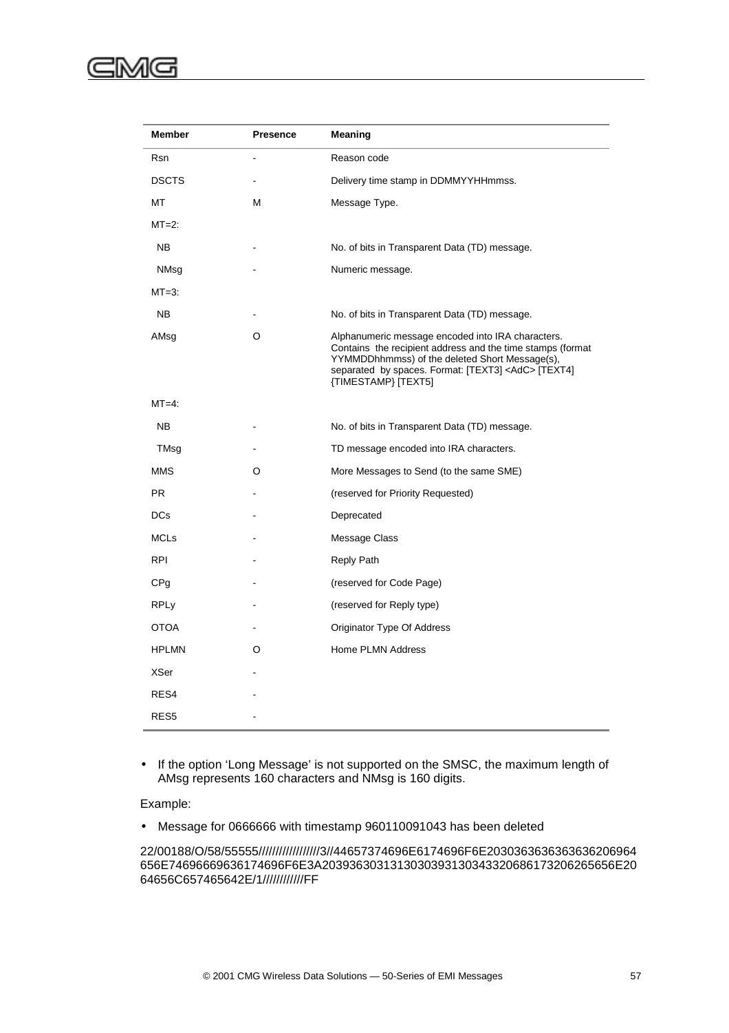| Member | Presence | Meaning |
|---|---|---|
| Rsn | - | Reason code |
| DSCTS | - | Delivery time stamp in DDMMYYHHmmss. |
| MT | M | Message Type. |
| MT=2: | | |
| NB | - | No. of bits in Transparent Data (TD) message. |
| NMsg | - | Numeric message. |
| MT=3: | | |
| NB | - | No. of bits in Transparent Data (TD) message. |
| AMsg | O | Alphanumeric message encoded into IRA characters. Contains the recipient address and the time stamps (format YYMMDDhhmmss) of the deleted Short Message(s), separated by spaces. Format: [TEXT3] <AdC> [TEXT4] {TIMESTAMP} [TEXT5] |
| MT=4: | | |
| NB | - | No. of bits in Transparent Data (TD) message. |
| TMsg | - | TD message encoded into IRA characters. |
| MMS | O | More Messages to Send (to the same SME) |
| PR | - | (reserved for Priority Requested) |
| DCs | - | Deprecated |
| MCLs | - | Message Class |
| RPI | - | Reply Path |
| CPg | - | (reserved for Code Page) |
| RPLy | - | (reserved for Reply type) |
| OTOA | - | Originator Type Of Address |
| HPLMN | O | Home PLMN Address |
| XSer | - | |
| RES4 | - | |
| RES5 | - | |

- If the option 'Long Message' is not supported on the SMSC, the maximum length of AMsg represents 160 characters and NMsg is 160 digits.

Example:

- Message for 0666666 with timestamp 960110091043 has been deleted

22/00188/O/58/55555/////////////////3//44657374696E6174696F6E2030363636363636206964656E74696669636174696F6E3A2039363031313030393130343320686173206265656E2064656C657465642E/1////////////FF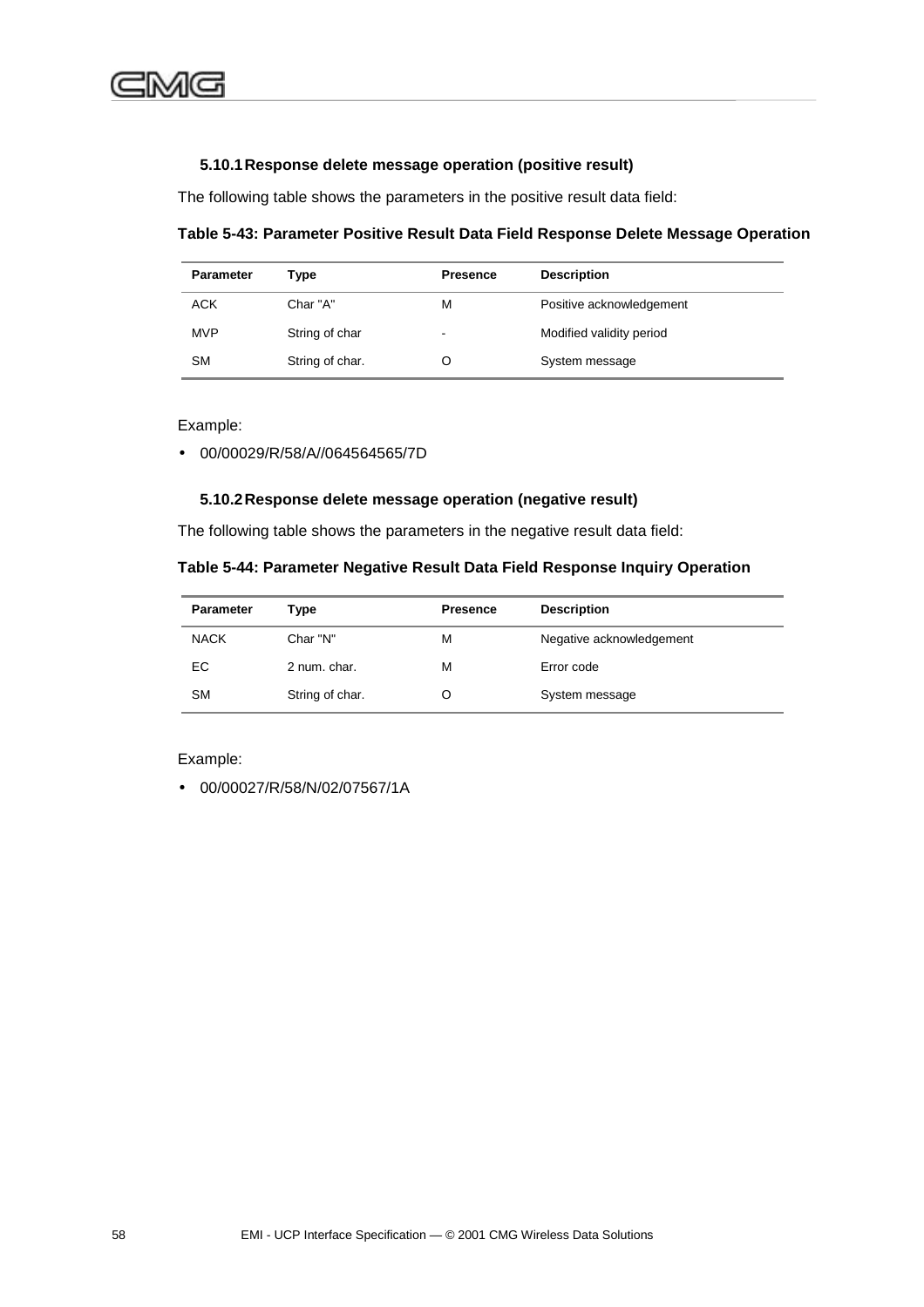### 5.10.1 Response delete message operation (positive result)

The following table shows the parameters in the positive result data field:

**Table 5-43: Parameter Positive Result Data Field Response Delete Message Operation**

| Parameter | Type | Presence | Description |
|---|---|---|---|
| ACK | Char "A" | M | Positive acknowledgement |
| MVP | String of char | - | Modified validity period |
| SM | String of char. | O | System message |

Example:

- 00/00029/R/58/A//064564565/7D

### 5.10.2 Response delete message operation (negative result)

The following table shows the parameters in the negative result data field:

**Table 5-44: Parameter Negative Result Data Field Response Inquiry Operation**

| Parameter | Type | Presence | Description |
|---|---|---|---|
| NACK | Char "N" | M | Negative acknowledgement |
| EC | 2 num. char. | M | Error code |
| SM | String of char. | O | System message |

Example:

- 00/00027/R/58/N/02/07567/1A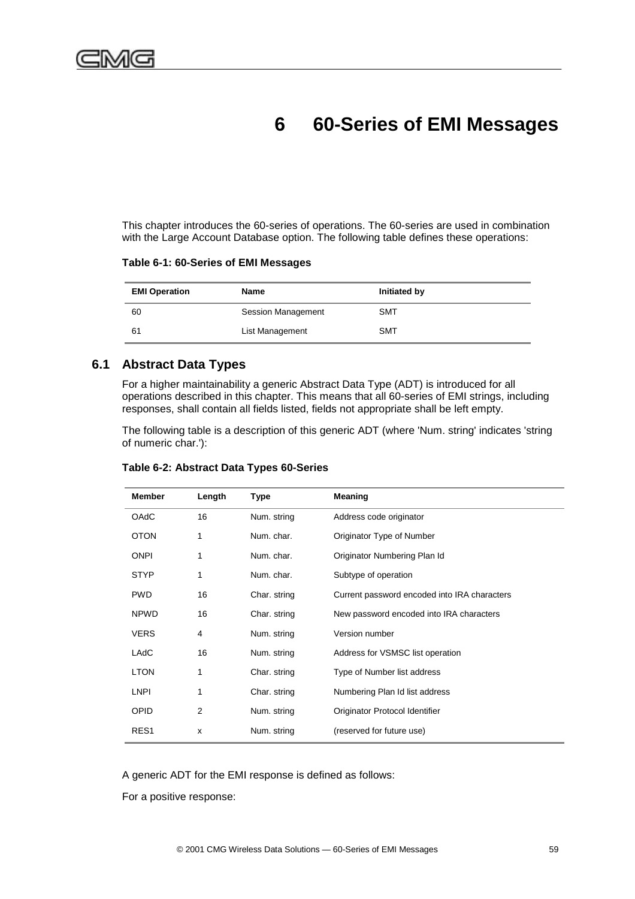# 6 60-Series of EMI Messages

This chapter introduces the 60-series of operations. The 60-series are used in combination with the Large Account Database option. The following table defines these operations:

**Table 6-1: 60-Series of EMI Messages**

| EMI Operation | Name | Initiated by |
|---|---|---|
| 60 | Session Management | SMT |
| 61 | List Management | SMT |

## 6.1 Abstract Data Types

For a higher maintainability a generic Abstract Data Type (ADT) is introduced for all operations described in this chapter. This means that all 60-series of EMI strings, including responses, shall contain all fields listed, fields not appropriate shall be left empty.

The following table is a description of this generic ADT (where 'Num. string' indicates 'string of numeric char.'):

**Table 6-2: Abstract Data Types 60-Series**

| Member | Length | Type | Meaning |
|---|---|---|---|
| OAdC | 16 | Num. string | Address code originator |
| OTON | 1 | Num. char. | Originator Type of Number |
| ONPI | 1 | Num. char. | Originator Numbering Plan Id |
| STYP | 1 | Num. char. | Subtype of operation |
| PWD | 16 | Char. string | Current password encoded into IRA characters |
| NPWD | 16 | Char. string | New password encoded into IRA characters |
| VERS | 4 | Num. string | Version number |
| LAdC | 16 | Num. string | Address for VSMSC list operation |
| LTON | 1 | Char. string | Type of Number list address |
| LNPI | 1 | Char. string | Numbering Plan Id list address |
| OPID | 2 | Num. string | Originator Protocol Identifier |
| RES1 | x | Num. string | (reserved for future use) |

A generic ADT for the EMI response is defined as follows:

For a positive response: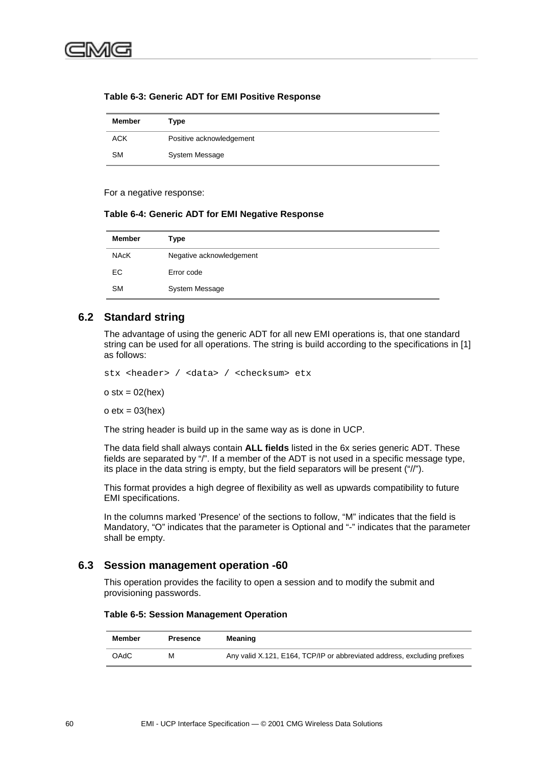**Table 6-3: Generic ADT for EMI Positive Response**

| Member | Type |
| --- | --- |
| ACK | Positive acknowledgement |
| SM | System Message |

For a negative response:

**Table 6-4: Generic ADT for EMI Negative Response**

| Member | Type |
| --- | --- |
| NAcK | Negative acknowledgement |
| EC | Error code |
| SM | System Message |

## 6.2 Standard string

The advantage of using the generic ADT for all new EMI operations is, that one standard string can be used for all operations. The string is build according to the specifications in [1] as follows:

```
stx <header> / <data> / <checksum> etx
```

o stx = 02(hex)

o etx = 03(hex)

The string header is build up in the same way as is done in UCP.

The data field shall always contain **ALL fields** listed in the 6x series generic ADT. These fields are separated by "/". If a member of the ADT is not used in a specific message type, its place in the data string is empty, but the field separators will be present ("//").

This format provides a high degree of flexibility as well as upwards compatibility to future EMI specifications.

In the columns marked 'Presence' of the sections to follow, "M" indicates that the field is Mandatory, "O" indicates that the parameter is Optional and "-" indicates that the parameter shall be empty.

## 6.3 Session management operation -60

This operation provides the facility to open a session and to modify the submit and provisioning passwords.

**Table 6-5: Session Management Operation**

| Member | Presence | Meaning |
| --- | --- | --- |
| OAdC | M | Any valid X.121, E164, TCP/IP or abbreviated address, excluding prefixes |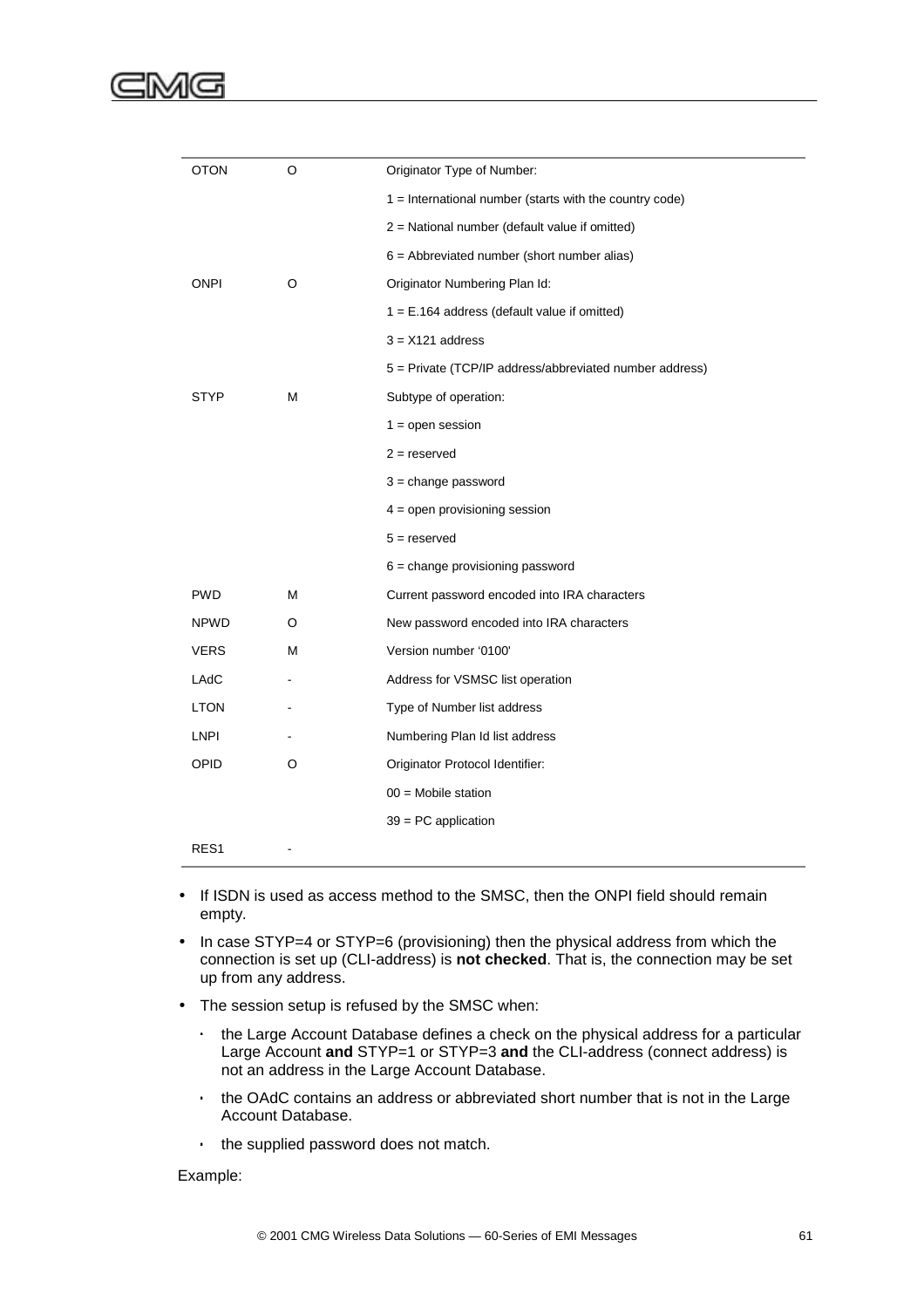| | | |
|---|---|---|
| OTON | O | Originator Type of Number: |
| | | 1 = International number (starts with the country code) |
| | | 2 = National number (default value if omitted) |
| | | 6 = Abbreviated number (short number alias) |
| ONPI | O | Originator Numbering Plan Id: |
| | | 1 = E.164 address (default value if omitted) |
| | | 3 = X121 address |
| | | 5 = Private (TCP/IP address/abbreviated number address) |
| STYP | M | Subtype of operation: |
| | | 1 = open session |
| | | 2 = reserved |
| | | 3 = change password |
| | | 4 = open provisioning session |
| | | 5 = reserved |
| | | 6 = change provisioning password |
| PWD | M | Current password encoded into IRA characters |
| NPWD | O | New password encoded into IRA characters |
| VERS | M | Version number '0100' |
| LAdC | - | Address for VSMSC list operation |
| LTON | - | Type of Number list address |
| LNPI | - | Numbering Plan Id list address |
| OPID | O | Originator Protocol Identifier: |
| | | 00 = Mobile station |
| | | 39 = PC application |
| RES1 | - | |

- If ISDN is used as access method to the SMSC, then the ONPI field should remain empty.
- In case STYP=4 or STYP=6 (provisioning) then the physical address from which the connection is set up (CLI-address) is **not checked**. That is, the connection may be set up from any address.
- The session setup is refused by the SMSC when:
  - the Large Account Database defines a check on the physical address for a particular Large Account **and** STYP=1 or STYP=3 **and** the CLI-address (connect address) is not an address in the Large Account Database.
  - the OAdC contains an address or abbreviated short number that is not in the Large Account Database.
  - the supplied password does not match.

Example: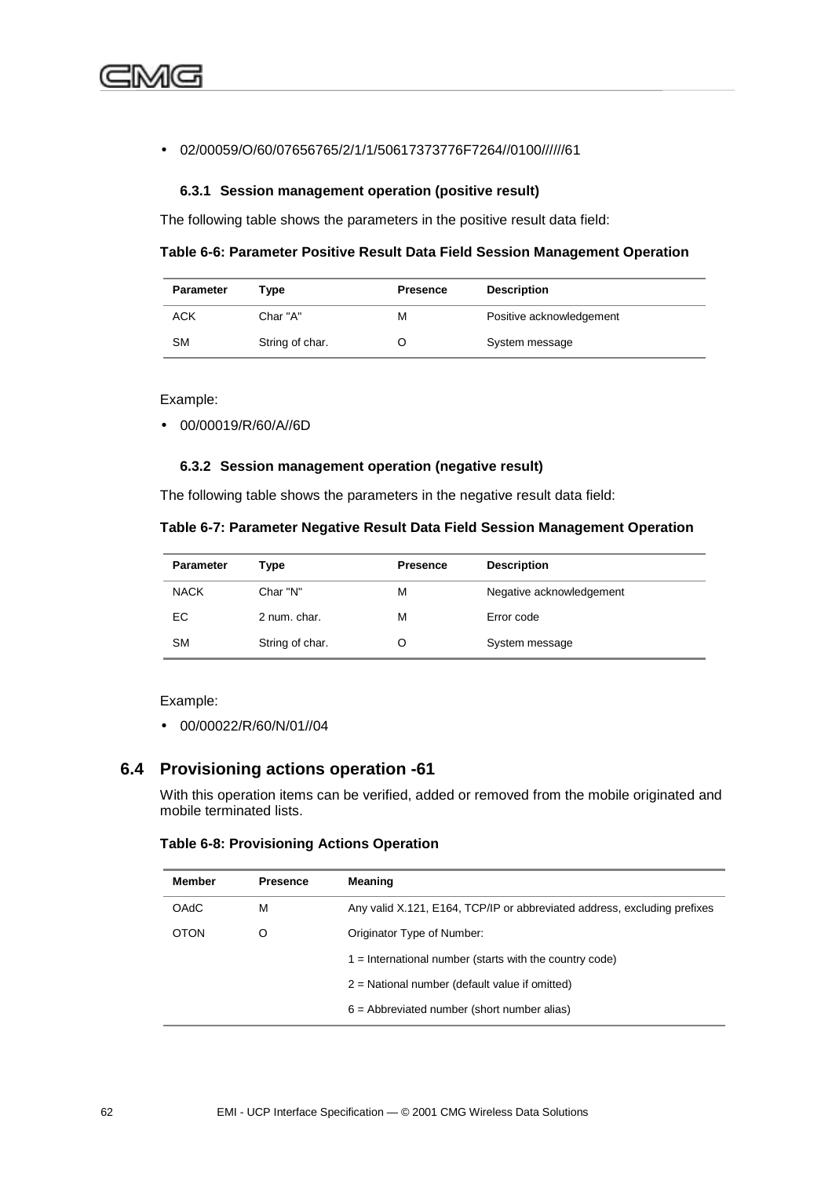- 02/00059/O/60/07656765/2/1/1/50617373776F7264//0100//////61

### 6.3.1 Session management operation (positive result)

The following table shows the parameters in the positive result data field:

**Table 6-6: Parameter Positive Result Data Field Session Management Operation**

| Parameter | Type | Presence | Description |
|---|---|---|---|
| ACK | Char "A" | M | Positive acknowledgement |
| SM | String of char. | O | System message |

Example:

- 00/00019/R/60/A//6D

### 6.3.2 Session management operation (negative result)

The following table shows the parameters in the negative result data field:

**Table 6-7: Parameter Negative Result Data Field Session Management Operation**

| Parameter | Type | Presence | Description |
|---|---|---|---|
| NACK | Char "N" | M | Negative acknowledgement |
| EC | 2 num. char. | M | Error code |
| SM | String of char. | O | System message |

Example:

- 00/00022/R/60/N/01//04

## 6.4 Provisioning actions operation -61

With this operation items can be verified, added or removed from the mobile originated and mobile terminated lists.

**Table 6-8: Provisioning Actions Operation**

| Member | Presence | Meaning |
|---|---|---|
| OAdC | M | Any valid X.121, E164, TCP/IP or abbreviated address, excluding prefixes |
| OTON | O | Originator Type of Number: |
| | | 1 = International number (starts with the country code) |
| | | 2 = National number (default value if omitted) |
| | | 6 = Abbreviated number (short number alias) |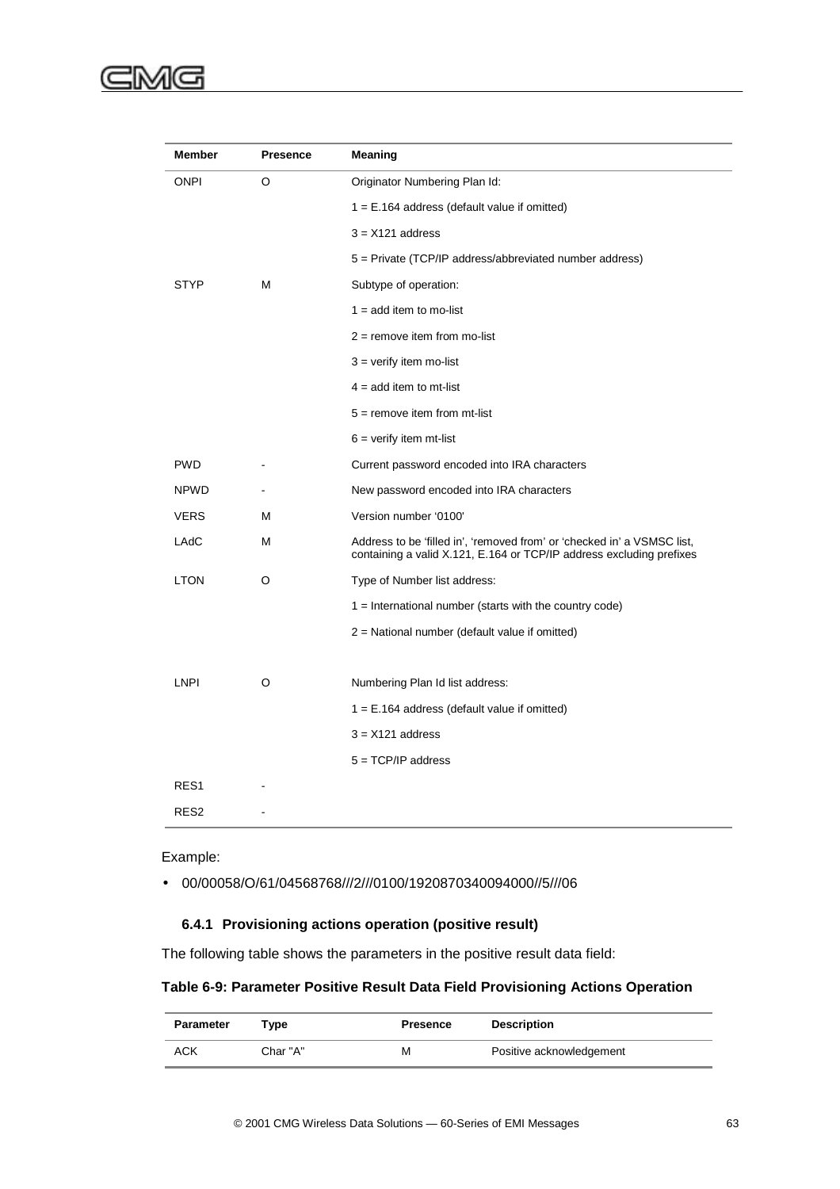| Member | Presence | Meaning |
|---|---|---|
| ONPI | O | Originator Numbering Plan Id: |
| | | 1 = E.164 address (default value if omitted) |
| | | 3 = X121 address |
| | | 5 = Private (TCP/IP address/abbreviated number address) |
| STYP | M | Subtype of operation: |
| | | 1 = add item to mo-list |
| | | 2 = remove item from mo-list |
| | | 3 = verify item mo-list |
| | | 4 = add item to mt-list |
| | | 5 = remove item from mt-list |
| | | 6 = verify item mt-list |
| PWD | - | Current password encoded into IRA characters |
| NPWD | - | New password encoded into IRA characters |
| VERS | M | Version number '0100' |
| LAdC | M | Address to be 'filled in', 'removed from' or 'checked in' a VSMSC list, containing a valid X.121, E.164 or TCP/IP address excluding prefixes |
| LTON | O | Type of Number list address: |
| | | 1 = International number (starts with the country code) |
| | | 2 = National number (default value if omitted) |
| LNPI | O | Numbering Plan Id list address: |
| | | 1 = E.164 address (default value if omitted) |
| | | 3 = X121 address |
| | | 5 = TCP/IP address |
| RES1 | - | |
| RES2 | - | |

Example:

- 00/00058/O/61/04568768///2///0100/1920870340094000//5///06

### 6.4.1 Provisioning actions operation (positive result)

The following table shows the parameters in the positive result data field:

**Table 6-9: Parameter Positive Result Data Field Provisioning Actions Operation**

| Parameter | Type | Presence | Description |
|---|---|---|---|
| ACK | Char "A" | M | Positive acknowledgement |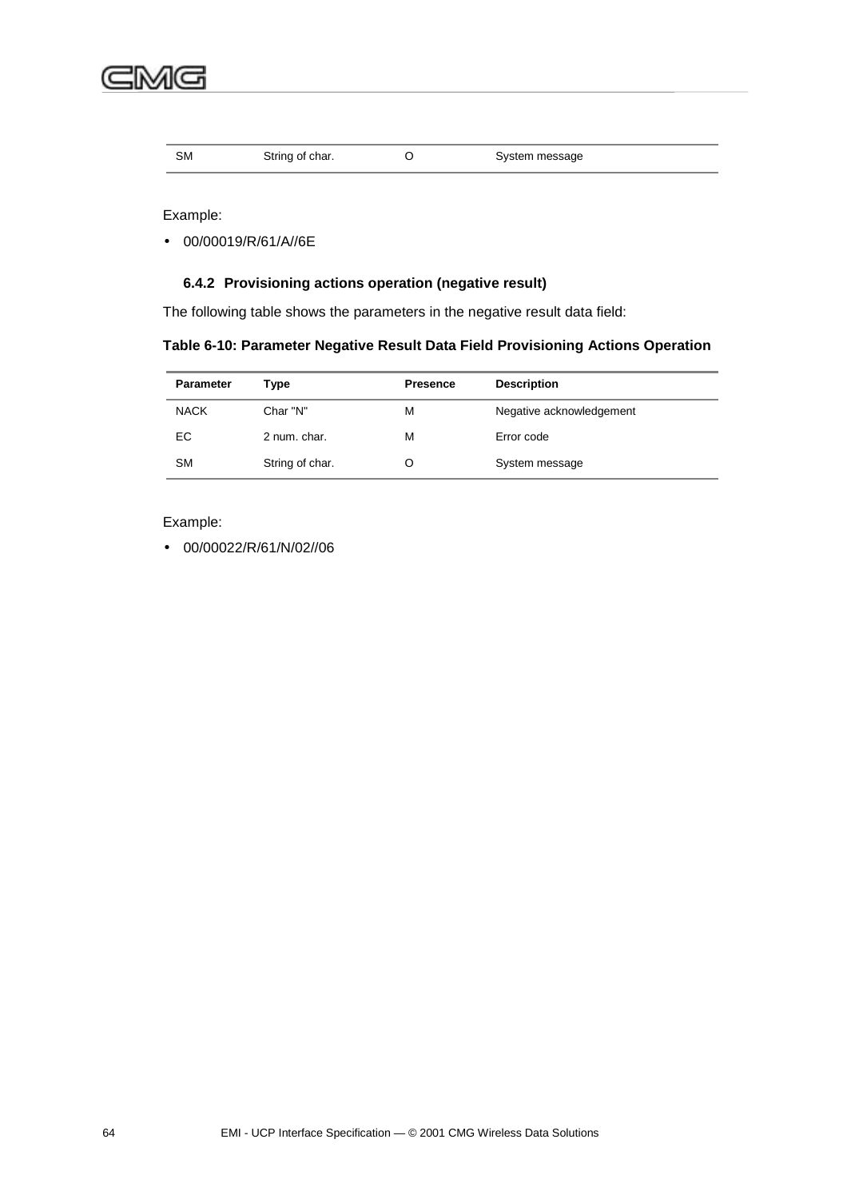| SM | String of char. | O | System message |
|---|---|---|---|

Example:

- 00/00019/R/61/A//6E

### 6.4.2 Provisioning actions operation (negative result)

The following table shows the parameters in the negative result data field:

**Table 6-10: Parameter Negative Result Data Field Provisioning Actions Operation**

| Parameter | Type | Presence | Description |
|---|---|---|---|
| NACK | Char "N" | M | Negative acknowledgement |
| EC | 2 num. char. | M | Error code |
| SM | String of char. | O | System message |

Example:

- 00/00022/R/61/N/02//06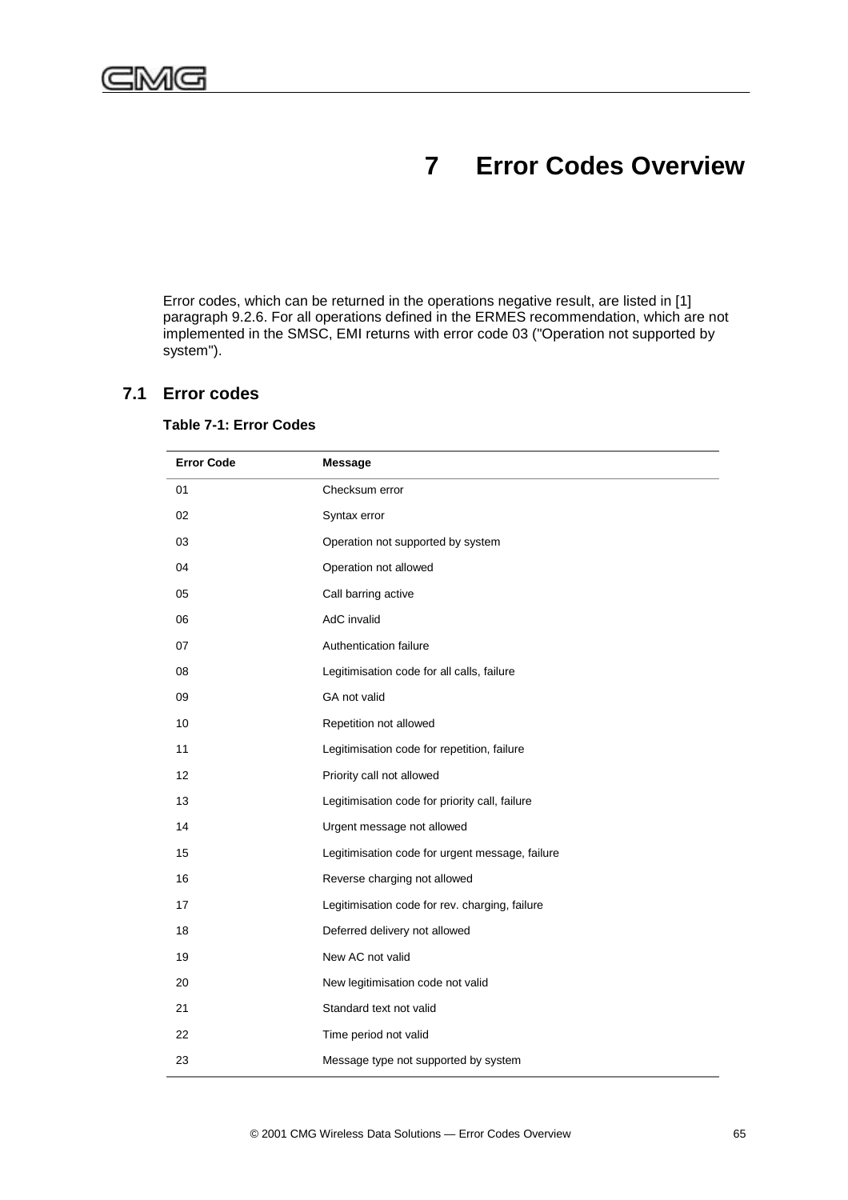# 7 Error Codes Overview

Error codes, which can be returned in the operations negative result, are listed in [1] paragraph 9.2.6. For all operations defined in the ERMES recommendation, which are not implemented in the SMSC, EMI returns with error code 03 ("Operation not supported by system").

## 7.1 Error codes

**Table 7-1: Error Codes**

| Error Code | Message |
|---|---|
| 01 | Checksum error |
| 02 | Syntax error |
| 03 | Operation not supported by system |
| 04 | Operation not allowed |
| 05 | Call barring active |
| 06 | AdC invalid |
| 07 | Authentication failure |
| 08 | Legitimisation code for all calls, failure |
| 09 | GA not valid |
| 10 | Repetition not allowed |
| 11 | Legitimisation code for repetition, failure |
| 12 | Priority call not allowed |
| 13 | Legitimisation code for priority call, failure |
| 14 | Urgent message not allowed |
| 15 | Legitimisation code for urgent message, failure |
| 16 | Reverse charging not allowed |
| 17 | Legitimisation code for rev. charging, failure |
| 18 | Deferred delivery not allowed |
| 19 | New AC not valid |
| 20 | New legitimisation code not valid |
| 21 | Standard text not valid |
| 22 | Time period not valid |
| 23 | Message type not supported by system |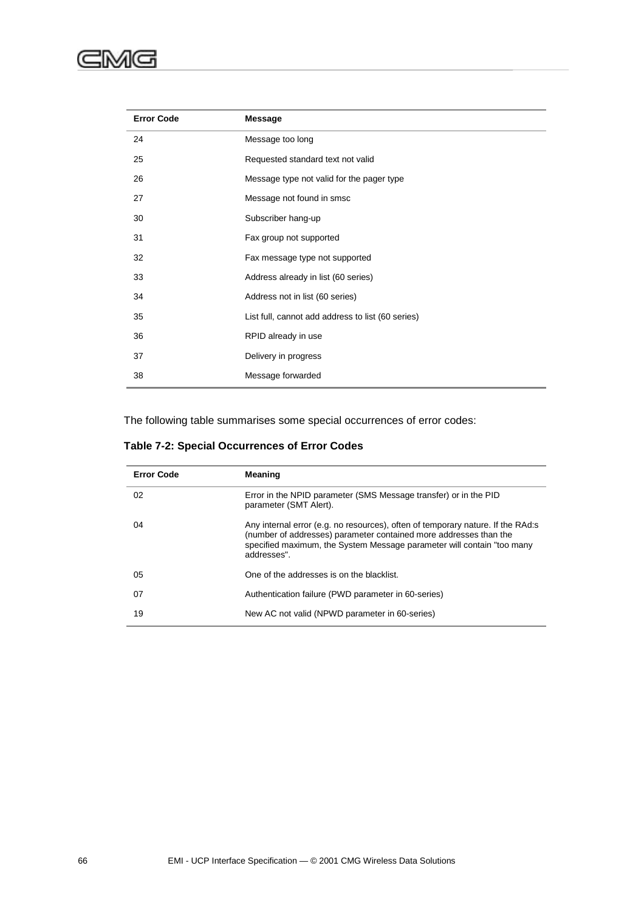| Error Code | Message |
|---|---|
| 24 | Message too long |
| 25 | Requested standard text not valid |
| 26 | Message type not valid for the pager type |
| 27 | Message not found in smsc |
| 30 | Subscriber hang-up |
| 31 | Fax group not supported |
| 32 | Fax message type not supported |
| 33 | Address already in list (60 series) |
| 34 | Address not in list (60 series) |
| 35 | List full, cannot add address to list (60 series) |
| 36 | RPID already in use |
| 37 | Delivery in progress |
| 38 | Message forwarded |

The following table summarises some special occurrences of error codes:

**Table 7-2: Special Occurrences of Error Codes**

| Error Code | Meaning |
|---|---|
| 02 | Error in the NPID parameter (SMS Message transfer) or in the PID parameter (SMT Alert). |
| 04 | Any internal error (e.g. no resources), often of temporary nature. If the RAd:s (number of addresses) parameter contained more addresses than the specified maximum, the System Message parameter will contain "too many addresses". |
| 05 | One of the addresses is on the blacklist. |
| 07 | Authentication failure (PWD parameter in 60-series) |
| 19 | New AC not valid (NPWD parameter in 60-series) |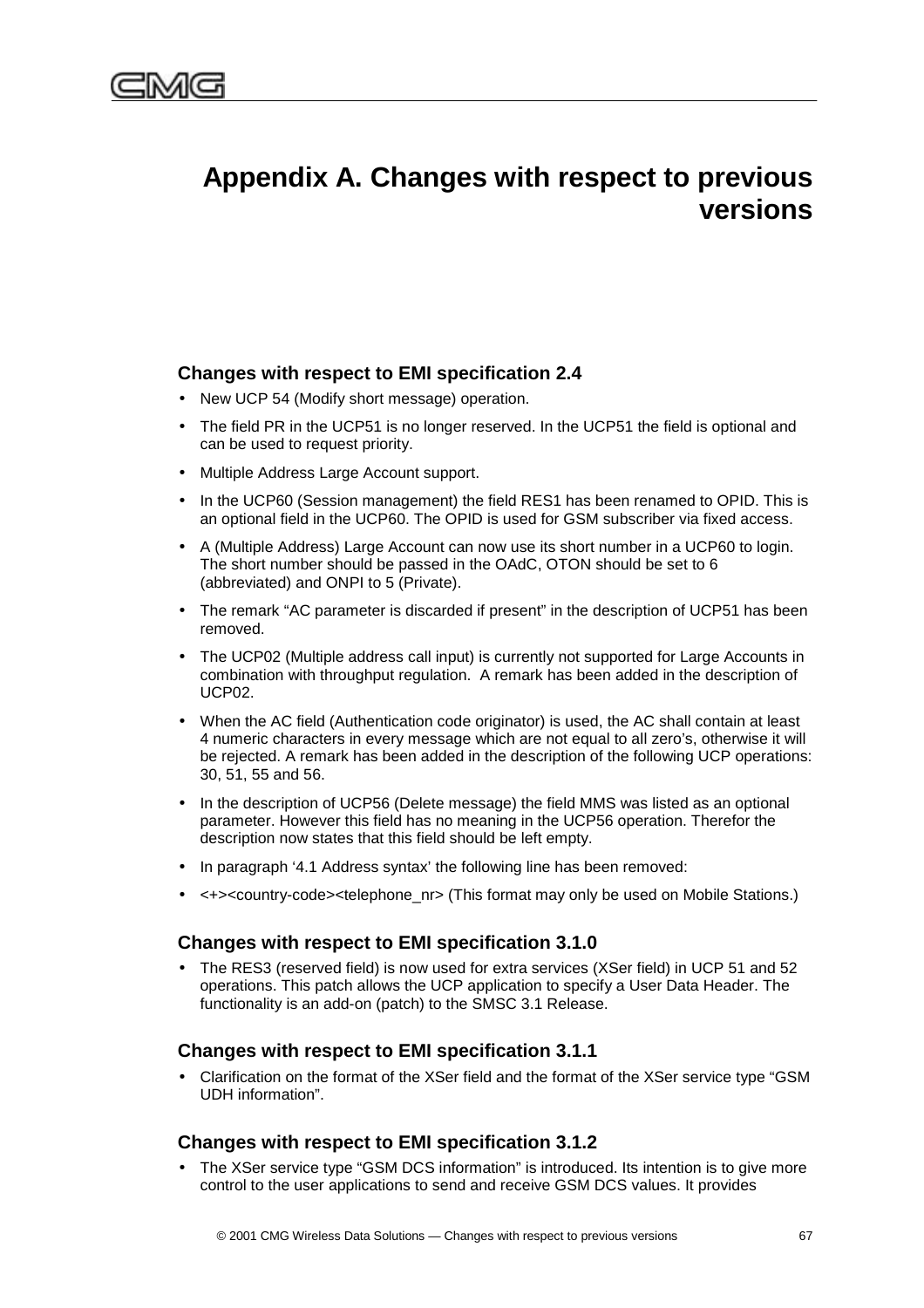# Appendix A. Changes with respect to previous versions

### Changes with respect to EMI specification 2.4

- New UCP 54 (Modify short message) operation.
- The field PR in the UCP51 is no longer reserved. In the UCP51 the field is optional and can be used to request priority.
- Multiple Address Large Account support.
- In the UCP60 (Session management) the field RES1 has been renamed to OPID. This is an optional field in the UCP60. The OPID is used for GSM subscriber via fixed access.
- A (Multiple Address) Large Account can now use its short number in a UCP60 to login. The short number should be passed in the OAdC, OTON should be set to 6 (abbreviated) and ONPI to 5 (Private).
- The remark “AC parameter is discarded if present” in the description of UCP51 has been removed.
- The UCP02 (Multiple address call input) is currently not supported for Large Accounts in combination with throughput regulation. A remark has been added in the description of UCP02.
- When the AC field (Authentication code originator) is used, the AC shall contain at least 4 numeric characters in every message which are not equal to all zero’s, otherwise it will be rejected. A remark has been added in the description of the following UCP operations: 30, 51, 55 and 56.
- In the description of UCP56 (Delete message) the field MMS was listed as an optional parameter. However this field has no meaning in the UCP56 operation. Therefor the description now states that this field should be left empty.
- In paragraph ‘4.1 Address syntax’ the following line has been removed:
- <+><country-code><telephone_nr> (This format may only be used on Mobile Stations.)

### Changes with respect to EMI specification 3.1.0

- The RES3 (reserved field) is now used for extra services (XSer field) in UCP 51 and 52 operations. This patch allows the UCP application to specify a User Data Header. The functionality is an add-on (patch) to the SMSC 3.1 Release.

### Changes with respect to EMI specification 3.1.1

- Clarification on the format of the XSer field and the format of the XSer service type “GSM UDH information”.

### Changes with respect to EMI specification 3.1.2

- The XSer service type “GSM DCS information” is introduced. Its intention is to give more control to the user applications to send and receive GSM DCS values. It provides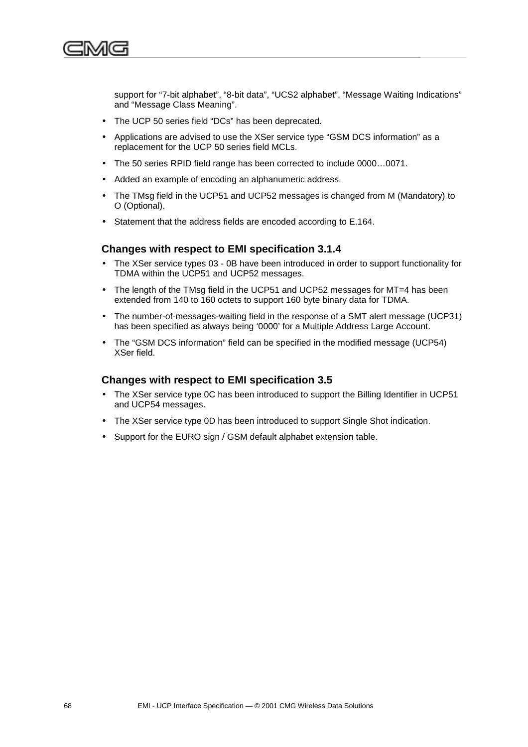support for “7-bit alphabet”, “8-bit data”, “UCS2 alphabet”, “Message Waiting Indications” and “Message Class Meaning”.

- The UCP 50 series field “DCs” has been deprecated.
- Applications are advised to use the XSer service type “GSM DCS information” as a replacement for the UCP 50 series field MCLs.
- The 50 series RPID field range has been corrected to include 0000…0071.
- Added an example of encoding an alphanumeric address.
- The TMsg field in the UCP51 and UCP52 messages is changed from M (Mandatory) to O (Optional).
- Statement that the address fields are encoded according to E.164.

### Changes with respect to EMI specification 3.1.4

- The XSer service types 03 - 0B have been introduced in order to support functionality for TDMA within the UCP51 and UCP52 messages.
- The length of the TMsg field in the UCP51 and UCP52 messages for MT=4 has been extended from 140 to 160 octets to support 160 byte binary data for TDMA.
- The number-of-messages-waiting field in the response of a SMT alert message (UCP31) has been specified as always being ‘0000’ for a Multiple Address Large Account.
- The “GSM DCS information” field can be specified in the modified message (UCP54) XSer field.

### Changes with respect to EMI specification 3.5

- The XSer service type 0C has been introduced to support the Billing Identifier in UCP51 and UCP54 messages.
- The XSer service type 0D has been introduced to support Single Shot indication.
- Support for the EURO sign / GSM default alphabet extension table.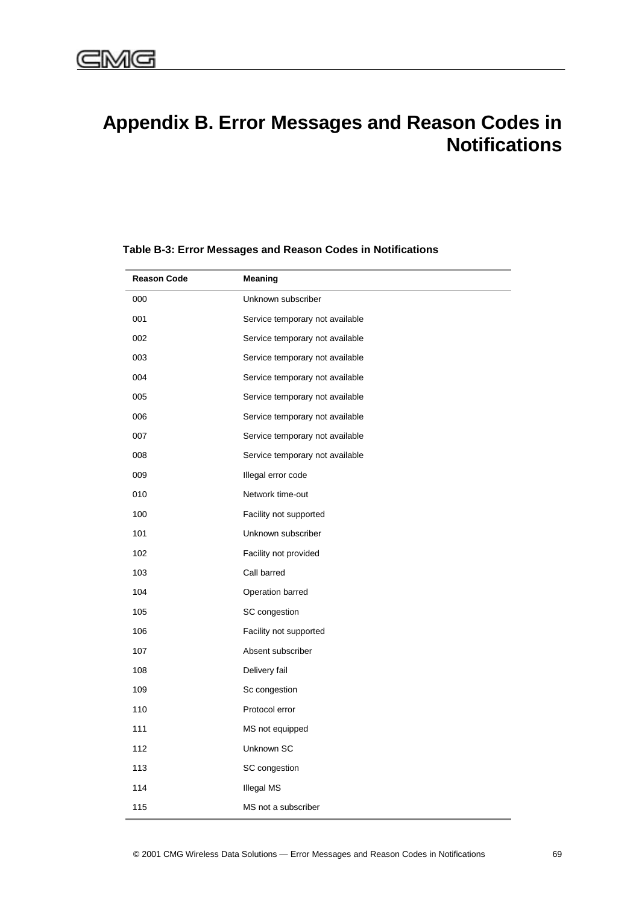# Appendix B. Error Messages and Reason Codes in Notifications

**Table B-3: Error Messages and Reason Codes in Notifications**

| Reason Code | Meaning |
|---|---|
| 000 | Unknown subscriber |
| 001 | Service temporary not available |
| 002 | Service temporary not available |
| 003 | Service temporary not available |
| 004 | Service temporary not available |
| 005 | Service temporary not available |
| 006 | Service temporary not available |
| 007 | Service temporary not available |
| 008 | Service temporary not available |
| 009 | Illegal error code |
| 010 | Network time-out |
| 100 | Facility not supported |
| 101 | Unknown subscriber |
| 102 | Facility not provided |
| 103 | Call barred |
| 104 | Operation barred |
| 105 | SC congestion |
| 106 | Facility not supported |
| 107 | Absent subscriber |
| 108 | Delivery fail |
| 109 | Sc congestion |
| 110 | Protocol error |
| 111 | MS not equipped |
| 112 | Unknown SC |
| 113 | SC congestion |
| 114 | Illegal MS |
| 115 | MS not a subscriber |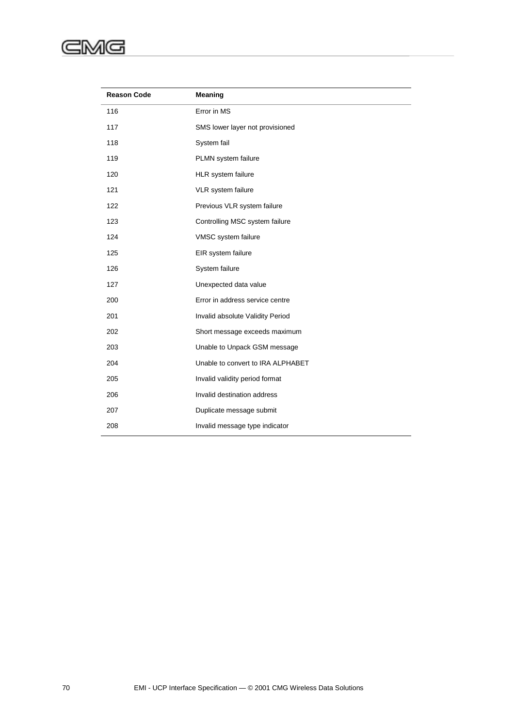| Reason Code | Meaning |
|---|---|
| 116 | Error in MS |
| 117 | SMS lower layer not provisioned |
| 118 | System fail |
| 119 | PLMN system failure |
| 120 | HLR system failure |
| 121 | VLR system failure |
| 122 | Previous VLR system failure |
| 123 | Controlling MSC system failure |
| 124 | VMSC system failure |
| 125 | EIR system failure |
| 126 | System failure |
| 127 | Unexpected data value |
| 200 | Error in address service centre |
| 201 | Invalid absolute Validity Period |
| 202 | Short message exceeds maximum |
| 203 | Unable to Unpack GSM message |
| 204 | Unable to convert to IRA ALPHABET |
| 205 | Invalid validity period format |
| 206 | Invalid destination address |
| 207 | Duplicate message submit |
| 208 | Invalid message type indicator |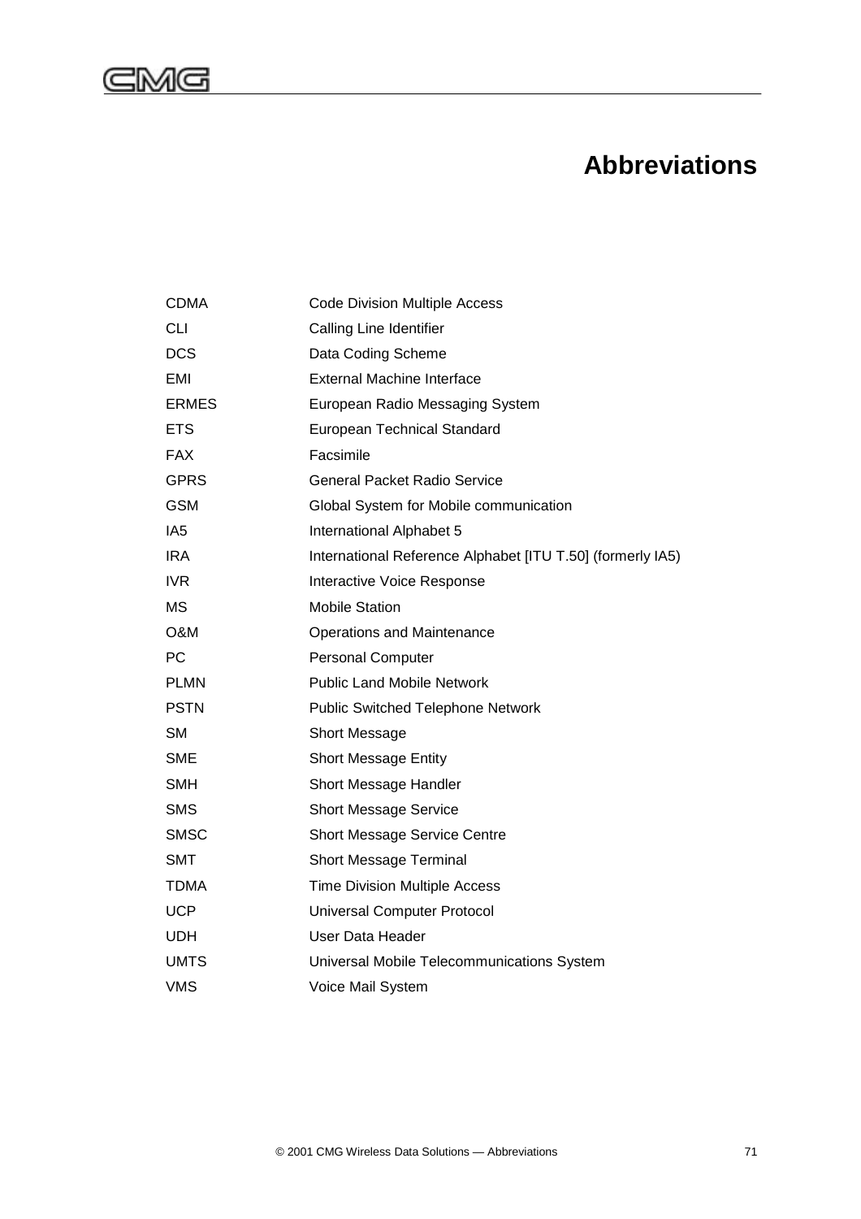# Abbreviations

| | |
|---|---|
| CDMA | Code Division Multiple Access |
| CLI | Calling Line Identifier |
| DCS | Data Coding Scheme |
| EMI | External Machine Interface |
| ERMES | European Radio Messaging System |
| ETS | European Technical Standard |
| FAX | Facsimile |
| GPRS | General Packet Radio Service |
| GSM | Global System for Mobile communication |
| IA5 | International Alphabet 5 |
| IRA | International Reference Alphabet [ITU T.50] (formerly IA5) |
| IVR | Interactive Voice Response |
| MS | Mobile Station |
| O&M | Operations and Maintenance |
| PC | Personal Computer |
| PLMN | Public Land Mobile Network |
| PSTN | Public Switched Telephone Network |
| SM | Short Message |
| SME | Short Message Entity |
| SMH | Short Message Handler |
| SMS | Short Message Service |
| SMSC | Short Message Service Centre |
| SMT | Short Message Terminal |
| TDMA | Time Division Multiple Access |
| UCP | Universal Computer Protocol |
| UDH | User Data Header |
| UMTS | Universal Mobile Telecommunications System |
| VMS | Voice Mail System |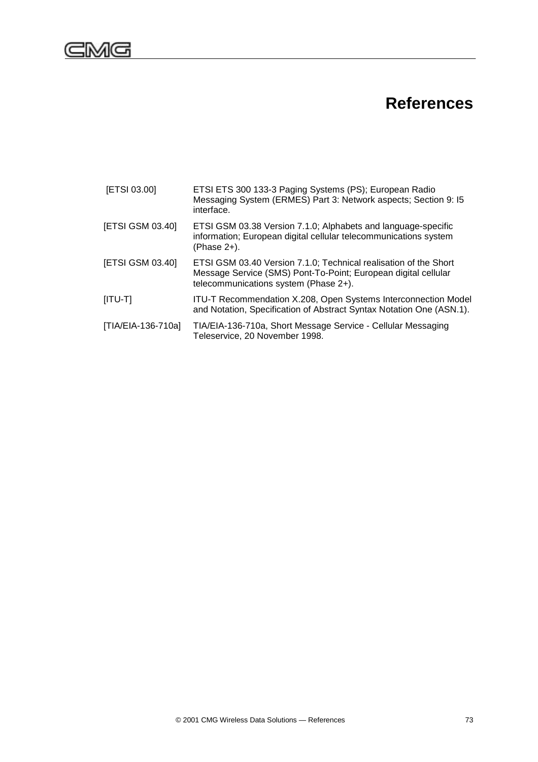# References

| | |
|---|---|
| [ETSI 03.00] | ETSI ETS 300 133-3 Paging Systems (PS); European Radio Messaging System (ERMES) Part 3: Network aspects; Section 9: I5 interface. |
| [ETSI GSM 03.40] | ETSI GSM 03.38 Version 7.1.0; Alphabets and language-specific information; European digital cellular telecommunications system (Phase 2+). |
| [ETSI GSM 03.40] | ETSI GSM 03.40 Version 7.1.0; Technical realisation of the Short Message Service (SMS) Pont-To-Point; European digital cellular telecommunications system (Phase 2+). |
| [ITU-T] | ITU-T Recommendation X.208, Open Systems Interconnection Model and Notation, Specification of Abstract Syntax Notation One (ASN.1). |
| [TIA/EIA-136-710a] | TIA/EIA-136-710a, Short Message Service - Cellular Messaging Teleservice, 20 November 1998. |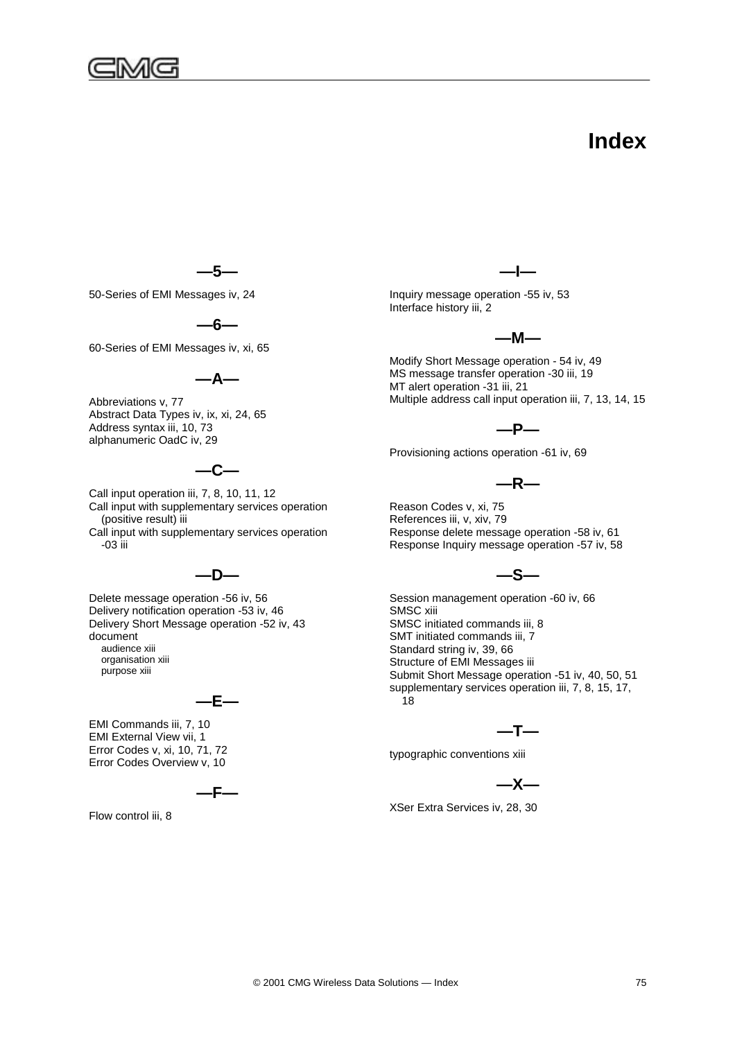# Index

## —5—

50-Series of EMI Messages iv, 24

## —6—

60-Series of EMI Messages iv, xi, 65

## —A—

Abbreviations v, 77
Abstract Data Types iv, ix, xi, 24, 65
Address syntax iii, 10, 73
alphanumeric OadC iv, 29

## —C—

Call input operation iii, 7, 8, 10, 11, 12
Call input with supplementary services operation (positive result) iii
Call input with supplementary services operation -03 iii

## —D—

Delete message operation -56 iv, 56
Delivery notification operation -53 iv, 46
Delivery Short Message operation -52 iv, 43
document
- audience xiii
- organisation xiii
- purpose xiii

## —E—

EMI Commands iii, 7, 10
EMI External View vii, 1
Error Codes v, xi, 10, 71, 72
Error Codes Overview v, 10

## —F—

Flow control iii, 8

## —I—

Inquiry message operation -55 iv, 53
Interface history iii, 2

## —M—

Modify Short Message operation - 54 iv, 49
MS message transfer operation -30 iii, 19
MT alert operation -31 iii, 21
Multiple address call input operation iii, 7, 13, 14, 15

## —P—

Provisioning actions operation -61 iv, 69

## —R—

Reason Codes v, xi, 75
References iii, v, xiv, 79
Response delete message operation -58 iv, 61
Response Inquiry message operation -57 iv, 58

## —S—

Session management operation -60 iv, 66
SMSC xiii
SMSC initiated commands iii, 8
SMT initiated commands iii, 7
Standard string iv, 39, 66
Structure of EMI Messages iii
Submit Short Message operation -51 iv, 40, 50, 51
supplementary services operation iii, 7, 8, 15, 17, 18

## —T—

typographic conventions xiii

## —X—

XSer Extra Services iv, 28, 30